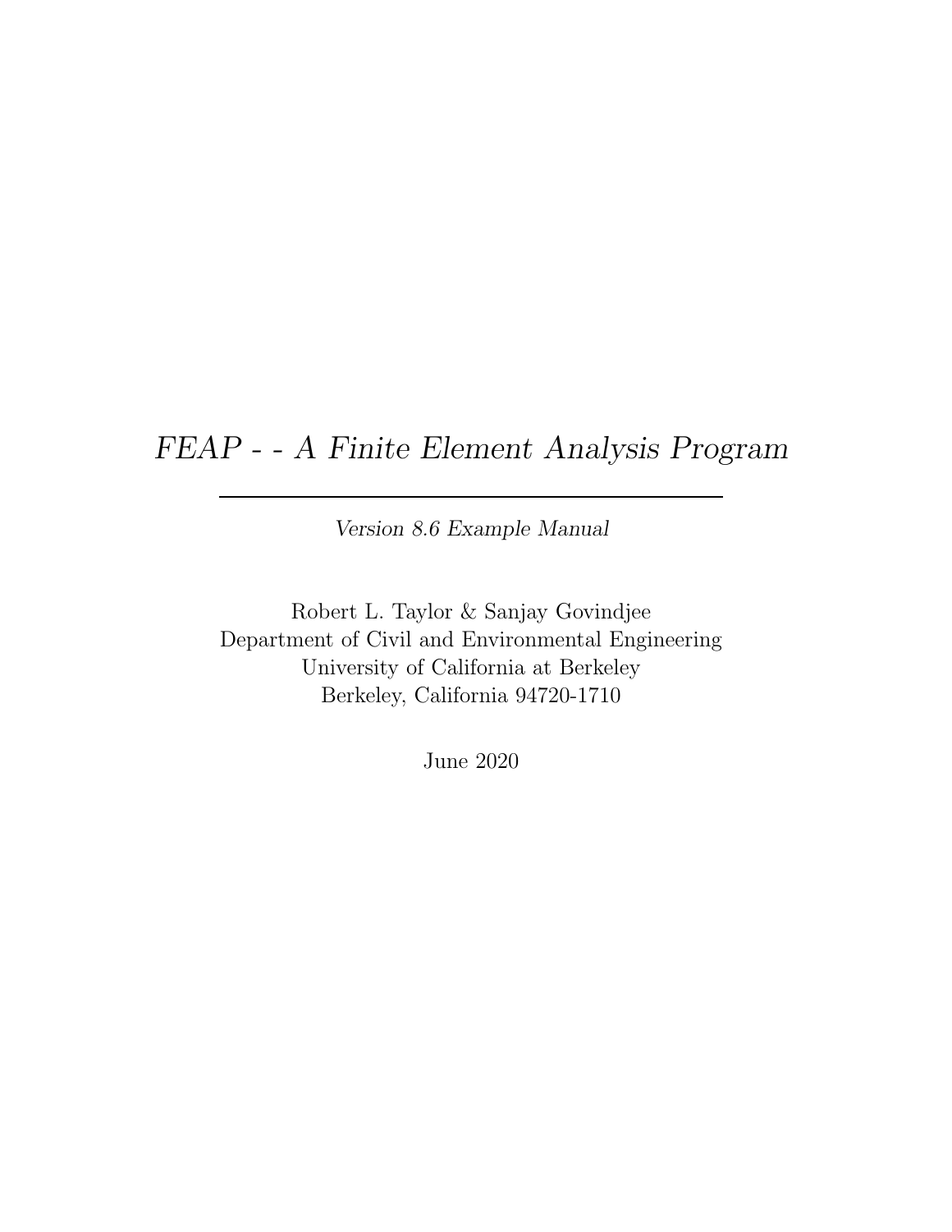# *FEAP - - A Finite Element Analysis Program*

---

*Version 8.6 Example Manual*

Robert L. Taylor & Sanjay Govindjee
Department of Civil and Environmental Engineering
University of California at Berkeley
Berkeley, California 94720-1710

June 2020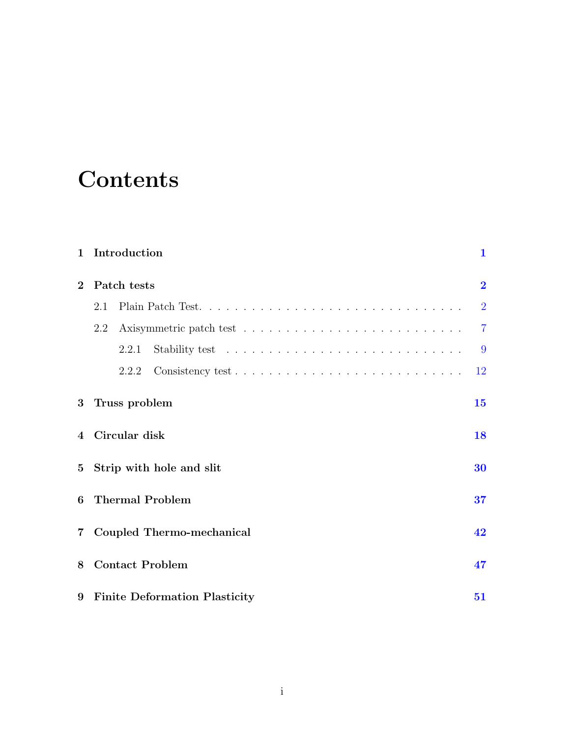# Contents

**1 Introduction** **1**

**2 Patch tests** **2**

2.1 Plain Patch Test. . . . . . . . . . . . . . . . . . . . . . . . . . . . . . . 2

2.2 Axisymmetric patch test . . . . . . . . . . . . . . . . . . . . . . . . . . 7

2.2.1 Stability test . . . . . . . . . . . . . . . . . . . . . . . . . . . 9

2.2.2 Consistency test . . . . . . . . . . . . . . . . . . . . . . . . . 12

**3 Truss problem** **15**

**4 Circular disk** **18**

**5 Strip with hole and slit** **30**

**6 Thermal Problem** **37**

**7 Coupled Thermo-mechanical** **42**

**8 Contact Problem** **47**

**9 Finite Deformation Plasticity** **51**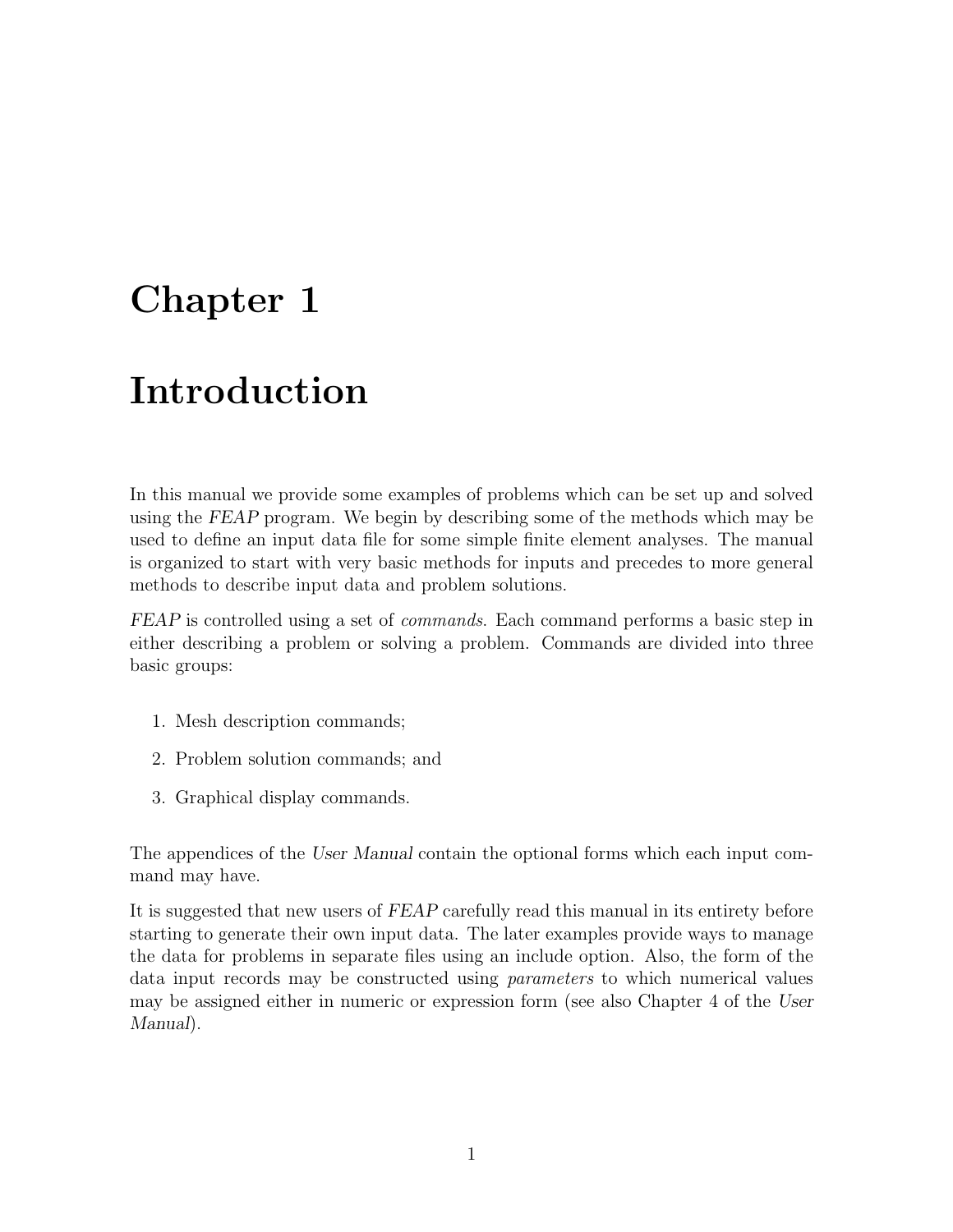# Chapter 1

# Introduction

In this manual we provide some examples of problems which can be set up and solved using the *FEAP* program. We begin by describing some of the methods which may be used to define an input data file for some simple finite element analyses. The manual is organized to start with very basic methods for inputs and precedes to more general methods to describe input data and problem solutions.

*FEAP* is controlled using a set of *commands*. Each command performs a basic step in either describing a problem or solving a problem. Commands are divided into three basic groups:

1. Mesh description commands;
2. Problem solution commands; and
3. Graphical display commands.

The appendices of the *User Manual* contain the optional forms which each input command may have.

It is suggested that new users of *FEAP* carefully read this manual in its entirety before starting to generate their own input data. The later examples provide ways to manage the data for problems in separate files using an include option. Also, the form of the data input records may be constructed using *parameters* to which numerical values may be assigned either in numeric or expression form (see also Chapter 4 of the *User Manual*).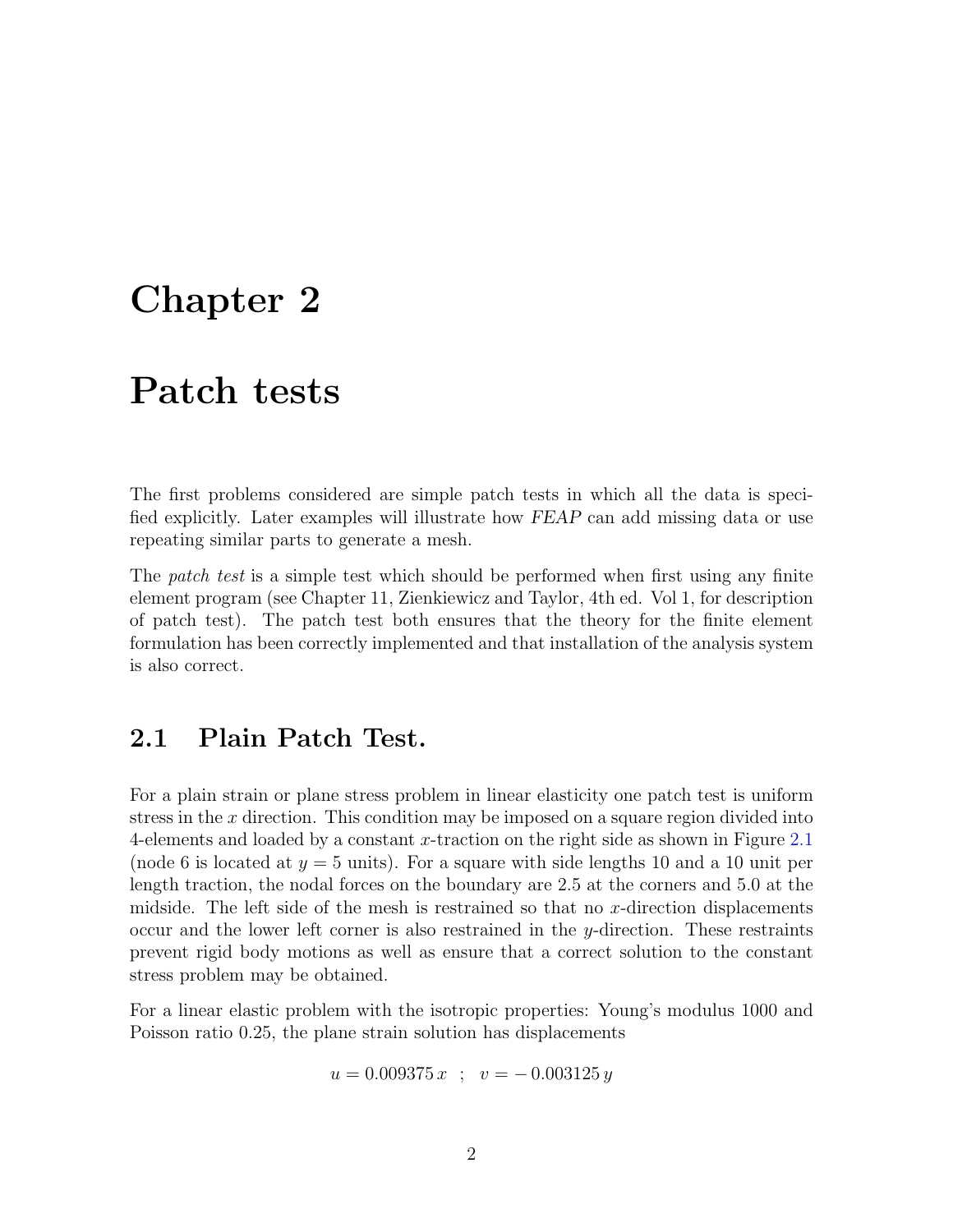# Chapter 2

# Patch tests

The first problems considered are simple patch tests in which all the data is specified explicitly. Later examples will illustrate how *FEAP* can add missing data or use repeating similar parts to generate a mesh.

The *patch test* is a simple test which should be performed when first using any finite element program (see Chapter 11, Zienkiewicz and Taylor, 4th ed. Vol 1, for description of patch test). The patch test both ensures that the theory for the finite element formulation has been correctly implemented and that installation of the analysis system is also correct.

## 2.1 Plain Patch Test.

For a plain strain or plane stress problem in linear elasticity one patch test is uniform stress in the $x$ direction. This condition may be imposed on a square region divided into 4-elements and loaded by a constant $x$-traction on the right side as shown in Figure 2.1 (node 6 is located at $y = 5$ units). For a square with side lengths 10 and a 10 unit per length traction, the nodal forces on the boundary are 2.5 at the corners and 5.0 at the midside. The left side of the mesh is restrained so that no $x$-direction displacements occur and the lower left corner is also restrained in the $y$-direction. These restraints prevent rigid body motions as well as ensure that a correct solution to the constant stress problem may be obtained.

For a linear elastic problem with the isotropic properties: Young's modulus 1000 and Poisson ratio 0.25, the plane strain solution has displacements

$$u = 0.009375\,x \quad ; \quad v = -\,0.003125\,y$$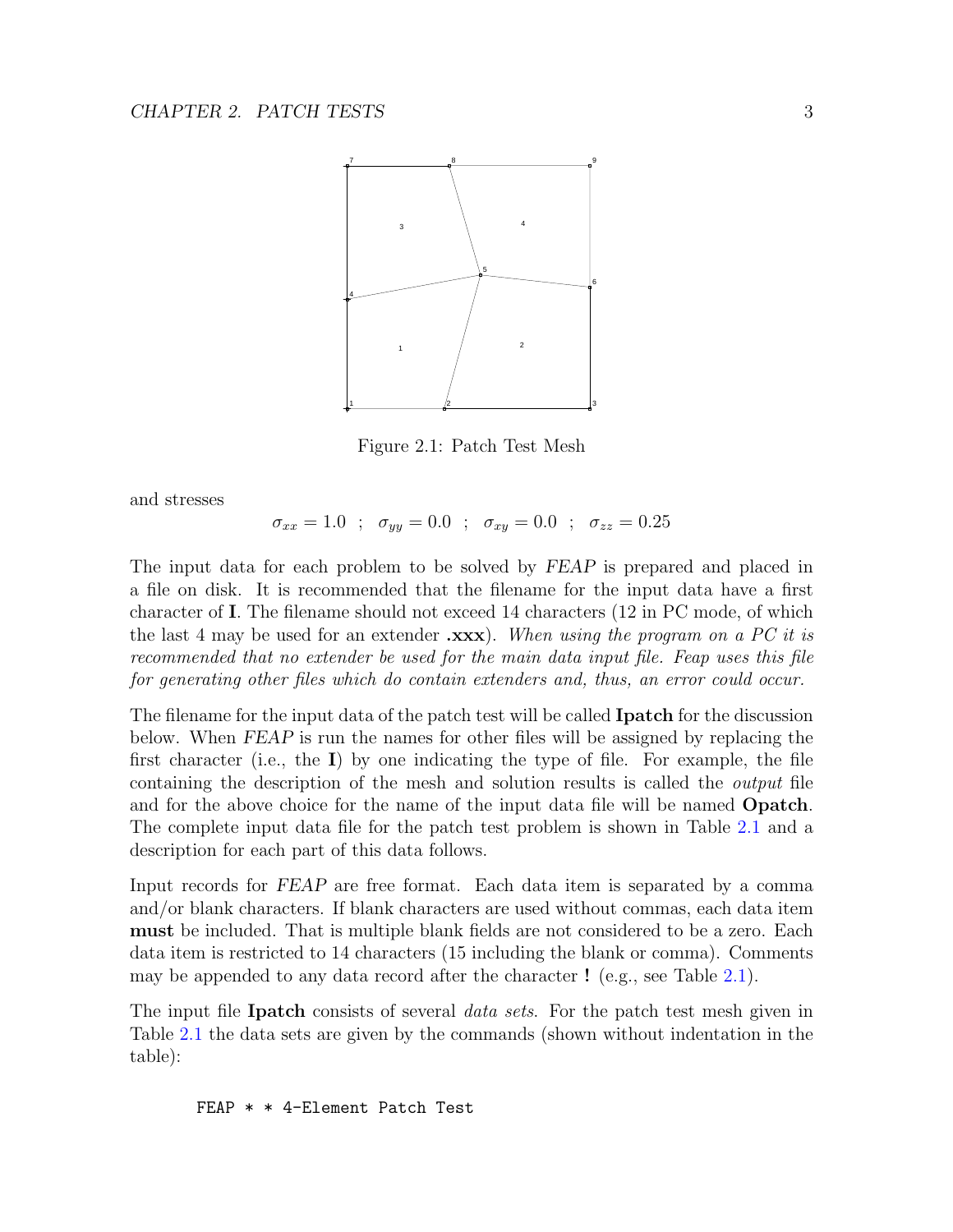Figure 2.1: Patch Test Mesh

and stresses

$$\sigma_{xx} = 1.0 \quad ; \quad \sigma_{yy} = 0.0 \quad ; \quad \sigma_{xy} = 0.0 \quad ; \quad \sigma_{zz} = 0.25$$

The input data for each problem to be solved by *FEAP* is prepared and placed in a file on disk. It is recommended that the filename for the input data have a first character of **I**. The filename should not exceed 14 characters (12 in PC mode, of which the last 4 may be used for an extender **.xxx**). *When using the program on a PC it is recommended that no extender be used for the main data input file. Feap uses this file for generating other files which do contain extenders and, thus, an error could occur.*

The filename for the input data of the patch test will be called **Ipatch** for the discussion below. When *FEAP* is run the names for other files will be assigned by replacing the first character (i.e., the **I**) by one indicating the type of file. For example, the file containing the description of the mesh and solution results is called the *output* file and for the above choice for the name of the input data file will be named **Opatch**. The complete input data file for the patch test problem is shown in Table 2.1 and a description for each part of this data follows.

Input records for *FEAP* are free format. Each data item is separated by a comma and/or blank characters. If blank characters are used without commas, each data item **must** be included. That is multiple blank fields are not considered to be a zero. Each data item is restricted to 14 characters (15 including the blank or comma). Comments may be appended to any data record after the character **!** (e.g., see Table 2.1).

The input file **Ipatch** consists of several *data sets*. For the patch test mesh given in Table 2.1 the data sets are given by the commands (shown without indentation in the table):

```
FEAP * * 4-Element Patch Test
```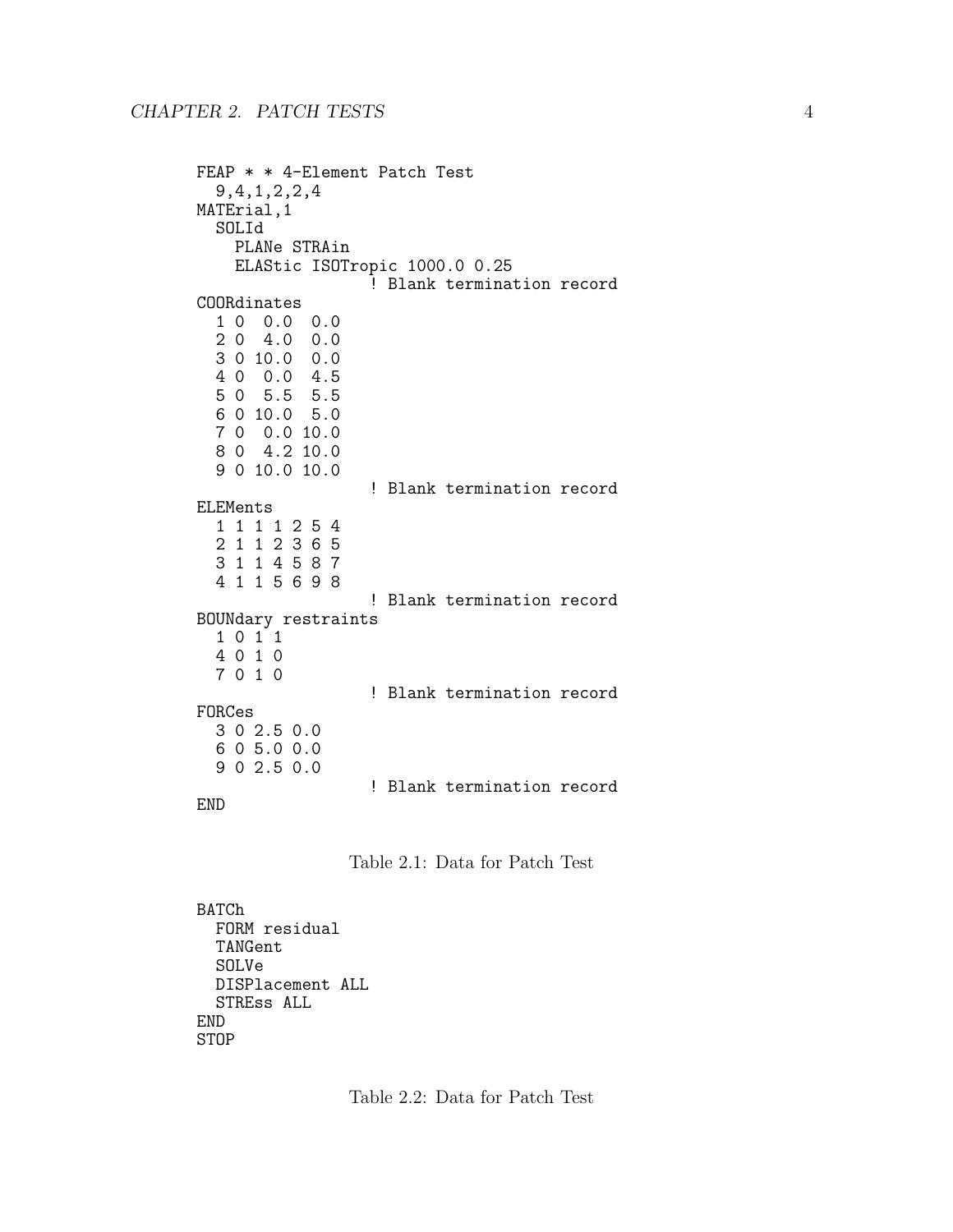```
FEAP * * 4-Element Patch Test
  9,4,1,2,2,4
MATErial,1
  SOLId
    PLANe STRAin
    ELAStic ISOTropic 1000.0 0.25
                  ! Blank termination record
COORdinates
  1 0  0.0  0.0
  2 0  4.0  0.0
  3 0 10.0  0.0
  4 0  0.0  4.5
  5 0  5.5  5.5
  6 0 10.0  5.0
  7 0  0.0 10.0
  8 0  4.2 10.0
  9 0 10.0 10.0
                  ! Blank termination record
ELEMents
  1 1 1 1 2 5 4
  2 1 1 2 3 6 5
  3 1 1 4 5 8 7
  4 1 1 5 6 9 8
                  ! Blank termination record
BOUNdary restraints
  1 0 1 1
  4 0 1 0
  7 0 1 0
                  ! Blank termination record
FORCes
  3 0 2.5 0.0
  6 0 5.0 0.0
  9 0 2.5 0.0
                  ! Blank termination record
END
```

Table 2.1: Data for Patch Test

```
BATCh
  FORM residual
  TANGent
  SOLVe
  DISPlacement ALL
  STREss ALL
END
STOP
```

Table 2.2: Data for Patch Test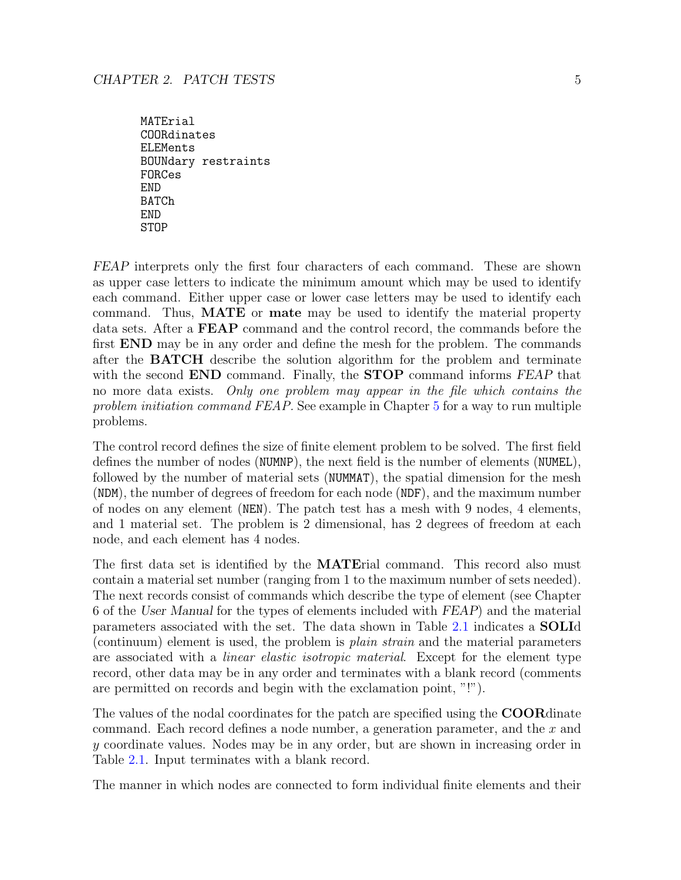```
MATErial
COORdinates
ELEMents
BOUNdary restraints
FORCes
END
BATCh
END
STOP
```

*FEAP* interprets only the first four characters of each command. These are shown as upper case letters to indicate the minimum amount which may be used to identify each command. Either upper case or lower case letters may be used to identify each command. Thus, **MATE** or **mate** may be used to identify the material property data sets. After a **FEAP** command and the control record, the commands before the first **END** may be in any order and define the mesh for the problem. The commands after the **BATCH** describe the solution algorithm for the problem and terminate with the second **END** command. Finally, the **STOP** command informs *FEAP* that no more data exists. *Only one problem may appear in the file which contains the problem initiation command FEAP.* See example in Chapter 5 for a way to run multiple problems.

The control record defines the size of finite element problem to be solved. The first field defines the number of nodes (`NUMNP`), the next field is the number of elements (`NUMEL`), followed by the number of material sets (`NUMMAT`), the spatial dimension for the mesh (`NDM`), the number of degrees of freedom for each node (`NDF`), and the maximum number of nodes on any element (`NEN`). The patch test has a mesh with 9 nodes, 4 elements, and 1 material set. The problem is 2 dimensional, has 2 degrees of freedom at each node, and each element has 4 nodes.

The first data set is identified by the **MATE**rial command. This record also must contain a material set number (ranging from 1 to the maximum number of sets needed). The next records consist of commands which describe the type of element (see Chapter 6 of the *User Manual* for the types of elements included with *FEAP*) and the material parameters associated with the set. The data shown in Table 2.1 indicates a **SOLI**d (continuum) element is used, the problem is *plain strain* and the material parameters are associated with a *linear elastic isotropic material*. Except for the element type record, other data may be in any order and terminates with a blank record (comments are permitted on records and begin with the exclamation point, "!").

The values of the nodal coordinates for the patch are specified using the **COOR**dinate command. Each record defines a node number, a generation parameter, and the $x$ and $y$ coordinate values. Nodes may be in any order, but are shown in increasing order in Table 2.1. Input terminates with a blank record.

The manner in which nodes are connected to form individual finite elements and their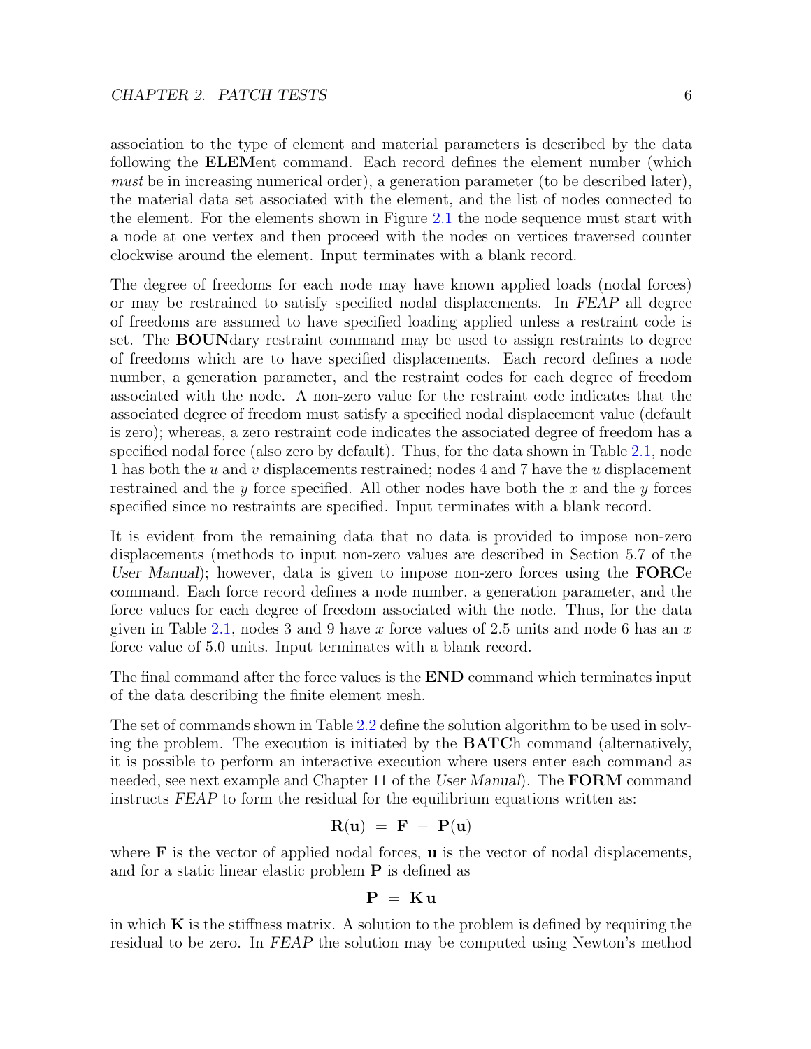association to the type of element and material parameters is described by the data following the **ELEM**ent command. Each record defines the element number (which *must* be in increasing numerical order), a generation parameter (to be described later), the material data set associated with the element, and the list of nodes connected to the element. For the elements shown in Figure 2.1 the node sequence must start with a node at one vertex and then proceed with the nodes on vertices traversed counter clockwise around the element. Input terminates with a blank record.

The degree of freedoms for each node may have known applied loads (nodal forces) or may be restrained to satisfy specified nodal displacements. In *FEAP* all degree of freedoms are assumed to have specified loading applied unless a restraint code is set. The **BOUN**dary restraint command may be used to assign restraints to degree of freedoms which are to have specified displacements. Each record defines a node number, a generation parameter, and the restraint codes for each degree of freedom associated with the node. A non-zero value for the restraint code indicates that the associated degree of freedom must satisfy a specified nodal displacement value (default is zero); whereas, a zero restraint code indicates the associated degree of freedom has a specified nodal force (also zero by default). Thus, for the data shown in Table 2.1, node 1 has both the $u$ and $v$ displacements restrained; nodes 4 and 7 have the $u$ displacement restrained and the $y$ force specified. All other nodes have both the $x$ and the $y$ forces specified since no restraints are specified. Input terminates with a blank record.

It is evident from the remaining data that no data is provided to impose non-zero displacements (methods to input non-zero values are described in Section 5.7 of the *User Manual*); however, data is given to impose non-zero forces using the **FORC**e command. Each force record defines a node number, a generation parameter, and the force values for each degree of freedom associated with the node. Thus, for the data given in Table 2.1, nodes 3 and 9 have $x$ force values of 2.5 units and node 6 has an $x$ force value of 5.0 units. Input terminates with a blank record.

The final command after the force values is the **END** command which terminates input of the data describing the finite element mesh.

The set of commands shown in Table 2.2 define the solution algorithm to be used in solving the problem. The execution is initiated by the **BATC**h command (alternatively, it is possible to perform an interactive execution where users enter each command as needed, see next example and Chapter 11 of the *User Manual*). The **FORM** command instructs *FEAP* to form the residual for the equilibrium equations written as:

$$\mathbf{R}(\mathbf{u}) \;=\; \mathbf{F} \;-\; \mathbf{P}(\mathbf{u})$$

where $\mathbf{F}$ is the vector of applied nodal forces, $\mathbf{u}$ is the vector of nodal displacements, and for a static linear elastic problem $\mathbf{P}$ is defined as

$$\mathbf{P} \;=\; \mathbf{K}\,\mathbf{u}$$

in which $\mathbf{K}$ is the stiffness matrix. A solution to the problem is defined by requiring the residual to be zero. In *FEAP* the solution may be computed using Newton's method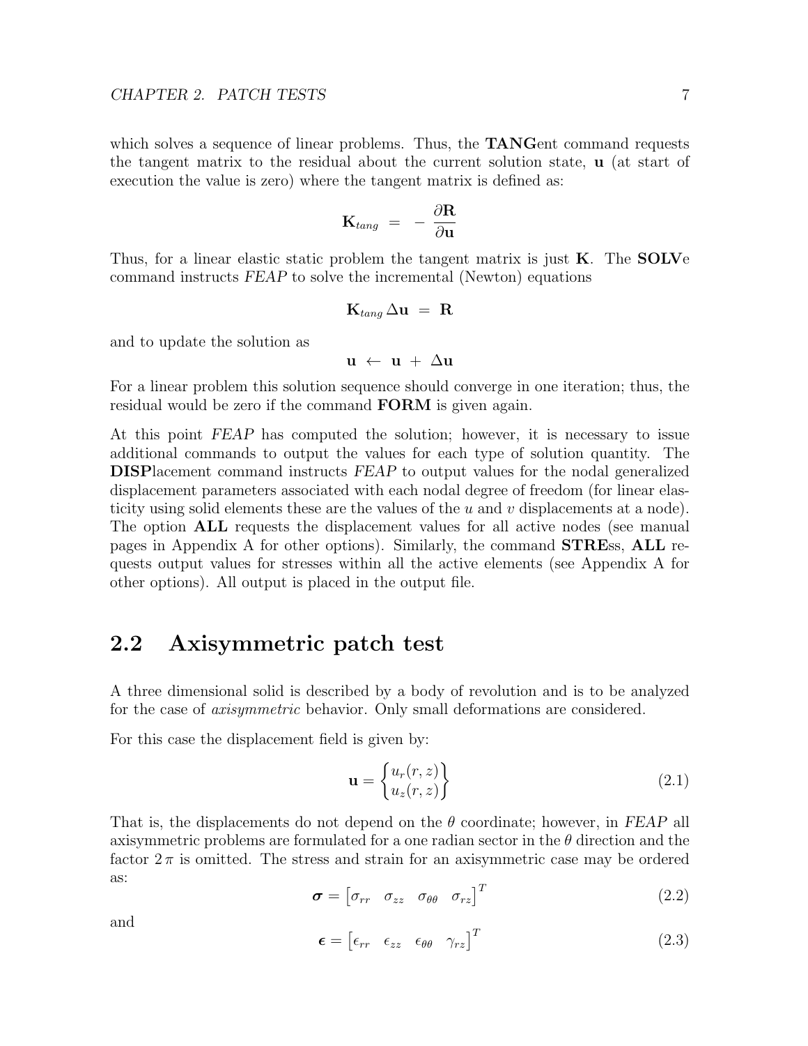which solves a sequence of linear problems. Thus, the **TANG**ent command requests the tangent matrix to the residual about the current solution state, $\mathbf{u}$ (at start of execution the value is zero) where the tangent matrix is defined as:

$$\mathbf{K}_{tang} \;=\; -\,\frac{\partial \mathbf{R}}{\partial \mathbf{u}}$$

Thus, for a linear elastic static problem the tangent matrix is just $\mathbf{K}$. The **SOLV**e command instructs *FEAP* to solve the incremental (Newton) equations

$$\mathbf{K}_{tang}\,\Delta\mathbf{u} \;=\; \mathbf{R}$$

and to update the solution as

$$\mathbf{u} \;\leftarrow\; \mathbf{u} \;+\; \Delta\mathbf{u}$$

For a linear problem this solution sequence should converge in one iteration; thus, the residual would be zero if the command **FORM** is given again.

At this point *FEAP* has computed the solution; however, it is necessary to issue additional commands to output the values for each type of solution quantity. The **DISP**lacement command instructs *FEAP* to output values for the nodal generalized displacement parameters associated with each nodal degree of freedom (for linear elasticity using solid elements these are the values of the $u$ and $v$ displacements at a node). The option **ALL** requests the displacement values for all active nodes (see manual pages in Appendix A for other options). Similarly, the command **STRE**ss, **ALL** requests output values for stresses within all the active elements (see Appendix A for other options). All output is placed in the output file.

## 2.2 Axisymmetric patch test

A three dimensional solid is described by a body of revolution and is to be analyzed for the case of *axisymmetric* behavior. Only small deformations are considered.

For this case the displacement field is given by:

$$\mathbf{u} = \begin{Bmatrix} u_r(r,z) \\ u_z(r,z) \end{Bmatrix} \tag{2.1}$$

That is, the displacements do not depend on the $\theta$ coordinate; however, in *FEAP* all axisymmetric problems are formulated for a one radian sector in the $\theta$ direction and the factor $2\,\pi$ is omitted. The stress and strain for an axisymmetric case may be ordered as:

$$\boldsymbol{\sigma} = \begin{bmatrix} \sigma_{rr} & \sigma_{zz} & \sigma_{\theta\theta} & \sigma_{rz} \end{bmatrix}^T \tag{2.2}$$

and

$$\boldsymbol{\epsilon} = \begin{bmatrix} \epsilon_{rr} & \epsilon_{zz} & \epsilon_{\theta\theta} & \gamma_{rz} \end{bmatrix}^T \tag{2.3}$$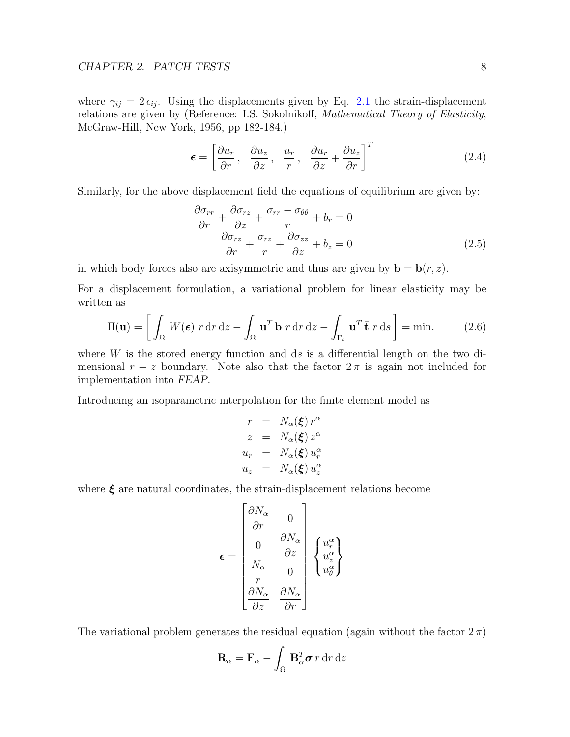where $\gamma_{ij} = 2\,\epsilon_{ij}$. Using the displacements given by Eq. 2.1 the strain-displacement relations are given by (Reference: I.S. Sokolnikoff, *Mathematical Theory of Elasticity*, McGraw-Hill, New York, 1956, pp 182-184.)

$$\boldsymbol{\epsilon} = \left[ \frac{\partial u_r}{\partial r} \,, \quad \frac{\partial u_z}{\partial z} \,, \quad \frac{u_r}{r} \,, \quad \frac{\partial u_r}{\partial z} + \frac{\partial u_z}{\partial r} \right]^T \tag{2.4}$$

Similarly, for the above displacement field the equations of equilibrium are given by:

$$\begin{aligned} \frac{\partial \sigma_{rr}}{\partial r} + \frac{\partial \sigma_{rz}}{\partial z} + \frac{\sigma_{rr} - \sigma_{\theta\theta}}{r} + b_r = 0 \\ \frac{\partial \sigma_{rz}}{\partial r} + \frac{\sigma_{rz}}{r} + \frac{\partial \sigma_{zz}}{\partial z} + b_z = 0 \end{aligned} \tag{2.5}$$

in which body forces also are axisymmetric and thus are given by $\mathbf{b} = \mathbf{b}(r, z)$.

For a displacement formulation, a variational problem for linear elasticity may be written as

$$\Pi(\mathbf{u}) = \left[ \int_\Omega W(\boldsymbol{\epsilon}) \; r \,\mathrm{d}r \,\mathrm{d}z - \int_\Omega \mathbf{u}^T \mathbf{b} \; r \,\mathrm{d}r \,\mathrm{d}z - \int_{\Gamma_t} \mathbf{u}^T \, \bar{\mathbf{t}} \; r \,\mathrm{d}s \right] = \min. \tag{2.6}$$

where $W$ is the stored energy function and $\mathrm{d}s$ is a differential length on the two dimensional $r - z$ boundary. Note also that the factor $2\,\pi$ is again not included for implementation into *FEAP*.

Introducing an isoparametric interpolation for the finite element model as

$$\begin{aligned} r &= N_\alpha(\boldsymbol{\xi}) \, r^\alpha \\ z &= N_\alpha(\boldsymbol{\xi}) \, z^\alpha \\ u_r &= N_\alpha(\boldsymbol{\xi}) \, u_r^\alpha \\ u_z &= N_\alpha(\boldsymbol{\xi}) \, u_z^\alpha \end{aligned}$$

where $\boldsymbol{\xi}$ are natural coordinates, the strain-displacement relations become

$$\boldsymbol{\epsilon} = \begin{bmatrix} \dfrac{\partial N_\alpha}{\partial r} & 0 \\ 0 & \dfrac{\partial N_\alpha}{\partial z} \\ \dfrac{N_\alpha}{r} & 0 \\ \dfrac{\partial N_\alpha}{\partial z} & \dfrac{\partial N_\alpha}{\partial r} \end{bmatrix} \begin{Bmatrix} u_r^\alpha \\ u_z^\alpha \\ u_\theta^\alpha \end{Bmatrix}$$

The variational problem generates the residual equation (again without the factor $2\,\pi$)

$$\mathbf{R}_\alpha = \mathbf{F}_\alpha - \int_\Omega \mathbf{B}_\alpha^T \boldsymbol{\sigma} \, r \,\mathrm{d}r \,\mathrm{d}z$$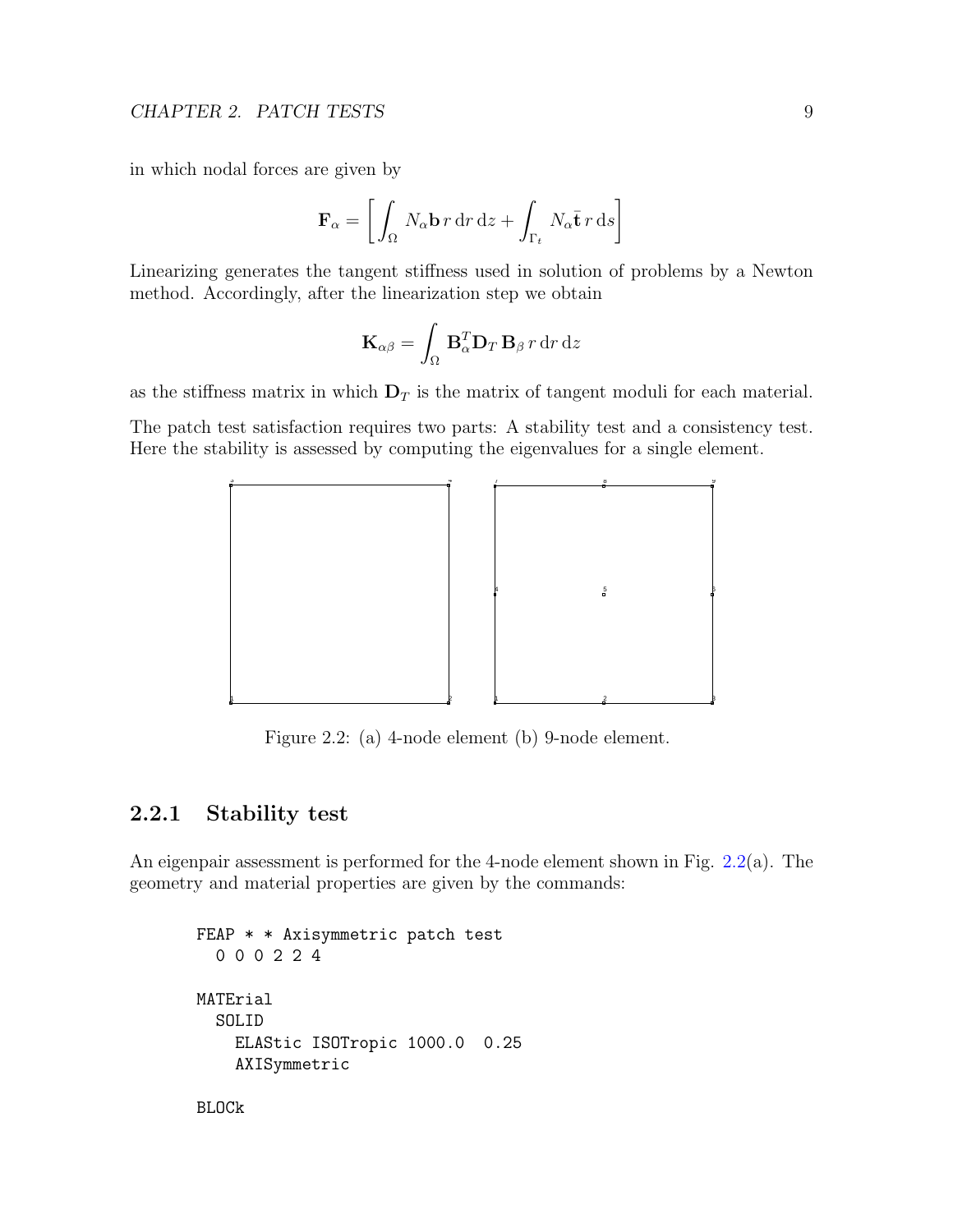in which nodal forces are given by

$$\mathbf{F}_\alpha = \left[ \int_\Omega N_\alpha \mathbf{b} \, r \, \mathrm{d}r \, \mathrm{d}z + \int_{\Gamma_t} N_\alpha \bar{\mathbf{t}} \, r \, \mathrm{d}s \right]$$

Linearizing generates the tangent stiffness used in solution of problems by a Newton method. Accordingly, after the linearization step we obtain

$$\mathbf{K}_{\alpha\beta} = \int_\Omega \mathbf{B}_\alpha^T \mathbf{D}_T \, \mathbf{B}_\beta \, r \, \mathrm{d}r \, \mathrm{d}z$$

as the stiffness matrix in which $\mathbf{D}_T$ is the matrix of tangent moduli for each material.

The patch test satisfaction requires two parts: A stability test and a consistency test. Here the stability is assessed by computing the eigenvalues for a single element.

Figure 2.2: (a) 4-node element (b) 9-node element.

### 2.2.1 Stability test

An eigenpair assessment is performed for the 4-node element shown in Fig. 2.2(a). The geometry and material properties are given by the commands:

```
FEAP * * Axisymmetric patch test
  0 0 0 2 2 4

MATErial
  SOLID
    ELAStic ISOTropic 1000.0  0.25
    AXISymmetric

BLOCk
```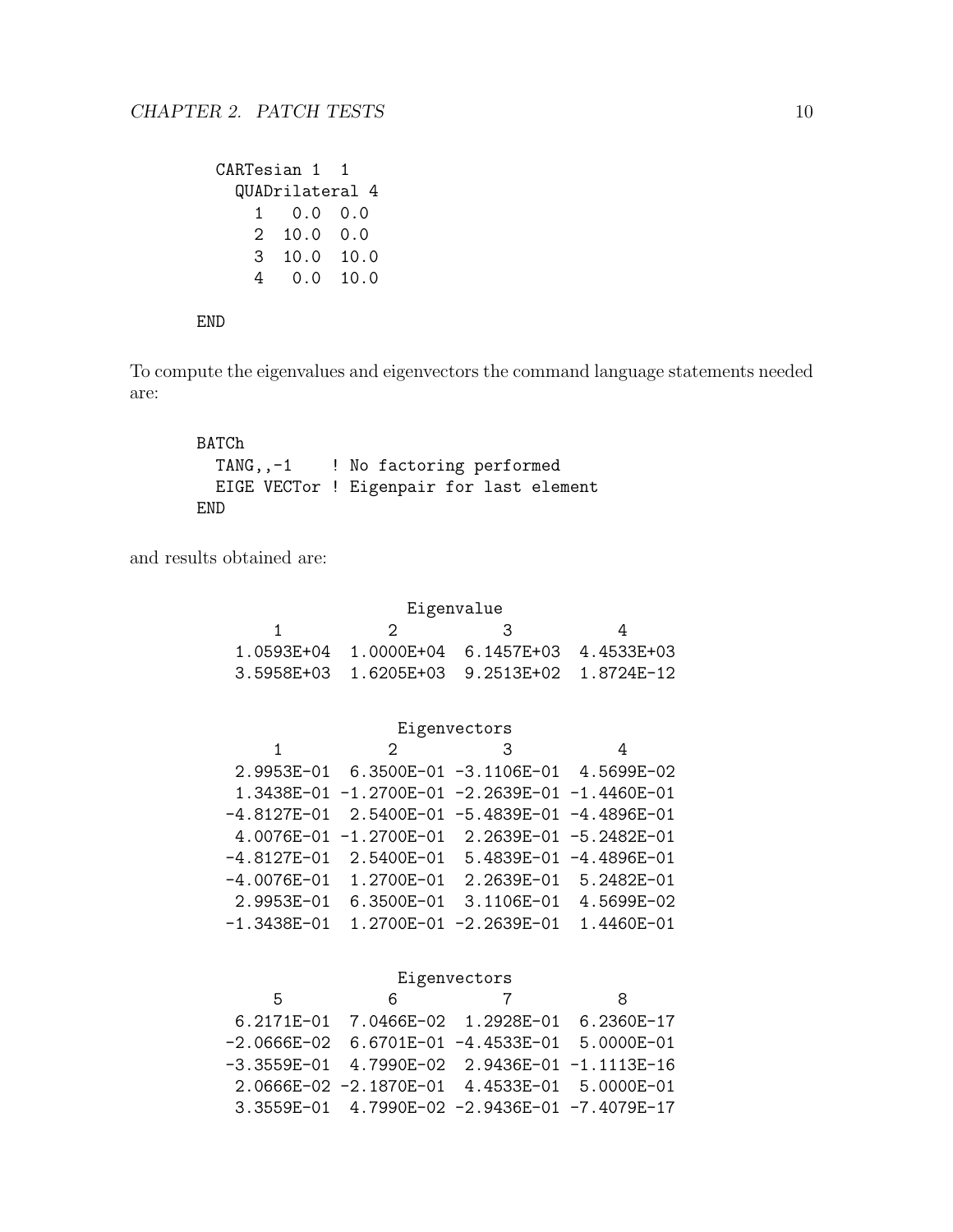```
  CARTesian 1  1
    QUADrilateral 4
      1   0.0  0.0
      2  10.0  0.0
      3  10.0  10.0
      4   0.0  10.0

END
```

To compute the eigenvalues and eigenvectors the command language statements needed are:

```
BATCh
  TANG,,-1    ! No factoring performed
  EIGE VECTor ! Eigenpair for last element
END
```

and results obtained are:

```
                    Eigenvalue
       1           2           3           4
   1.0593E+04  1.0000E+04  6.1457E+03  4.4533E+03
   3.5958E+03  1.6205E+03  9.2513E+02  1.8724E-12


                   Eigenvectors
       1           2           3           4
   2.9953E-01  6.3500E-01 -3.1106E-01  4.5699E-02
   1.3438E-01 -1.2700E-01 -2.2639E-01 -1.4460E-01
  -4.8127E-01  2.5400E-01 -5.4839E-01 -4.4896E-01
   4.0076E-01 -1.2700E-01  2.2639E-01 -5.2482E-01
  -4.8127E-01  2.5400E-01  5.4839E-01 -4.4896E-01
  -4.0076E-01  1.2700E-01  2.2639E-01  5.2482E-01
   2.9953E-01  6.3500E-01  3.1106E-01  4.5699E-02
  -1.3438E-01  1.2700E-01 -2.2639E-01  1.4460E-01


                   Eigenvectors
       5           6           7           8
   6.2171E-01  7.0466E-02  1.2928E-01  6.2360E-17
  -2.0666E-02  6.6701E-01 -4.4533E-01  5.0000E-01
  -3.3559E-01  4.7990E-02  2.9436E-01 -1.1113E-16
   2.0666E-02 -2.1870E-01  4.4533E-01  5.0000E-01
   3.3559E-01  4.7990E-02 -2.9436E-01 -7.4079E-17
```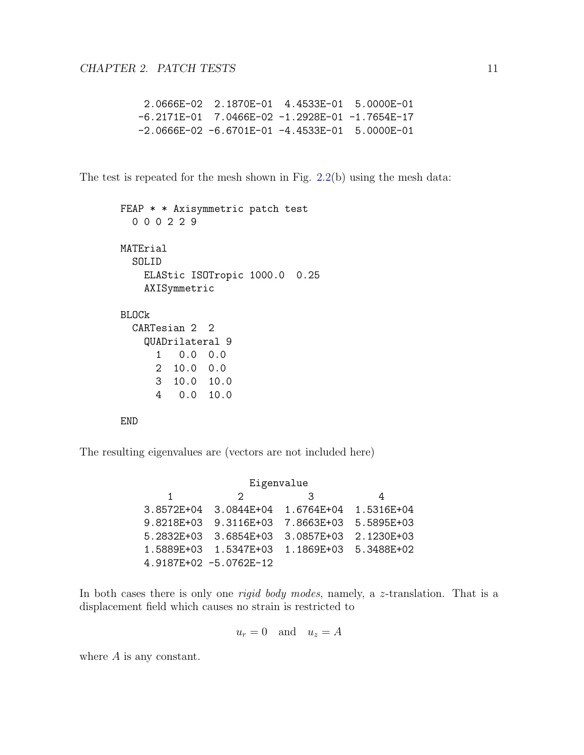```
 2.0666E-02  2.1870E-01  4.4533E-01  5.0000E-01
-6.2171E-01  7.0466E-02 -1.2928E-01 -1.7654E-17
-2.0666E-02 -6.6701E-01 -4.4533E-01  5.0000E-01
```

The test is repeated for the mesh shown in Fig. 2.2(b) using the mesh data:

```
FEAP * * Axisymmetric patch test
  0 0 0 2 2 9

MATErial
  SOLID
    ELAStic ISOTropic 1000.0  0.25
    AXISymmetric

BLOCk
  CARTesian 2  2
    QUADrilateral 9
      1   0.0  0.0
      2  10.0  0.0
      3  10.0  10.0
      4   0.0  10.0

END
```

The resulting eigenvalues are (vectors are not included here)

```
                    Eigenvalue
      1           2           3           4
 3.8572E+04  3.0844E+04  1.6764E+04  1.5316E+04
 9.8218E+03  9.3116E+03  7.8663E+03  5.5895E+03
 5.2832E+03  3.6854E+03  3.0857E+03  2.1230E+03
 1.5889E+03  1.5347E+03  1.1869E+03  5.3488E+02
 4.9187E+02 -5.0762E-12
```

In both cases there is only one *rigid body modes*, namely, a $z$-translation. That is a displacement field which causes no strain is restricted to

$$u_r = 0 \quad \text{and} \quad u_z = A$$

where $A$ is any constant.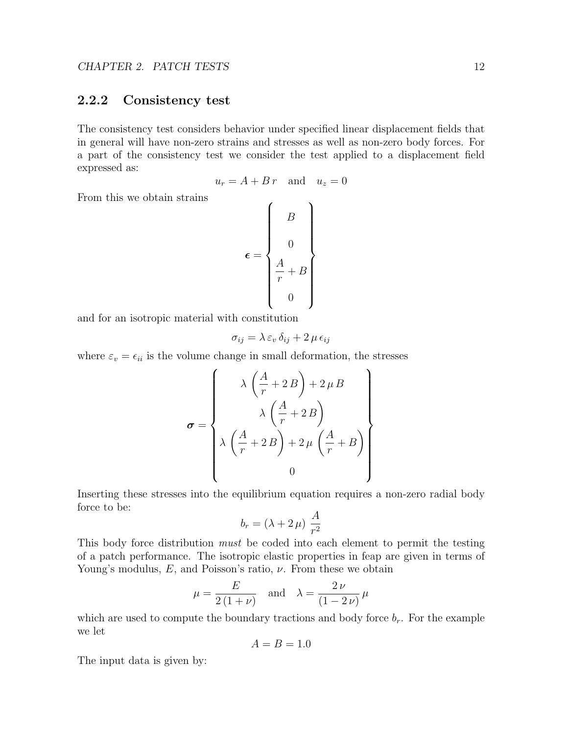### 2.2.2 Consistency test

The consistency test considers behavior under specified linear displacement fields that in general will have non-zero strains and stresses as well as non-zero body forces. For a part of the consistency test we consider the test applied to a displacement field expressed as:

$$u_r = A + B\, r \quad \text{and} \quad u_z = 0$$

From this we obtain strains

$$\boldsymbol{\epsilon} = \begin{Bmatrix} B \\ \\ 0 \\ \dfrac{A}{r} + B \\ \\ 0 \end{Bmatrix}$$

and for an isotropic material with constitution

$$\sigma_{ij} = \lambda\, \varepsilon_v\, \delta_{ij} + 2\, \mu\, \epsilon_{ij}$$

where $\varepsilon_v = \epsilon_{ii}$ is the volume change in small deformation, the stresses

$$\boldsymbol{\sigma} = \begin{Bmatrix} \lambda\, \left( \dfrac{A}{r} + 2\, B \right) + 2\, \mu\, B \\ \lambda\, \left( \dfrac{A}{r} + 2\, B \right) \\ \lambda\, \left( \dfrac{A}{r} + 2\, B \right) + 2\, \mu\, \left( \dfrac{A}{r} + B \right) \\ 0 \end{Bmatrix}$$

Inserting these stresses into the equilibrium equation requires a non-zero radial body force to be:

$$b_r = (\lambda + 2\, \mu)\, \frac{A}{r^2}$$

This body force distribution *must* be coded into each element to permit the testing of a patch performance. The isotropic elastic properties in feap are given in terms of Young's modulus, $E$, and Poisson's ratio, $\nu$. From these we obtain

$$\mu = \frac{E}{2\, (1 + \nu)} \quad \text{and} \quad \lambda = \frac{2\, \nu}{(1 - 2\, \nu)}\, \mu$$

which are used to compute the boundary tractions and body force $b_r$. For the example we let

$$A = B = 1.0$$

The input data is given by: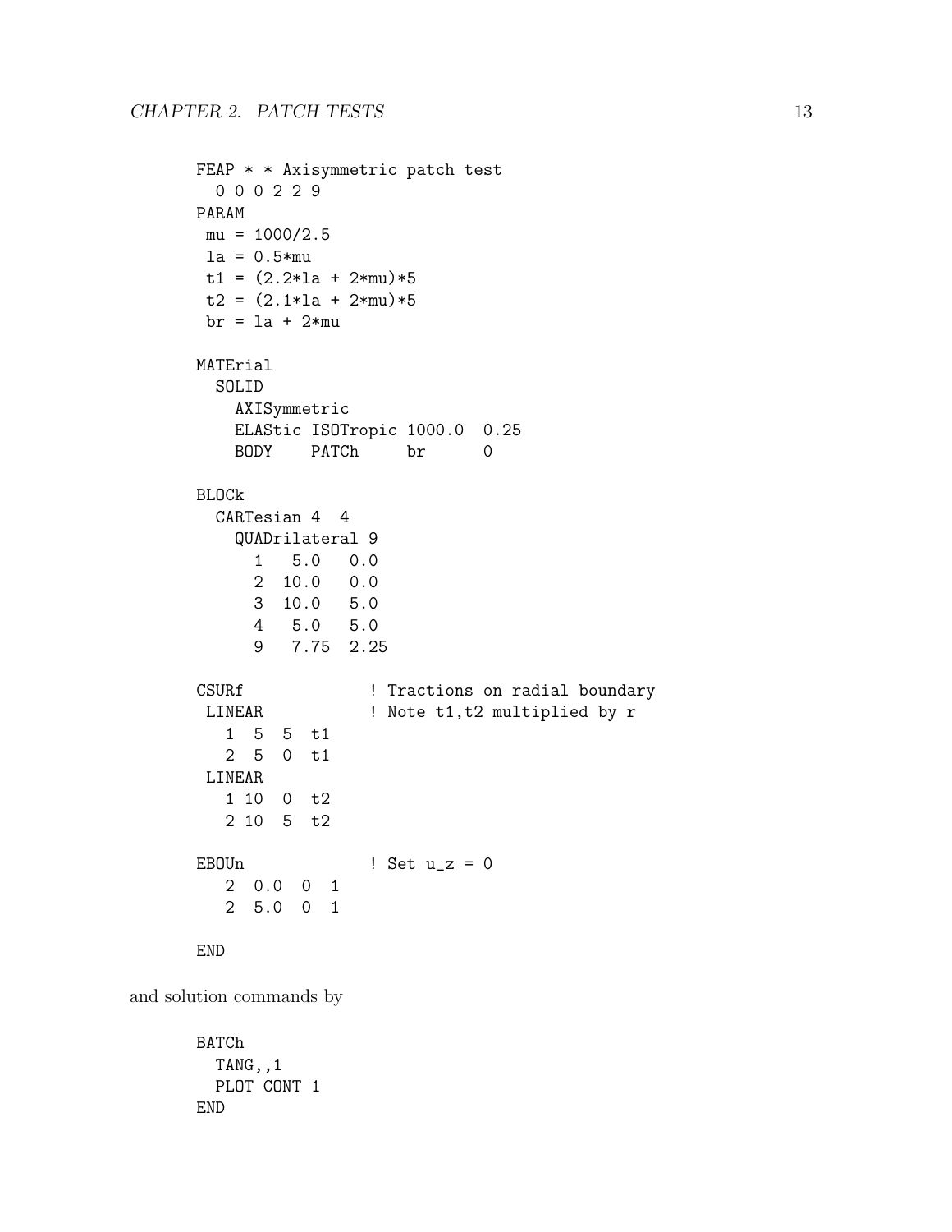```
FEAP * * Axisymmetric patch test
  0 0 0 2 2 9
PARAM
 mu = 1000/2.5
 la = 0.5*mu
 t1 = (2.2*la + 2*mu)*5
 t2 = (2.1*la + 2*mu)*5
 br = la + 2*mu

MATErial
  SOLID
    AXISymmetric
    ELAStic ISOTropic 1000.0  0.25
    BODY    PATCh     br      0

BLOCk
  CARTesian 4  4
    QUADrilateral 9
      1   5.0   0.0
      2  10.0   0.0
      3  10.0   5.0
      4   5.0   5.0
      9   7.75  2.25

CSURf             ! Tractions on radial boundary
 LINEAR           ! Note t1,t2 multiplied by r
   1  5  5  t1
   2  5  0  t1
 LINEAR
   1 10  0  t2
   2 10  5  t2

EBOUn             ! Set u_z = 0
   2  0.0  0  1
   2  5.0  0  1

END
```

and solution commands by

```
BATCh
  TANG,,1
  PLOT CONT 1
END
```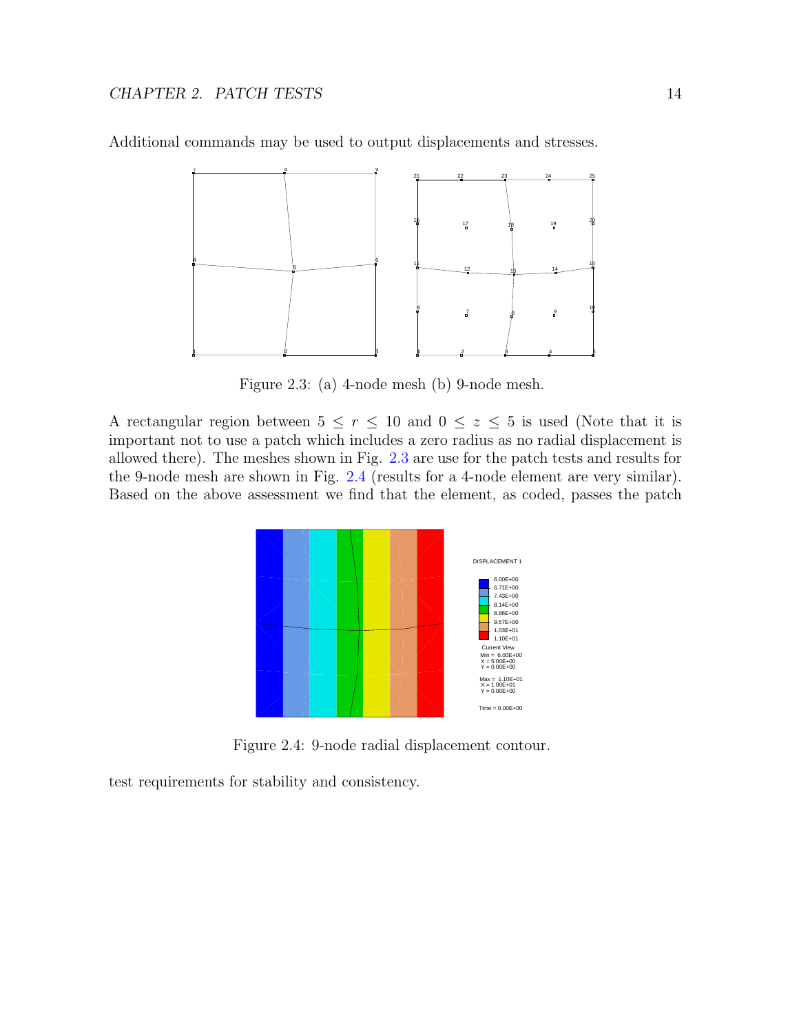Additional commands may be used to output displacements and stresses.

Figure 2.3: (a) 4-node mesh (b) 9-node mesh.

A rectangular region between $5 \leq r \leq 10$ and $0 \leq z \leq 5$ is used (Note that it is important not to use a patch which includes a zero radius as no radial displacement is allowed there). The meshes shown in Fig. 2.3 are use for the patch tests and results for the 9-node mesh are shown in Fig. 2.4 (results for a 4-node element are very similar). Based on the above assessment we find that the element, as coded, passes the patch test requirements for stability and consistency.

Figure 2.4: 9-node radial displacement contour.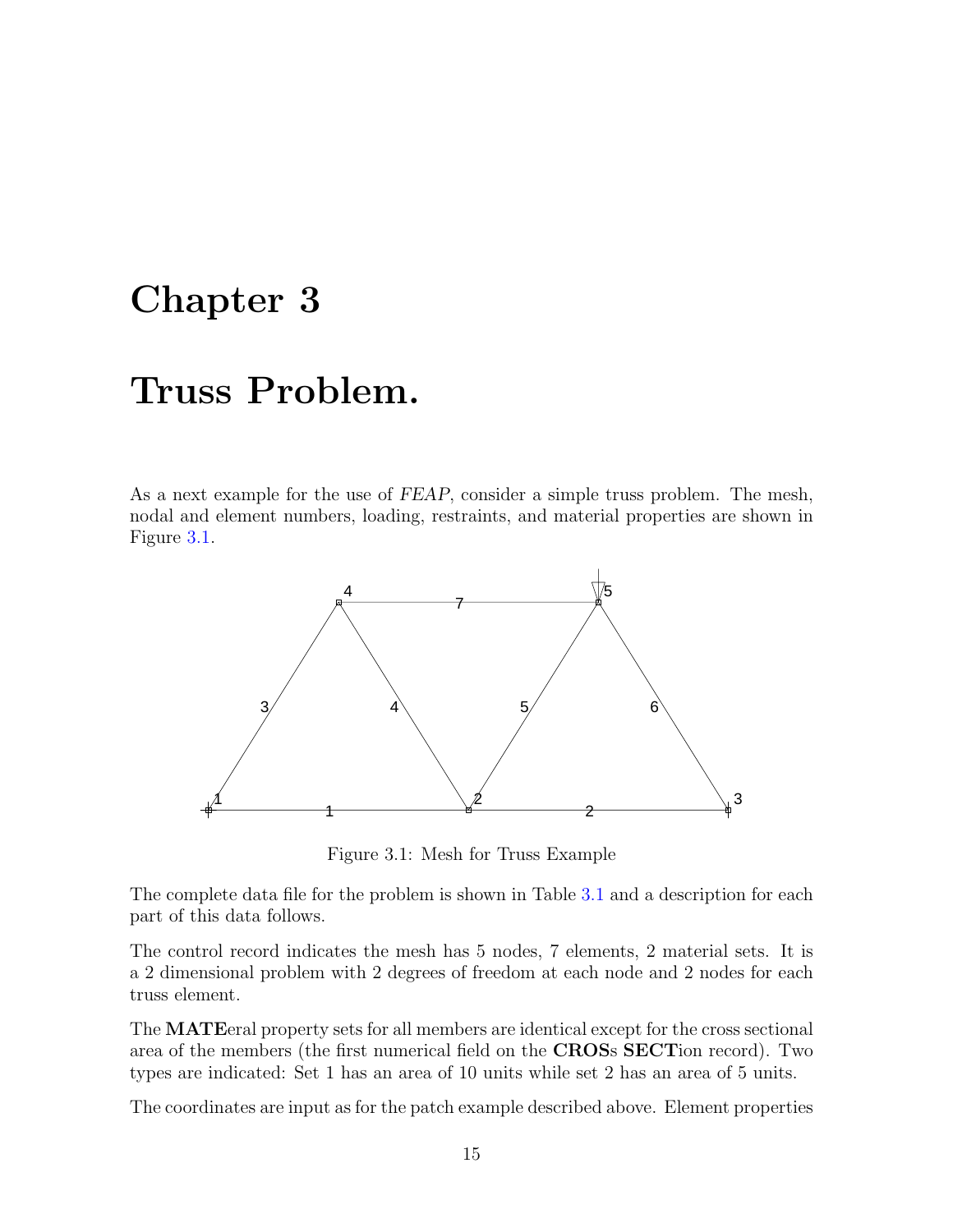# Chapter 3

# Truss Problem.

As a next example for the use of *FEAP*, consider a simple truss problem. The mesh, nodal and element numbers, loading, restraints, and material properties are shown in Figure 3.1.

Figure 3.1: Mesh for Truss Example

The complete data file for the problem is shown in Table 3.1 and a description for each part of this data follows.

The control record indicates the mesh has 5 nodes, 7 elements, 2 material sets. It is a 2 dimensional problem with 2 degrees of freedom at each node and 2 nodes for each truss element.

The **MATE**eral property sets for all members are identical except for the cross sectional area of the members (the first numerical field on the **CROS**s **SECT**ion record). Two types are indicated: Set 1 has an area of 10 units while set 2 has an area of 5 units.

The coordinates are input as for the patch example described above. Element properties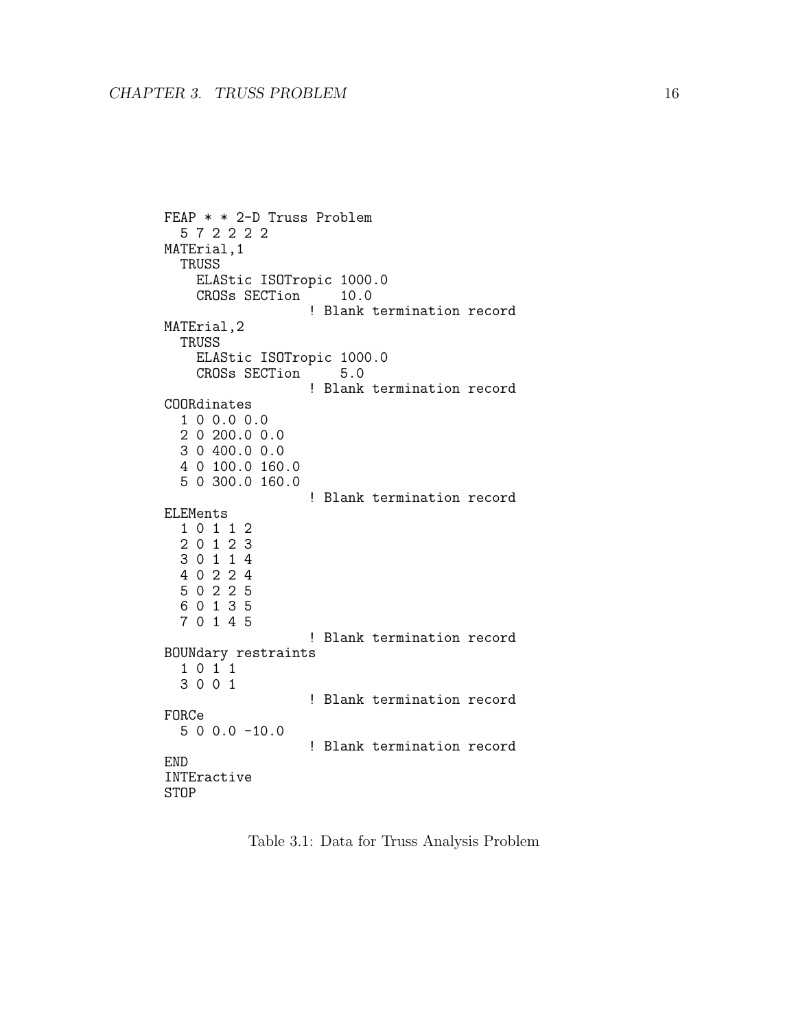```
FEAP * * 2-D Truss Problem
  5 7 2 2 2 2
MATErial,1
  TRUSS
    ELAStic ISOTropic 1000.0
    CROSs SECTion     10.0
                  ! Blank termination record
MATErial,2
  TRUSS
    ELAStic ISOTropic 1000.0
    CROSs SECTion     5.0
                  ! Blank termination record
COORdinates
  1 0 0.0 0.0
  2 0 200.0 0.0
  3 0 400.0 0.0
  4 0 100.0 160.0
  5 0 300.0 160.0
                  ! Blank termination record
ELEMents
  1 0 1 1 2
  2 0 1 2 3
  3 0 1 1 4
  4 0 2 2 4
  5 0 2 2 5
  6 0 1 3 5
  7 0 1 4 5
                  ! Blank termination record
BOUNdary restraints
  1 0 1 1
  3 0 0 1
                  ! Blank termination record
FORCe
  5 0 0.0 -10.0
                  ! Blank termination record
END
INTEractive
STOP
```

Table 3.1: Data for Truss Analysis Problem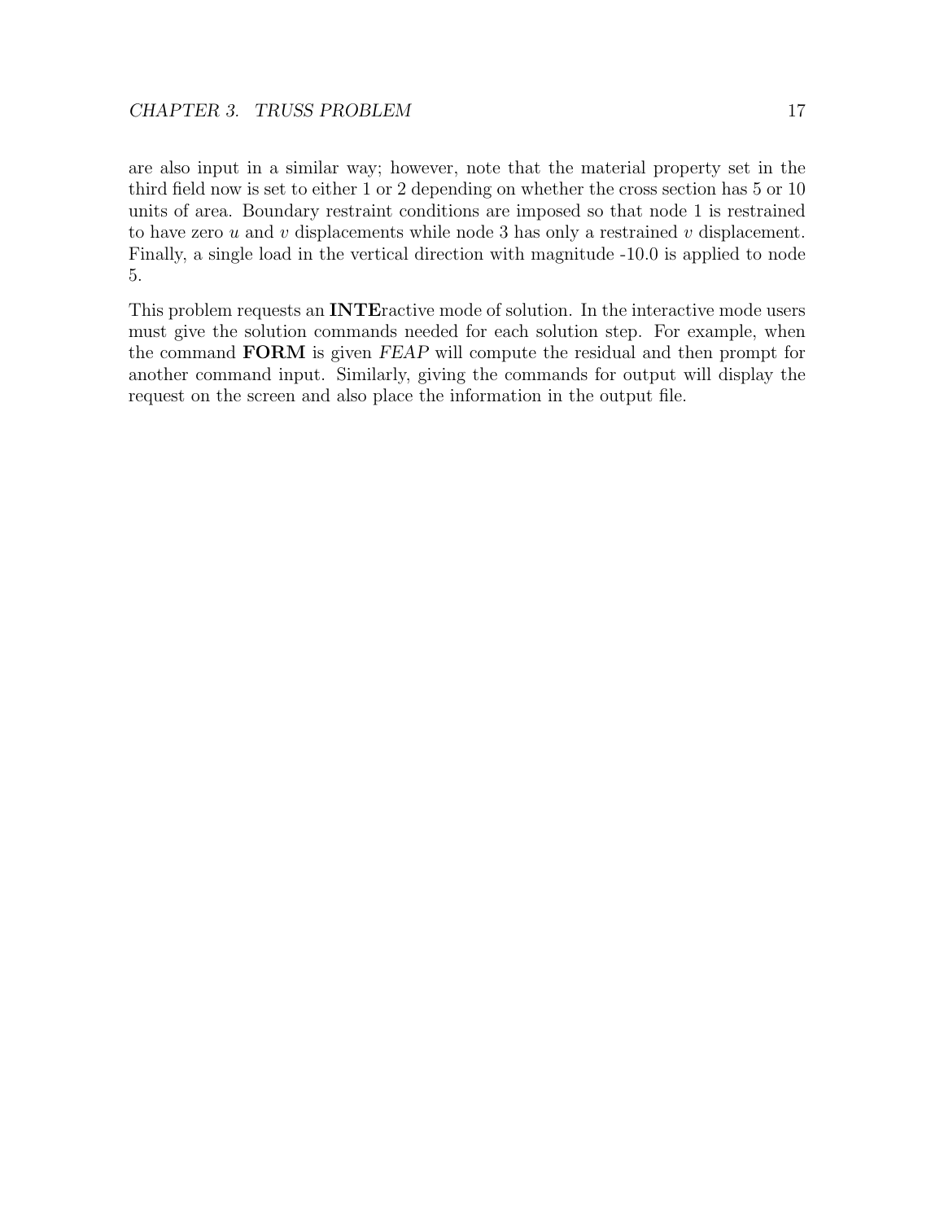are also input in a similar way; however, note that the material property set in the third field now is set to either 1 or 2 depending on whether the cross section has 5 or 10 units of area. Boundary restraint conditions are imposed so that node 1 is restrained to have zero $u$ and $v$ displacements while node 3 has only a restrained $v$ displacement. Finally, a single load in the vertical direction with magnitude -10.0 is applied to node 5.

This problem requests an **INTE**ractive mode of solution. In the interactive mode users must give the solution commands needed for each solution step. For example, when the command **FORM** is given *FEAP* will compute the residual and then prompt for another command input. Similarly, giving the commands for output will display the request on the screen and also place the information in the output file.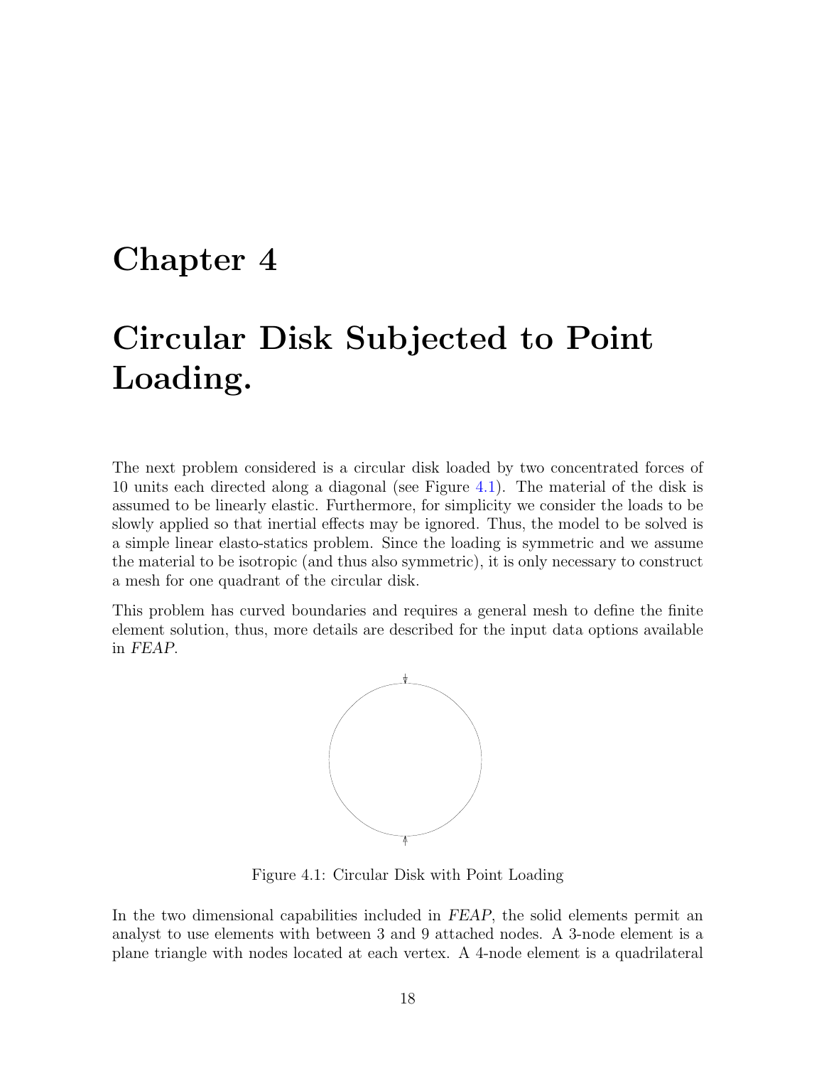# Chapter 4

# Circular Disk Subjected to Point Loading.

The next problem considered is a circular disk loaded by two concentrated forces of 10 units each directed along a diagonal (see Figure 4.1). The material of the disk is assumed to be linearly elastic. Furthermore, for simplicity we consider the loads to be slowly applied so that inertial effects may be ignored. Thus, the model to be solved is a simple linear elasto-statics problem. Since the loading is symmetric and we assume the material to be isotropic (and thus also symmetric), it is only necessary to construct a mesh for one quadrant of the circular disk.

This problem has curved boundaries and requires a general mesh to define the finite element solution, thus, more details are described for the input data options available in *FEAP*.

Figure 4.1: Circular Disk with Point Loading

In the two dimensional capabilities included in *FEAP*, the solid elements permit an analyst to use elements with between 3 and 9 attached nodes. A 3-node element is a plane triangle with nodes located at each vertex. A 4-node element is a quadrilateral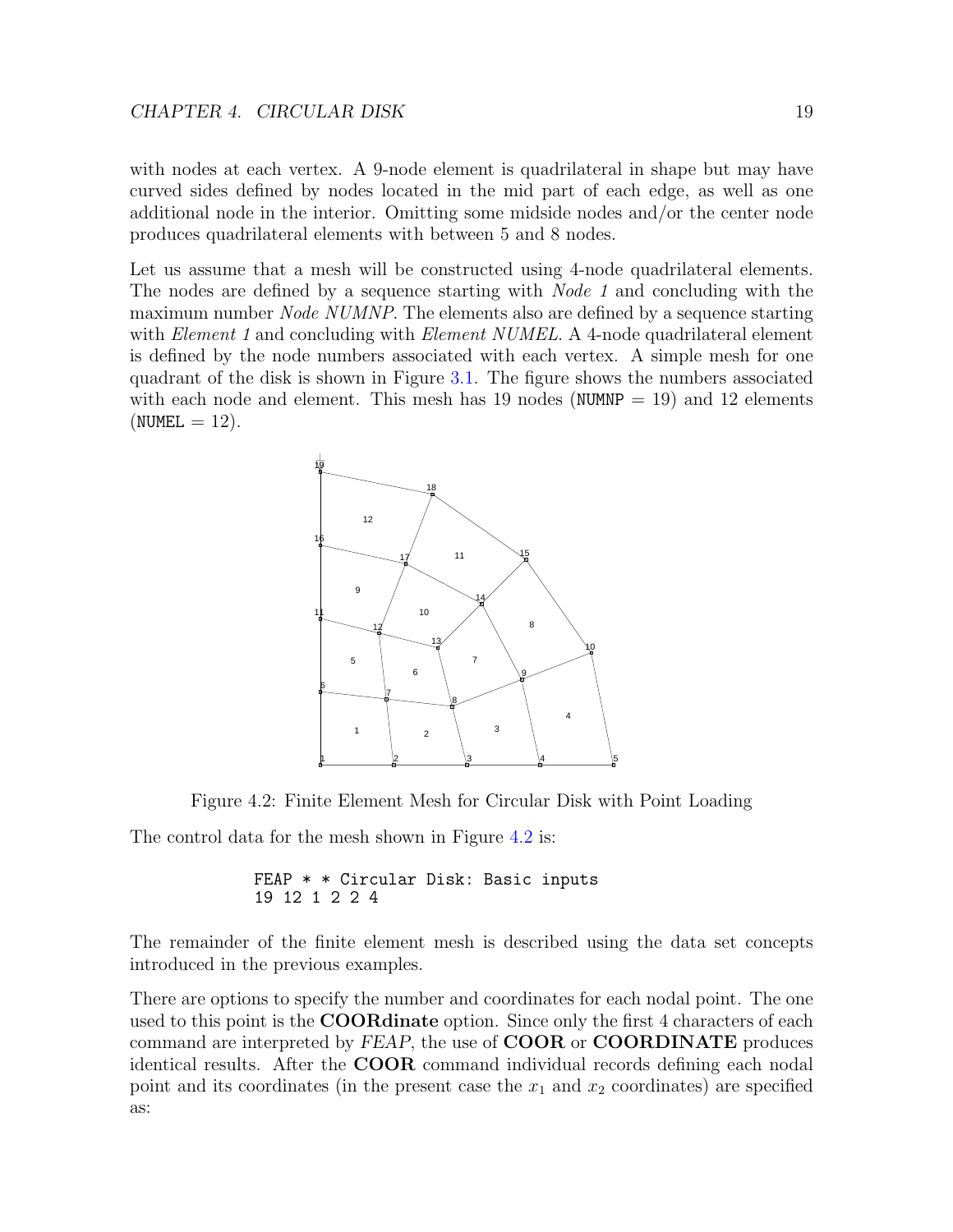with nodes at each vertex. A 9-node element is quadrilateral in shape but may have curved sides defined by nodes located in the mid part of each edge, as well as one additional node in the interior. Omitting some midside nodes and/or the center node produces quadrilateral elements with between 5 and 8 nodes.

Let us assume that a mesh will be constructed using 4-node quadrilateral elements. The nodes are defined by a sequence starting with *Node 1* and concluding with the maximum number *Node NUMNP*. The elements also are defined by a sequence starting with *Element 1* and concluding with *Element NUMEL*. A 4-node quadrilateral element is defined by the node numbers associated with each vertex. A simple mesh for one quadrant of the disk is shown in Figure 3.1. The figure shows the numbers associated with each node and element. This mesh has 19 nodes (`NUMNP` = 19) and 12 elements (`NUMEL` = 12).

Figure 4.2: Finite Element Mesh for Circular Disk with Point Loading

The control data for the mesh shown in Figure 4.2 is:

```
FEAP * * Circular Disk: Basic inputs
19 12 1 2 2 4
```

The remainder of the finite element mesh is described using the data set concepts introduced in the previous examples.

There are options to specify the number and coordinates for each nodal point. The one used to this point is the **COORdinate** option. Since only the first 4 characters of each command are interpreted by *FEAP*, the use of **COOR** or **COORDINATE** produces identical results. After the **COOR** command individual records defining each nodal point and its coordinates (in the present case the $x_1$ and $x_2$ coordinates) are specified as: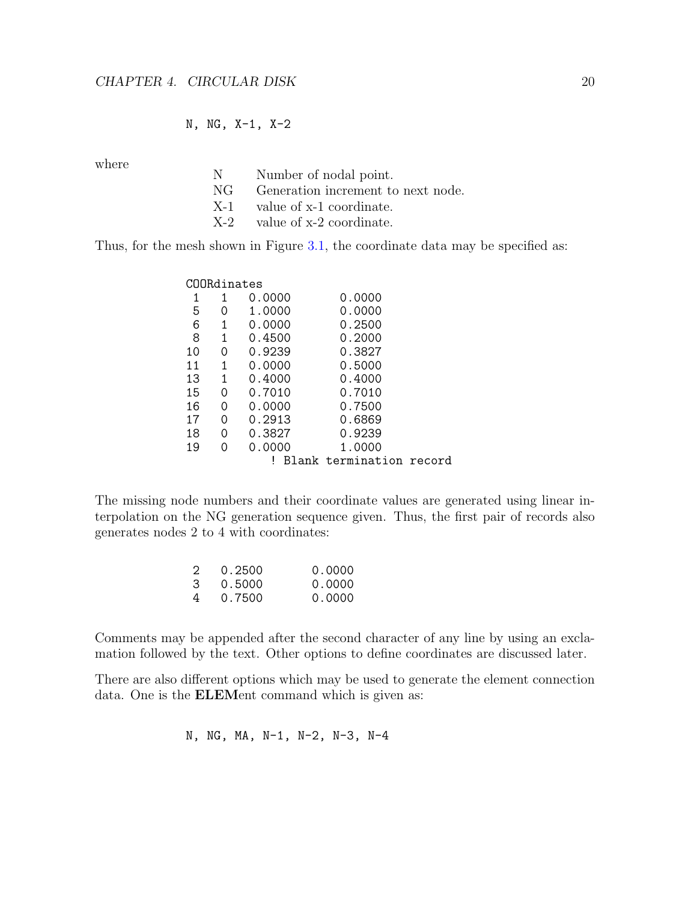```
N, NG, X-1, X-2
```

where

| | |
|---|---|
| N | Number of nodal point. |
| NG | Generation increment to next node. |
| X-1 | value of x-1 coordinate. |
| X-2 | value of x-2 coordinate. |

Thus, for the mesh shown in Figure 3.1, the coordinate data may be specified as:

```
COORdinates
 1   1   0.0000       0.0000
 5   0   1.0000       0.0000
 6   1   0.0000       0.2500
 8   1   0.4500       0.2000
10   0   0.9239       0.3827
11   1   0.0000       0.5000
13   1   0.4000       0.4000
15   0   0.7010       0.7010
16   0   0.0000       0.7500
17   0   0.2913       0.6869
18   0   0.3827       0.9239
19   0   0.0000       1.0000
                 ! Blank termination record
```

The missing node numbers and their coordinate values are generated using linear interpolation on the NG generation sequence given. Thus, the first pair of records also generates nodes 2 to 4 with coordinates:

```
2   0.2500       0.0000
3   0.5000       0.0000
4   0.7500       0.0000
```

Comments may be appended after the second character of any line by using an exclamation followed by the text. Other options to define coordinates are discussed later.

There are also different options which may be used to generate the element connection data. One is the **ELEM**ent command which is given as:

```
N, NG, MA, N-1, N-2, N-3, N-4
```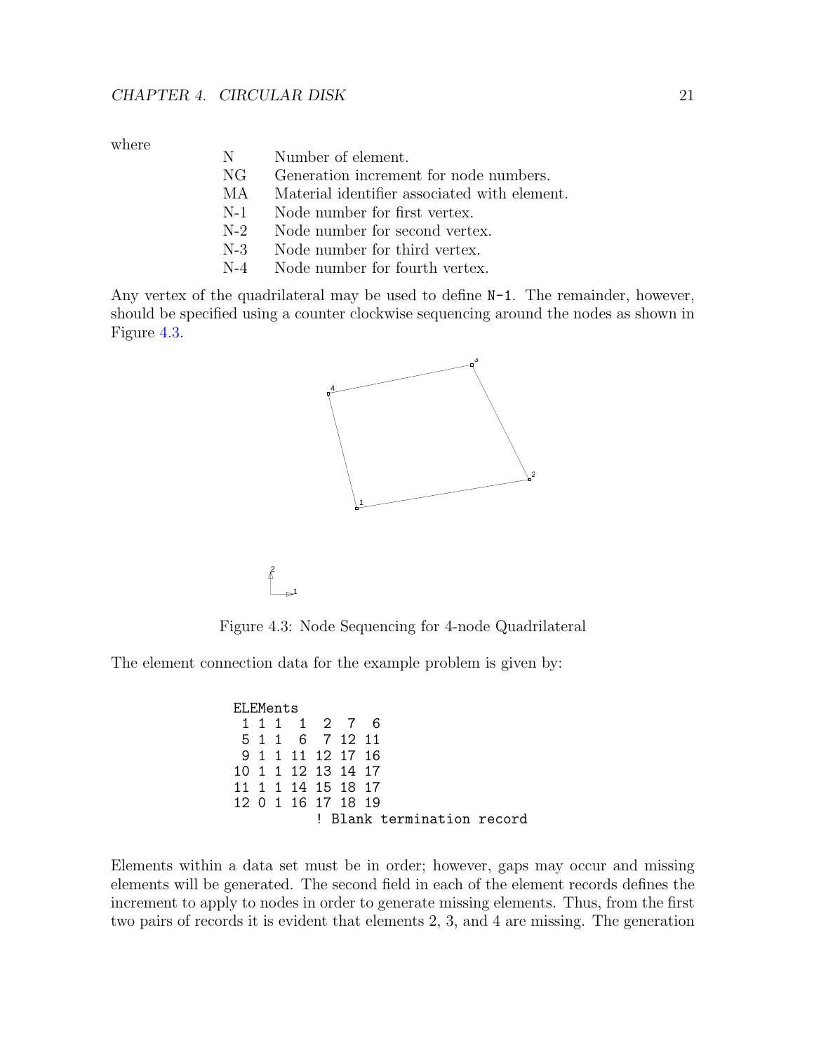where

| | |
|---|---|
| N | Number of element. |
| NG | Generation increment for node numbers. |
| MA | Material identifier associated with element. |
| N-1 | Node number for first vertex. |
| N-2 | Node number for second vertex. |
| N-3 | Node number for third vertex. |
| N-4 | Node number for fourth vertex. |

Any vertex of the quadrilateral may be used to define `N-1`. The remainder, however, should be specified using a counter clockwise sequencing around the nodes as shown in Figure 4.3.

Figure 4.3: Node Sequencing for 4-node Quadrilateral

The element connection data for the example problem is given by:

```
ELEMents
 1 1 1  1  2  7  6
 5 1 1  6  7 12 11
 9 1 1 11 12 17 16
10 1 1 12 13 14 17
11 1 1 14 15 18 17
12 0 1 16 17 18 19
          ! Blank termination record
```

Elements within a data set must be in order; however, gaps may occur and missing elements will be generated. The second field in each of the element records defines the increment to apply to nodes in order to generate missing elements. Thus, from the first two pairs of records it is evident that elements 2, 3, and 4 are missing. The generation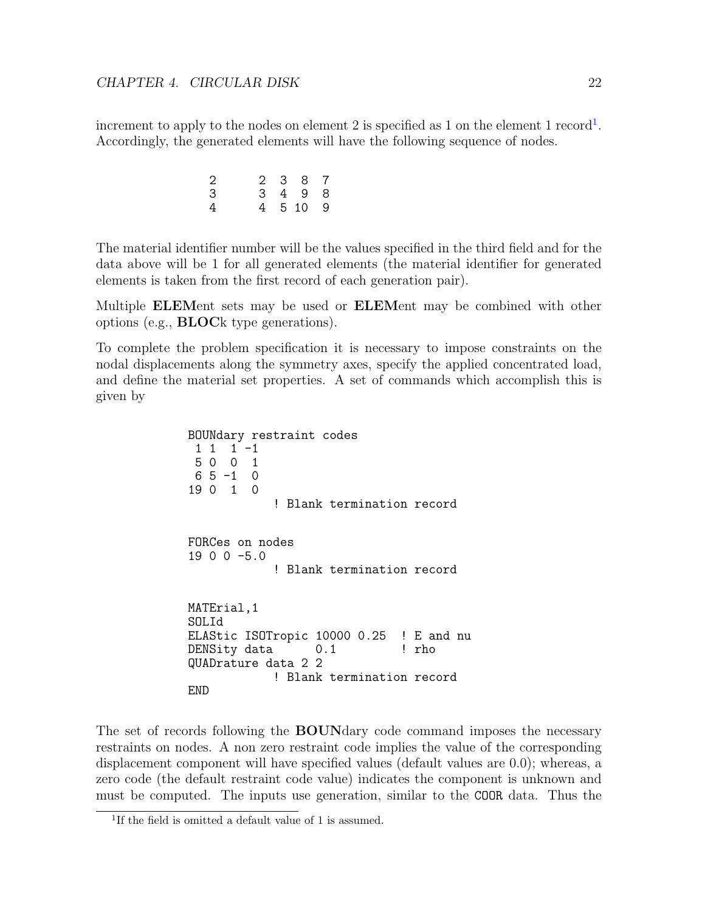increment to apply to the nodes on element 2 is specified as 1 on the element 1 record[1]. Accordingly, the generated elements will have the following sequence of nodes.

```
2      2  3  8  7
3      3  4  9  8
4      4  5 10  9
```

The material identifier number will be the values specified in the third field and for the data above will be 1 for all generated elements (the material identifier for generated elements is taken from the first record of each generation pair).

Multiple **ELEM**ent sets may be used or **ELEM**ent may be combined with other options (e.g., **BLOC**k type generations).

To complete the problem specification it is necessary to impose constraints on the nodal displacements along the symmetry axes, specify the applied concentrated load, and define the material set properties. A set of commands which accomplish this is given by

```
BOUNdary restraint codes
 1 1  1 -1
 5 0  0  1
 6 5 -1  0
19 0  1  0
            ! Blank termination record

FORCes on nodes
19 0 0 -5.0
            ! Blank termination record

MATErial,1
SOLId
ELAStic ISOTropic 10000 0.25  ! E and nu
DENSity data      0.1         ! rho
QUADrature data 2 2
            ! Blank termination record
END
```

The set of records following the **BOUN**dary code command imposes the necessary restraints on nodes. A non zero restraint code implies the value of the corresponding displacement component will have specified values (default values are 0.0); whereas, a zero code (the default restraint code value) indicates the component is unknown and must be computed. The inputs use generation, similar to the `COOR` data. Thus the

[1] If the field is omitted a default value of 1 is assumed.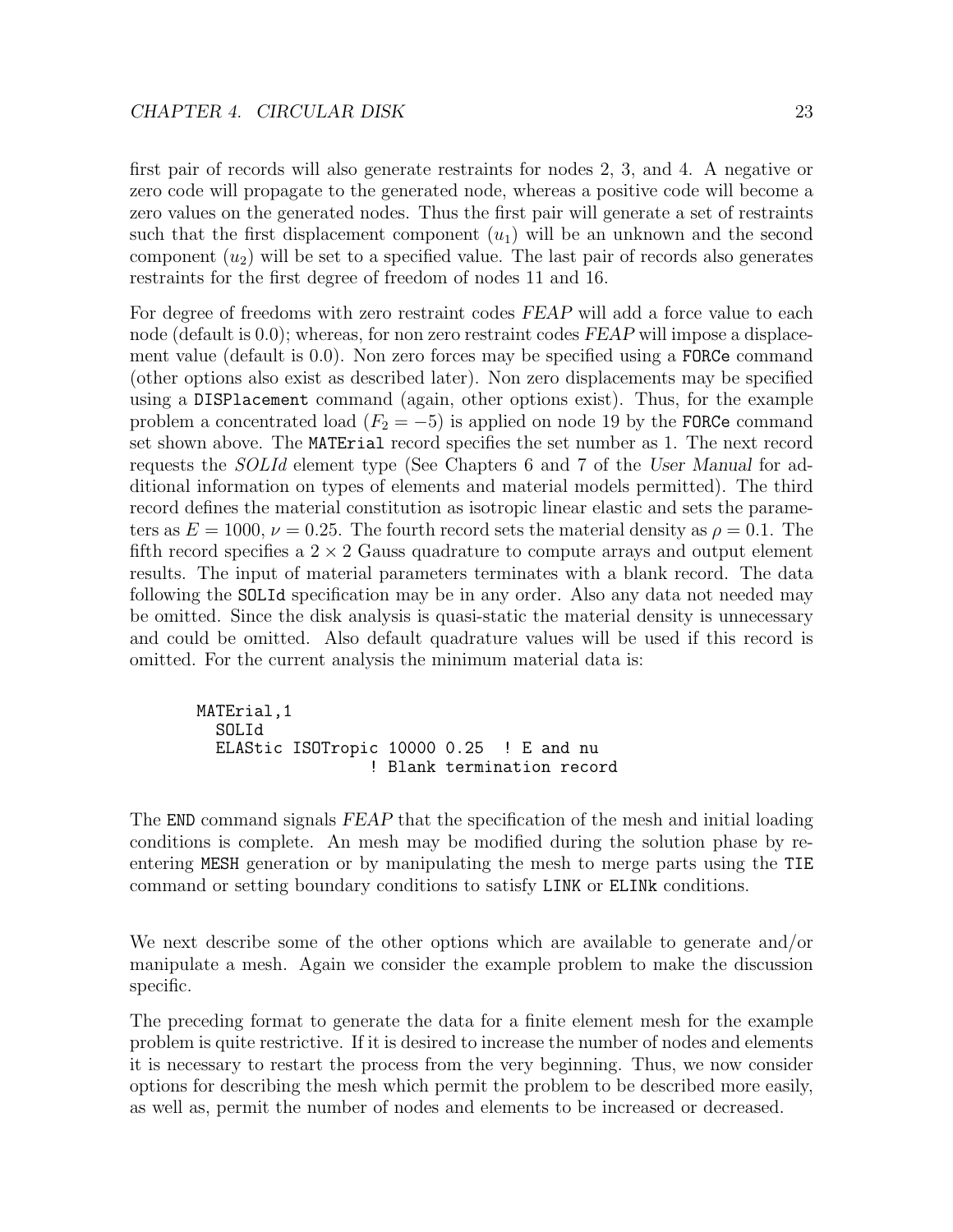first pair of records will also generate restraints for nodes 2, 3, and 4. A negative or zero code will propagate to the generated node, whereas a positive code will become a zero values on the generated nodes. Thus the first pair will generate a set of restraints such that the first displacement component ($u_1$) will be an unknown and the second component ($u_2$) will be set to a specified value. The last pair of records also generates restraints for the first degree of freedom of nodes 11 and 16.

For degree of freedoms with zero restraint codes *FEAP* will add a force value to each node (default is 0.0); whereas, for non zero restraint codes *FEAP* will impose a displacement value (default is 0.0). Non zero forces may be specified using a `FORCe` command (other options also exist as described later). Non zero displacements may be specified using a `DISPlacement` command (again, other options exist). Thus, for the example problem a concentrated load ($F_2 = -5$) is applied on node 19 by the `FORCe` command set shown above. The `MATErial` record specifies the set number as 1. The next record requests the *SOLId* element type (See Chapters 6 and 7 of the *User Manual* for additional information on types of elements and material models permitted). The third record defines the material constitution as isotropic linear elastic and sets the parameters as $E = 1000$, $\nu = 0.25$. The fourth record sets the material density as $\rho = 0.1$. The fifth record specifies a $2 \times 2$ Gauss quadrature to compute arrays and output element results. The input of material parameters terminates with a blank record. The data following the `SOLId` specification may be in any order. Also any data not needed may be omitted. Since the disk analysis is quasi-static the material density is unnecessary and could be omitted. Also default quadrature values will be used if this record is omitted. For the current analysis the minimum material data is:

```
MATErial,1
  SOLId
  ELAStic ISOTropic 10000 0.25  ! E and nu
                    ! Blank termination record
```

The `END` command signals *FEAP* that the specification of the mesh and initial loading conditions is complete. An mesh may be modified during the solution phase by reentering `MESH` generation or by manipulating the mesh to merge parts using the `TIE` command or setting boundary conditions to satisfy `LINK` or `ELINk` conditions.

We next describe some of the other options which are available to generate and/or manipulate a mesh. Again we consider the example problem to make the discussion specific.

The preceding format to generate the data for a finite element mesh for the example problem is quite restrictive. If it is desired to increase the number of nodes and elements it is necessary to restart the process from the very beginning. Thus, we now consider options for describing the mesh which permit the problem to be described more easily, as well as, permit the number of nodes and elements to be increased or decreased.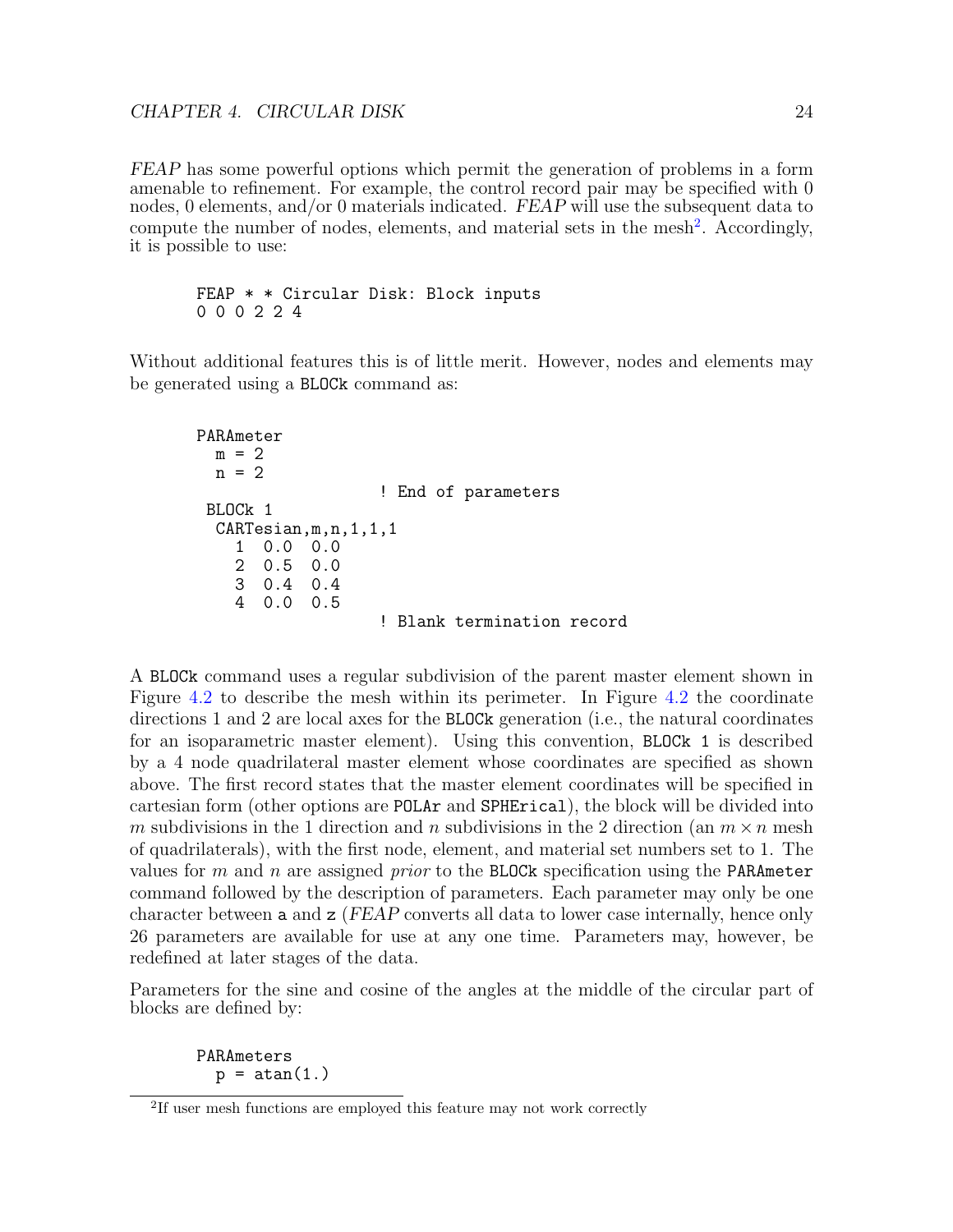*FEAP* has some powerful options which permit the generation of problems in a form amenable to refinement. For example, the control record pair may be specified with 0 nodes, 0 elements, and/or 0 materials indicated. *FEAP* will use the subsequent data to compute the number of nodes, elements, and material sets in the mesh[2]. Accordingly, it is possible to use:

```
FEAP * * Circular Disk: Block inputs
0 0 0 2 2 4
```

Without additional features this is of little merit. However, nodes and elements may be generated using a `BLOCk` command as:

```
PARAmeter
  m = 2
  n = 2
                  ! End of parameters
 BLOCk 1
  CARTesian,m,n,1,1,1
    1  0.0  0.0
    2  0.5  0.0
    3  0.4  0.4
    4  0.0  0.5
                  ! Blank termination record
```

A `BLOCk` command uses a regular subdivision of the parent master element shown in Figure 4.2 to describe the mesh within its perimeter. In Figure 4.2 the coordinate directions 1 and 2 are local axes for the `BLOCk` generation (i.e., the natural coordinates for an isoparametric master element). Using this convention, `BLOCk 1` is described by a 4 node quadrilateral master element whose coordinates are specified as shown above. The first record states that the master element coordinates will be specified in cartesian form (other options are `POLAr` and `SPHErical`), the block will be divided into $m$ subdivisions in the 1 direction and $n$ subdivisions in the 2 direction (an $m \times n$ mesh of quadrilaterals), with the first node, element, and material set numbers set to 1. The values for $m$ and $n$ are assigned *prior* to the `BLOCk` specification using the `PARAmeter` command followed by the description of parameters. Each parameter may only be one character between `a` and `z` (*FEAP* converts all data to lower case internally, hence only 26 parameters are available for use at any one time. Parameters may, however, be redefined at later stages of the data.

Parameters for the sine and cosine of the angles at the middle of the circular part of blocks are defined by:

```
PARAmeters
  p = atan(1.)
```

[2] If user mesh functions are employed this feature may not work correctly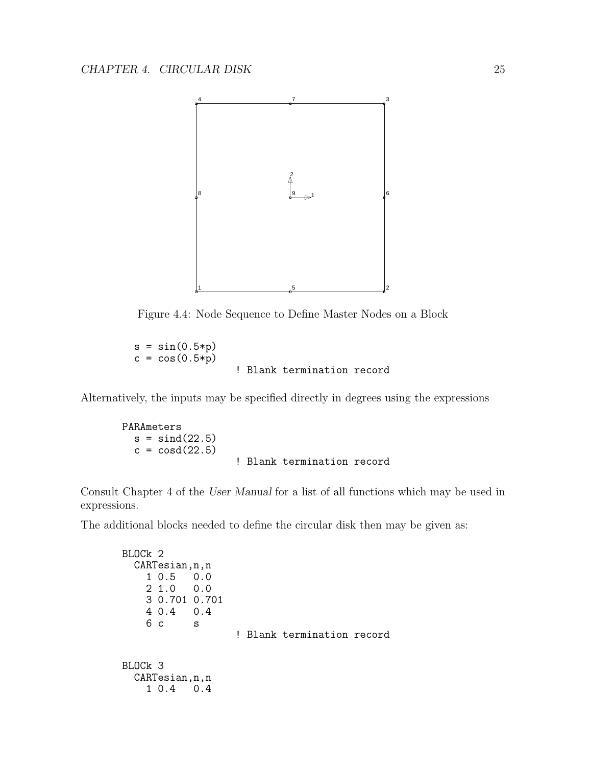Figure 4.4: Node Sequence to Define Master Nodes on a Block

```
  s = sin(0.5*p)
  c = cos(0.5*p)
                  ! Blank termination record
```

Alternatively, the inputs may be specified directly in degrees using the expressions

```
PARAmeters
  s = sind(22.5)
  c = cosd(22.5)
                  ! Blank termination record
```

Consult Chapter 4 of the *User Manual* for a list of all functions which may be used in expressions.

The additional blocks needed to define the circular disk then may be given as:

```
BLOCk 2
  CARTesian,n,n
    1 0.5   0.0
    2 1.0   0.0
    3 0.701 0.701
    4 0.4   0.4
    6 c     s
                  ! Blank termination record

BLOCk 3
  CARTesian,n,n
    1 0.4   0.4
```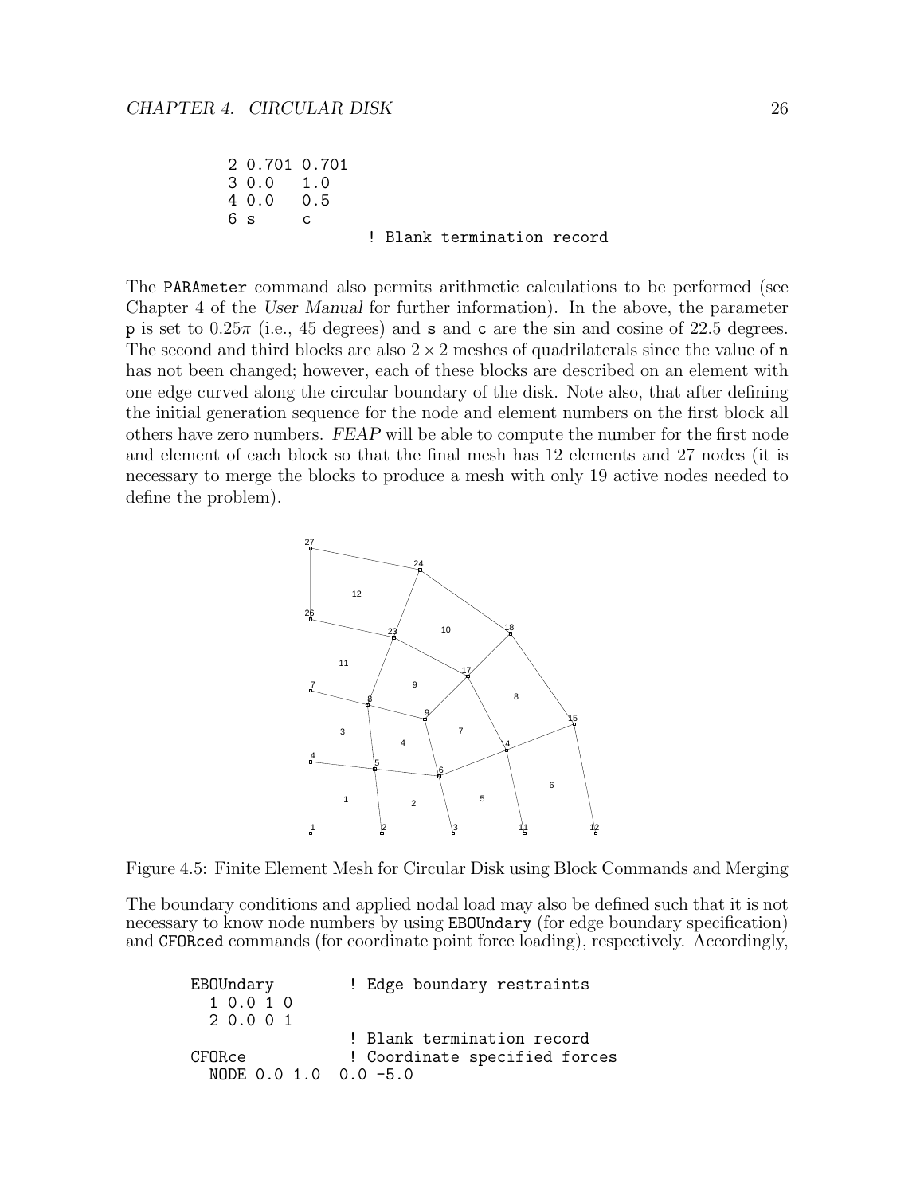```
    2 0.701 0.701
    3 0.0   1.0
    4 0.0   0.5
    6 s     c
                      ! Blank termination record
```

The PARAmeter command also permits arithmetic calculations to be performed (see Chapter 4 of the *User Manual* for further information). In the above, the parameter p is set to $0.25\pi$ (i.e., 45 degrees) and s and c are the sin and cosine of 22.5 degrees. The second and third blocks are also $2 \times 2$ meshes of quadrilaterals since the value of n has not been changed; however, each of these blocks are described on an element with one edge curved along the circular boundary of the disk. Note also, that after defining the initial generation sequence for the node and element numbers on the first block all others have zero numbers. *FEAP* will be able to compute the number for the first node and element of each block so that the final mesh has 12 elements and 27 nodes (it is necessary to merge the blocks to produce a mesh with only 19 active nodes needed to define the problem).

Figure 4.5: Finite Element Mesh for Circular Disk using Block Commands and Merging

The boundary conditions and applied nodal load may also be defined such that it is not necessary to know node numbers by using EBOUndary (for edge boundary specification) and CFORced commands (for coordinate point force loading), respectively. Accordingly,

```
EBOUndary          ! Edge boundary restraints
  1 0.0 1 0
  2 0.0 0 1
                   ! Blank termination record
CFORce             ! Coordinate specified forces
  NODE 0.0 1.0  0.0 -5.0
```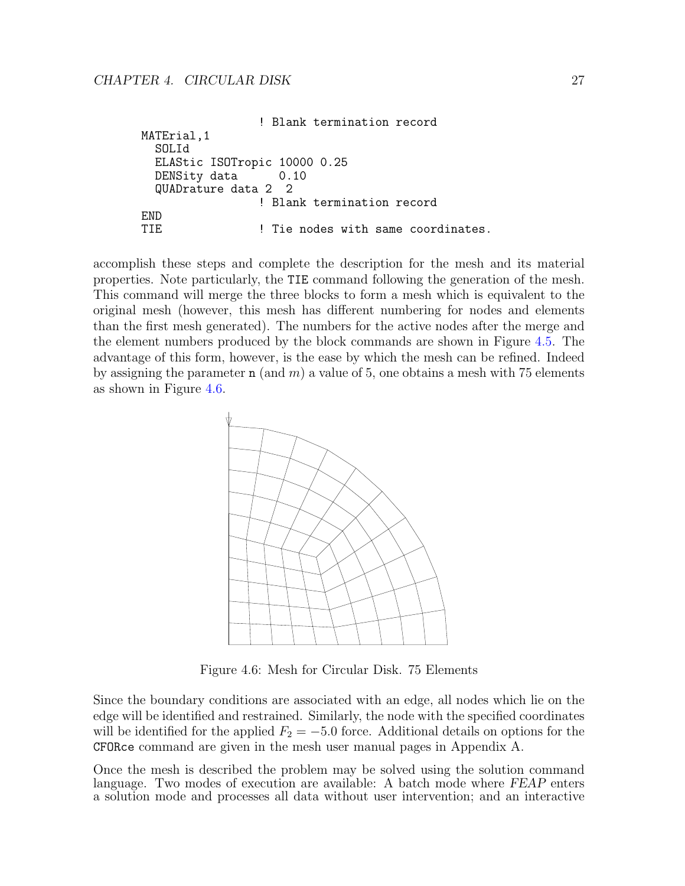```
                    ! Blank termination record
MATErial,1
  SOLId
  ELAStic ISOTropic 10000 0.25
  DENSity data      0.10
  QUADrature data 2  2
                    ! Blank termination record
END
TIE                 ! Tie nodes with same coordinates.
```

accomplish these steps and complete the description for the mesh and its material properties. Note particularly, the `TIE` command following the generation of the mesh. This command will merge the three blocks to form a mesh which is equivalent to the original mesh (however, this mesh has different numbering for nodes and elements than the first mesh generated). The numbers for the active nodes after the merge and the element numbers produced by the block commands are shown in Figure 4.5. The advantage of this form, however, is the ease by which the mesh can be refined. Indeed by assigning the parameter `n` (and $m$) a value of 5, one obtains a mesh with 75 elements as shown in Figure 4.6.

Figure 4.6: Mesh for Circular Disk. 75 Elements

Since the boundary conditions are associated with an edge, all nodes which lie on the edge will be identified and restrained. Similarly, the node with the specified coordinates will be identified for the applied $F_2 = -5.0$ force. Additional details on options for the `CFORce` command are given in the mesh user manual pages in Appendix A.

Once the mesh is described the problem may be solved using the solution command language. Two modes of execution are available: A batch mode where *FEAP* enters a solution mode and processes all data without user intervention; and an interactive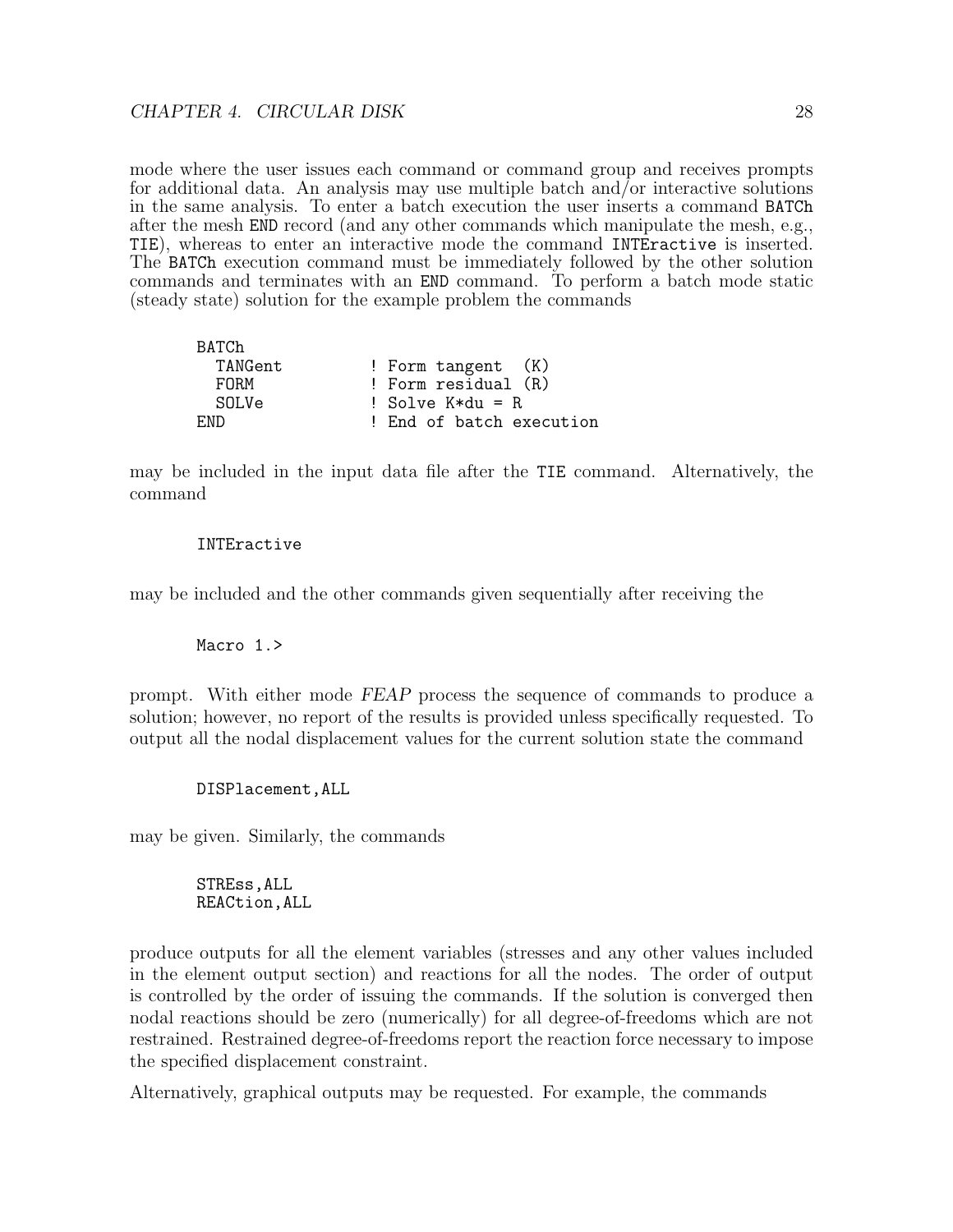mode where the user issues each command or command group and receives prompts for additional data. An analysis may use multiple batch and/or interactive solutions in the same analysis. To enter a batch execution the user inserts a command `BATCh` after the mesh `END` record (and any other commands which manipulate the mesh, e.g., `TIE`), whereas to enter an interactive mode the command `INTEractive` is inserted. The `BATCh` execution command must be immediately followed by the other solution commands and terminates with an `END` command. To perform a batch mode static (steady state) solution for the example problem the commands

```
BATCh
  TANGent          ! Form tangent  (K)
  FORM             ! Form residual (R)
  SOLVe            ! Solve K*du = R
END                ! End of batch execution
```

may be included in the input data file after the `TIE` command. Alternatively, the command

```
INTEractive
```

may be included and the other commands given sequentially after receiving the

```
Macro 1.>
```

prompt. With either mode *FEAP* process the sequence of commands to produce a solution; however, no report of the results is provided unless specifically requested. To output all the nodal displacement values for the current solution state the command

```
DISPlacement,ALL
```

may be given. Similarly, the commands

```
STREss,ALL
REACtion,ALL
```

produce outputs for all the element variables (stresses and any other values included in the element output section) and reactions for all the nodes. The order of output is controlled by the order of issuing the commands. If the solution is converged then nodal reactions should be zero (numerically) for all degree-of-freedoms which are not restrained. Restrained degree-of-freedoms report the reaction force necessary to impose the specified displacement constraint.

Alternatively, graphical outputs may be requested. For example, the commands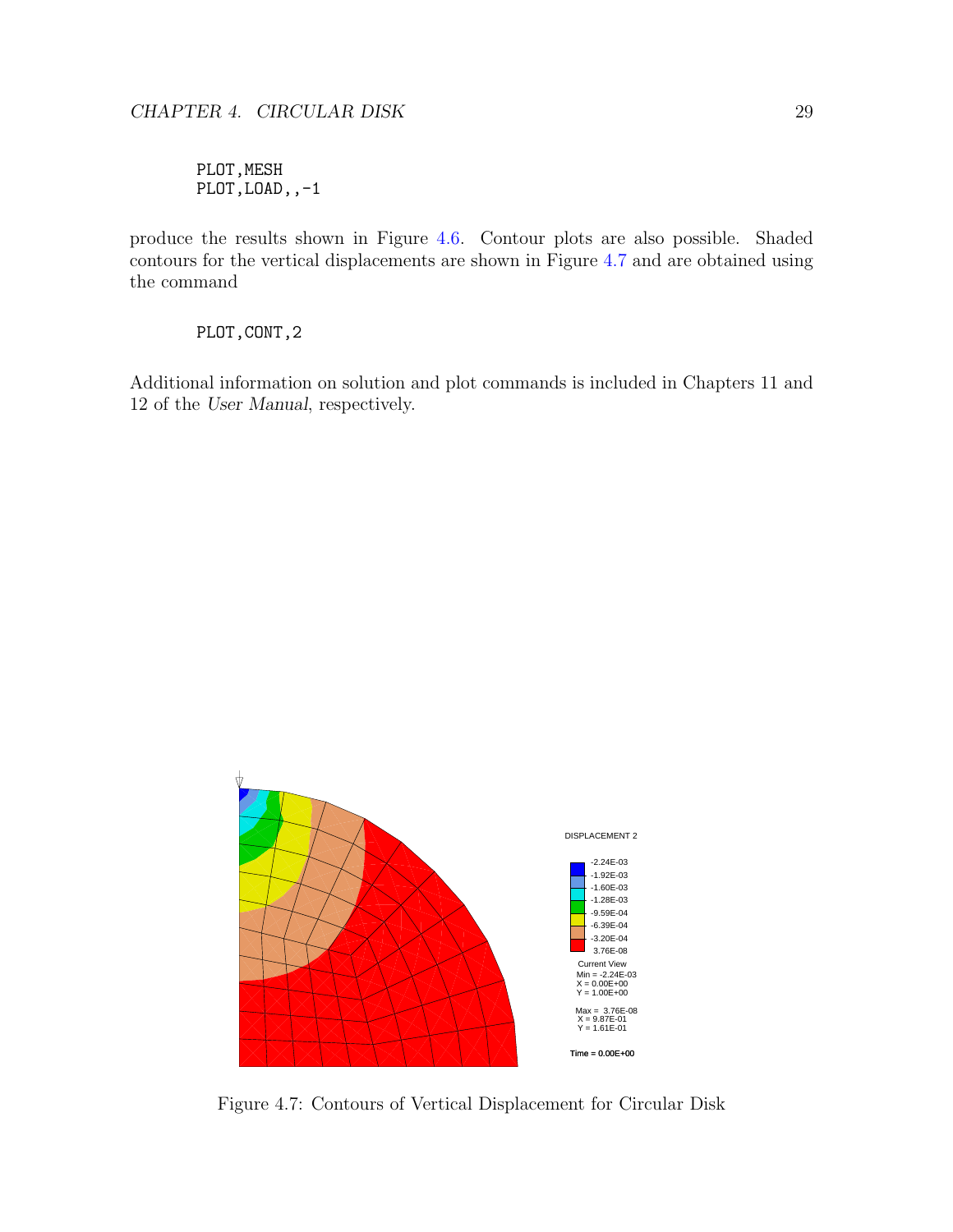```
PLOT,MESH
PLOT,LOAD,,-1
```

produce the results shown in Figure 4.6. Contour plots are also possible. Shaded contours for the vertical displacements are shown in Figure 4.7 and are obtained using the command

```
PLOT,CONT,2
```

Additional information on solution and plot commands is included in Chapters 11 and 12 of the *User Manual*, respectively.

Figure 4.7: Contours of Vertical Displacement for Circular Disk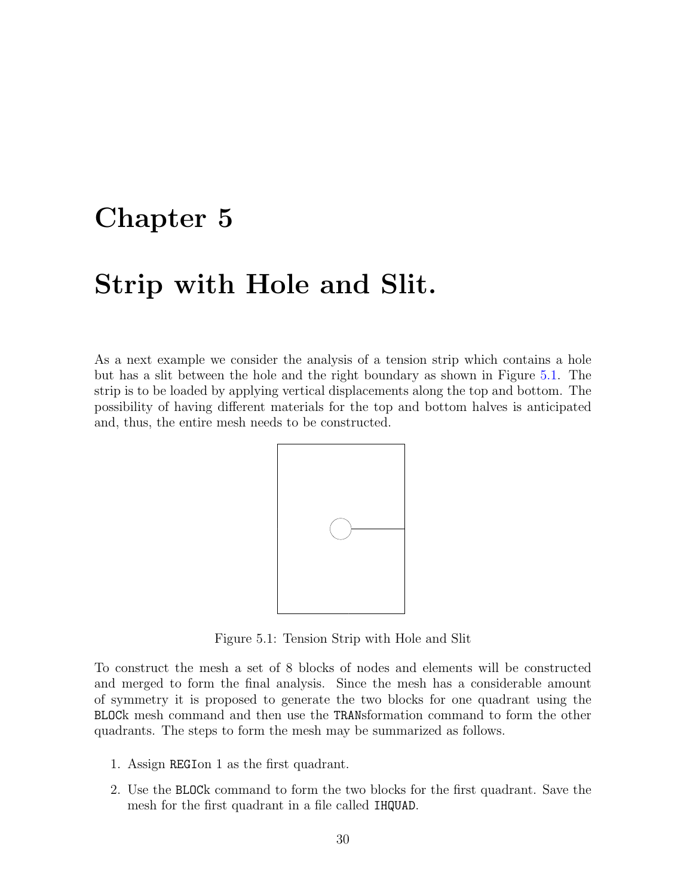# Chapter 5

# Strip with Hole and Slit.

As a next example we consider the analysis of a tension strip which contains a hole but has a slit between the hole and the right boundary as shown in Figure 5.1. The strip is to be loaded by applying vertical displacements along the top and bottom. The possibility of having different materials for the top and bottom halves is anticipated and, thus, the entire mesh needs to be constructed.

Figure 5.1: Tension Strip with Hole and Slit

To construct the mesh a set of 8 blocks of nodes and elements will be constructed and merged to form the final analysis. Since the mesh has a considerable amount of symmetry it is proposed to generate the two blocks for one quadrant using the `BLOC`k mesh command and then use the `TRAN`sformation command to form the other quadrants. The steps to form the mesh may be summarized as follows.

1. Assign `REGI`on 1 as the first quadrant.
2. Use the `BLOC`k command to form the two blocks for the first quadrant. Save the mesh for the first quadrant in a file called `IHQUAD`.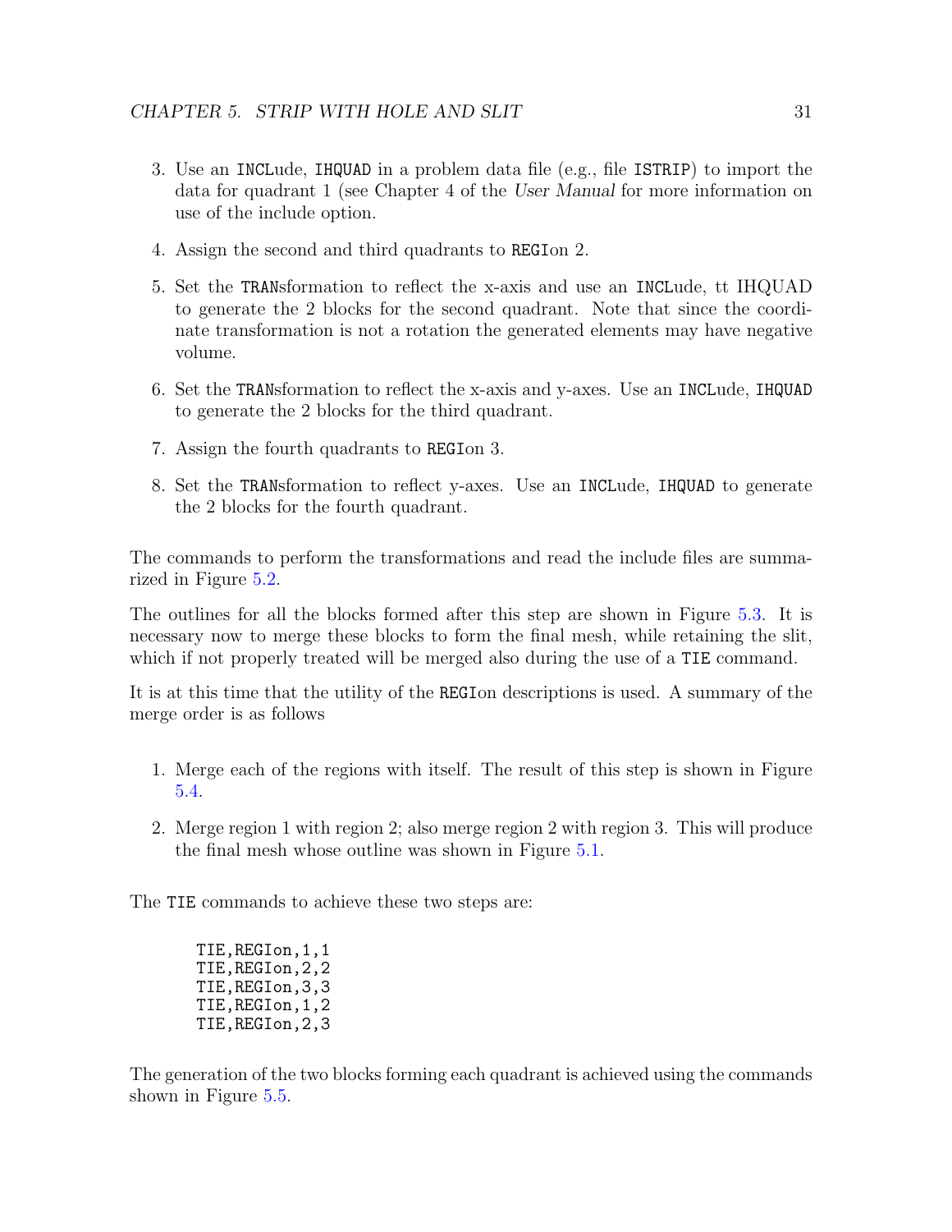3. Use an `INCL`ude, `IHQUAD` in a problem data file (e.g., file `ISTRIP`) to import the data for quadrant 1 (see Chapter 4 of the *User Manual* for more information on use of the include option.

4. Assign the second and third quadrants to `REGI`on 2.

5. Set the `TRAN`sformation to reflect the x-axis and use an `INCL`ude, tt IHQUAD to generate the 2 blocks for the second quadrant. Note that since the coordinate transformation is not a rotation the generated elements may have negative volume.

6. Set the `TRAN`sformation to reflect the x-axis and y-axes. Use an `INCL`ude, `IHQUAD` to generate the 2 blocks for the third quadrant.

7. Assign the fourth quadrants to `REGI`on 3.

8. Set the `TRAN`sformation to reflect y-axes. Use an `INCL`ude, `IHQUAD` to generate the 2 blocks for the fourth quadrant.

The commands to perform the transformations and read the include files are summarized in Figure 5.2.

The outlines for all the blocks formed after this step are shown in Figure 5.3. It is necessary now to merge these blocks to form the final mesh, while retaining the slit, which if not properly treated will be merged also during the use of a `TIE` command.

It is at this time that the utility of the `REGI`on descriptions is used. A summary of the merge order is as follows

1. Merge each of the regions with itself. The result of this step is shown in Figure 5.4.

2. Merge region 1 with region 2; also merge region 2 with region 3. This will produce the final mesh whose outline was shown in Figure 5.1.

The `TIE` commands to achieve these two steps are:

```
TIE,REGIon,1,1
TIE,REGIon,2,2
TIE,REGIon,3,3
TIE,REGIon,1,2
TIE,REGIon,2,3
```

The generation of the two blocks forming each quadrant is achieved using the commands shown in Figure 5.5.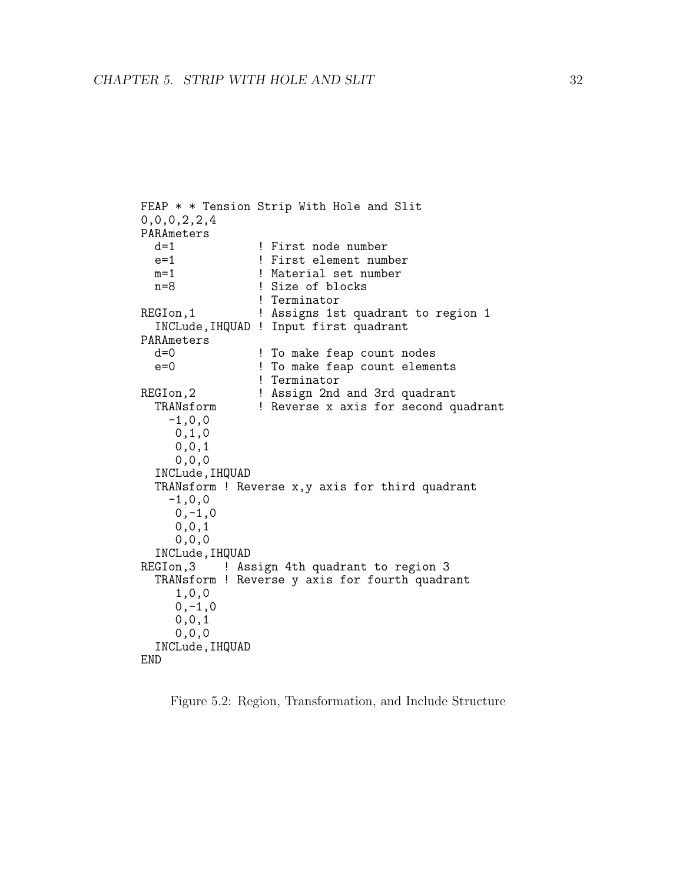```
FEAP * * Tension Strip With Hole and Slit
0,0,0,2,2,4
PARAmeters
  d=1            ! First node number
  e=1            ! First element number
  m=1            ! Material set number
  n=8            ! Size of blocks
                 ! Terminator
REGIon,1         ! Assigns 1st quadrant to region 1
  INCLude,IHQUAD ! Input first quadrant
PARAmeters
  d=0            ! To make feap count nodes
  e=0            ! To make feap count elements
                 ! Terminator
REGIon,2         ! Assign 2nd and 3rd quadrant
  TRANsform      ! Reverse x axis for second quadrant
    -1,0,0
     0,1,0
     0,0,1
     0,0,0
  INCLude,IHQUAD
  TRANsform ! Reverse x,y axis for third quadrant
    -1,0,0
     0,-1,0
     0,0,1
     0,0,0
  INCLude,IHQUAD
REGIon,3    ! Assign 4th quadrant to region 3
  TRANsform ! Reverse y axis for fourth quadrant
     1,0,0
     0,-1,0
     0,0,1
     0,0,0
  INCLude,IHQUAD
END
```

Figure 5.2: Region, Transformation, and Include Structure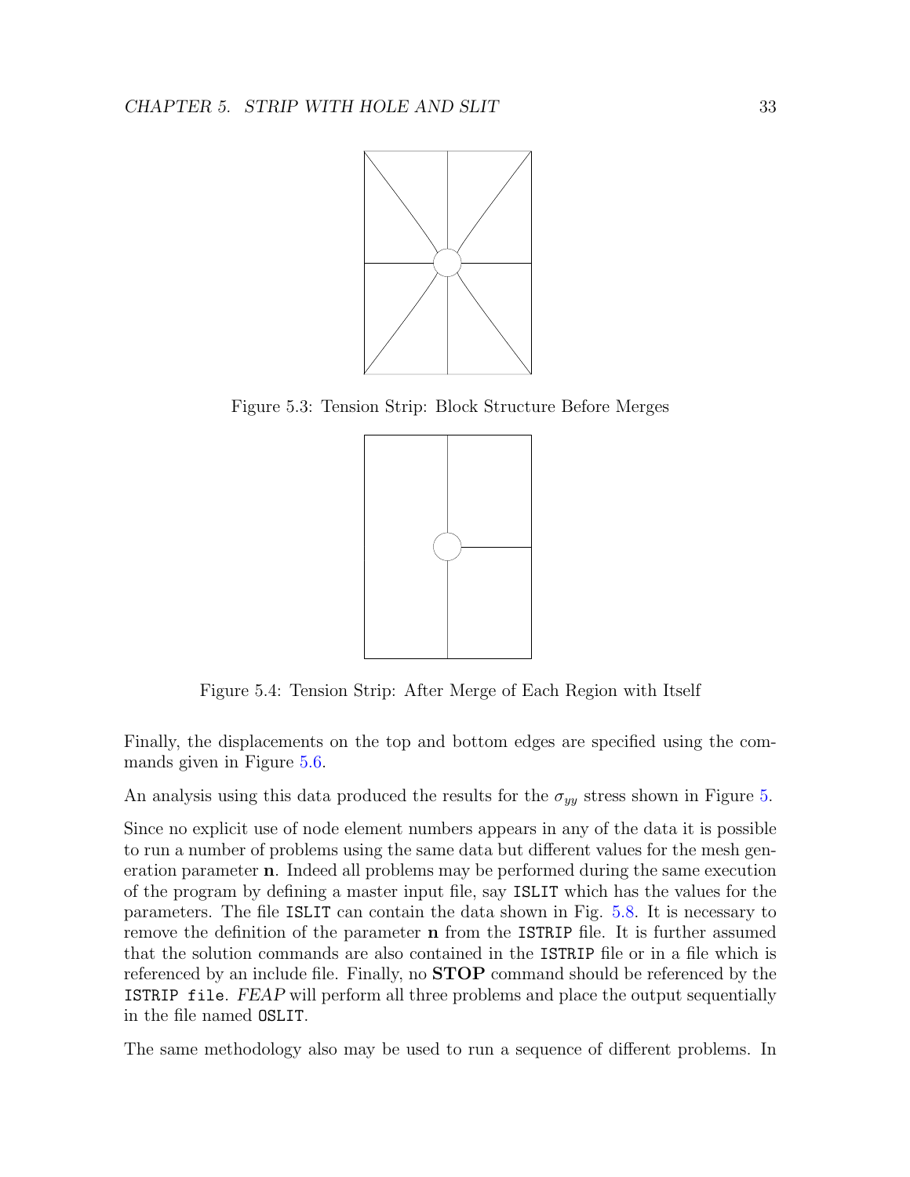Figure 5.3: Tension Strip: Block Structure Before Merges

Figure 5.4: Tension Strip: After Merge of Each Region with Itself

Finally, the displacements on the top and bottom edges are specified using the commands given in Figure 5.6.

An analysis using this data produced the results for the $\sigma_{yy}$ stress shown in Figure 5.

Since no explicit use of node element numbers appears in any of the data it is possible to run a number of problems using the same data but different values for the mesh generation parameter **n**. Indeed all problems may be performed during the same execution of the program by defining a master input file, say `ISLIT` which has the values for the parameters. The file `ISLIT` can contain the data shown in Fig. 5.8. It is necessary to remove the definition of the parameter **n** from the `ISTRIP` file. It is further assumed that the solution commands are also contained in the `ISTRIP` file or in a file which is referenced by an include file. Finally, no **STOP** command should be referenced by the `ISTRIP file`. *FEAP* will perform all three problems and place the output sequentially in the file named `OSLIT`.

The same methodology also may be used to run a sequence of different problems. In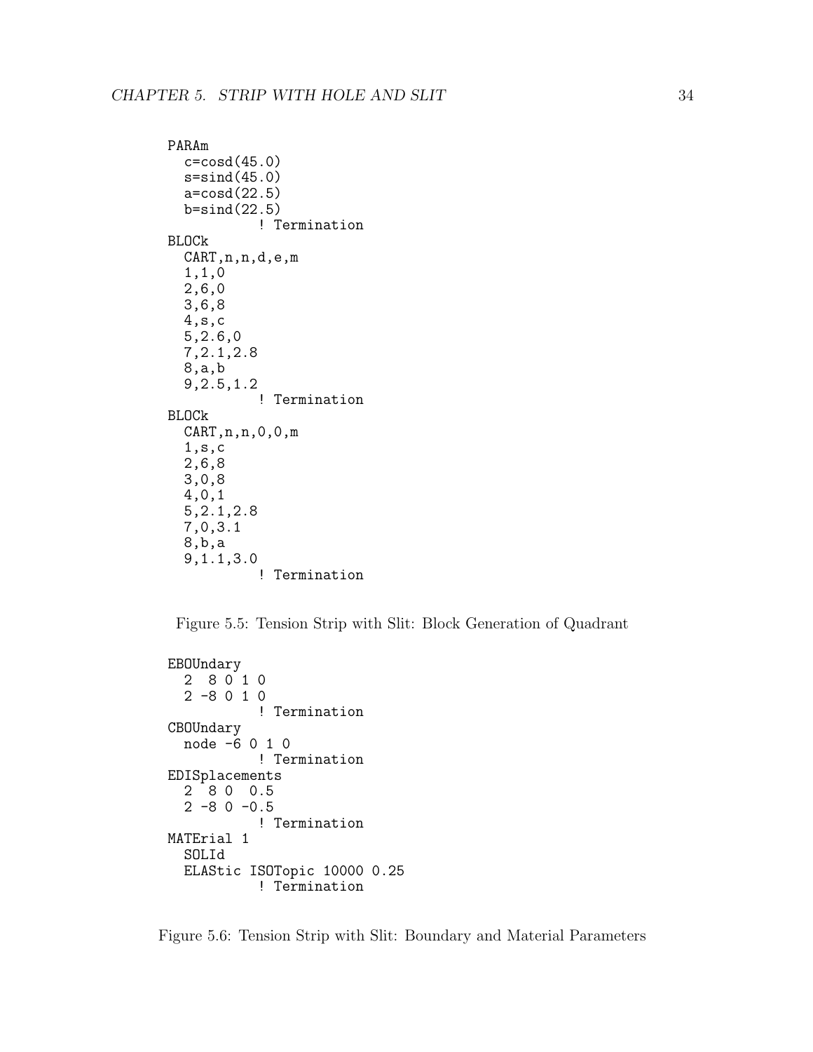```
PARAm
  c=cosd(45.0)
  s=sind(45.0)
  a=cosd(22.5)
  b=sind(22.5)
           ! Termination
BLOCk
  CART,n,n,d,e,m
  1,1,0
  2,6,0
  3,6,8
  4,s,c
  5,2.6,0
  7,2.1,2.8
  8,a,b
  9,2.5,1.2
           ! Termination
BLOCk
  CART,n,n,0,0,m
  1,s,c
  2,6,8
  3,0,8
  4,0,1
  5,2.1,2.8
  7,0,3.1
  8,b,a
  9,1.1,3.0
           ! Termination
```

Figure 5.5: Tension Strip with Slit: Block Generation of Quadrant

```
EBOUndary
  2  8 0 1 0
  2 -8 0 1 0
           ! Termination
CBOUndary
  node -6 0 1 0
           ! Termination
EDISplacements
  2  8 0  0.5
  2 -8 0 -0.5
           ! Termination
MATErial 1
  SOLId
  ELAStic ISOTopic 10000 0.25
           ! Termination
```

Figure 5.6: Tension Strip with Slit: Boundary and Material Parameters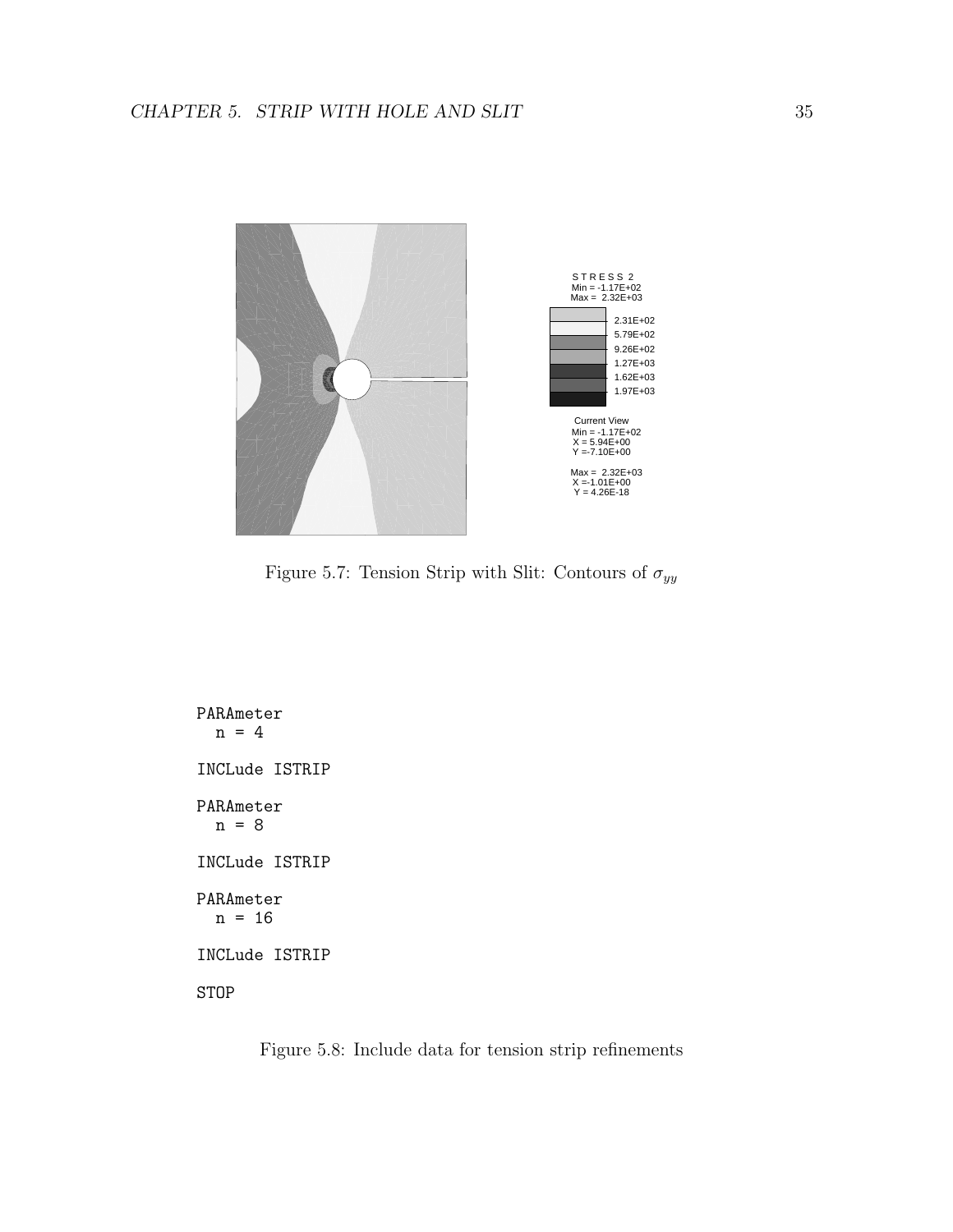Figure 5.7: Tension Strip with Slit: Contours of $\sigma_{yy}$

```
PARAmeter
  n = 4

INCLude ISTRIP

PARAmeter
  n = 8

INCLude ISTRIP

PARAmeter
  n = 16

INCLude ISTRIP

STOP
```

Figure 5.8: Include data for tension strip refinements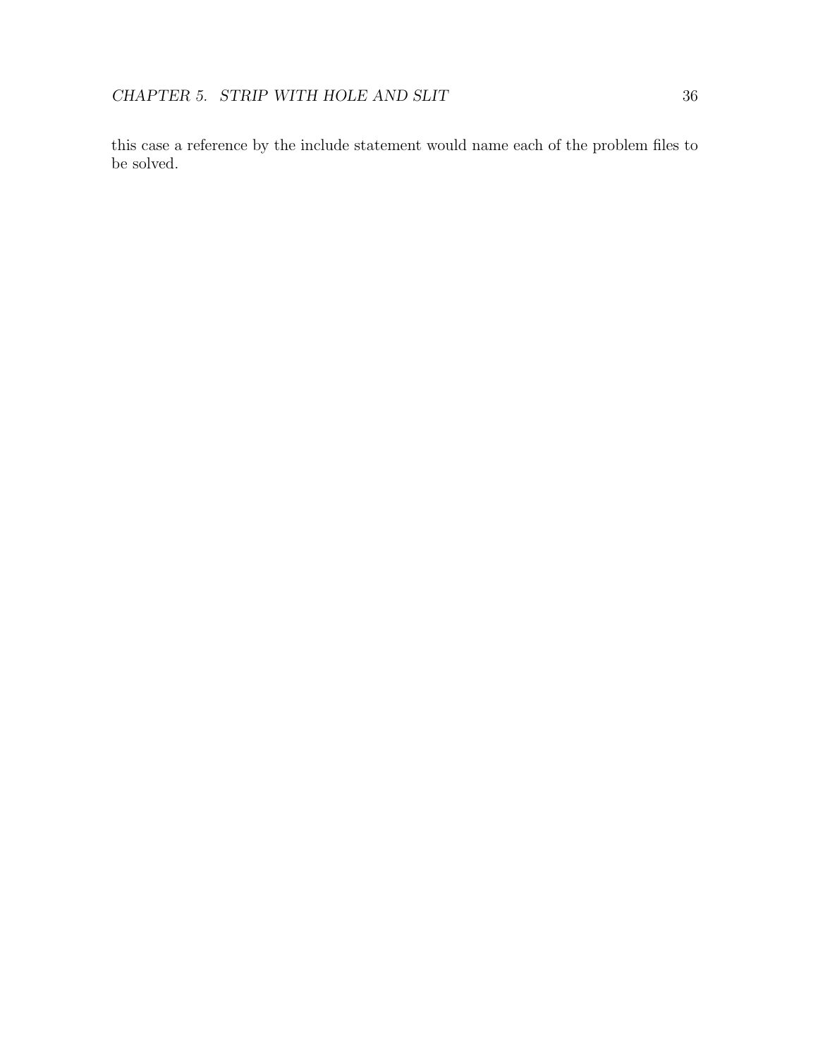this case a reference by the include statement would name each of the problem files to be solved.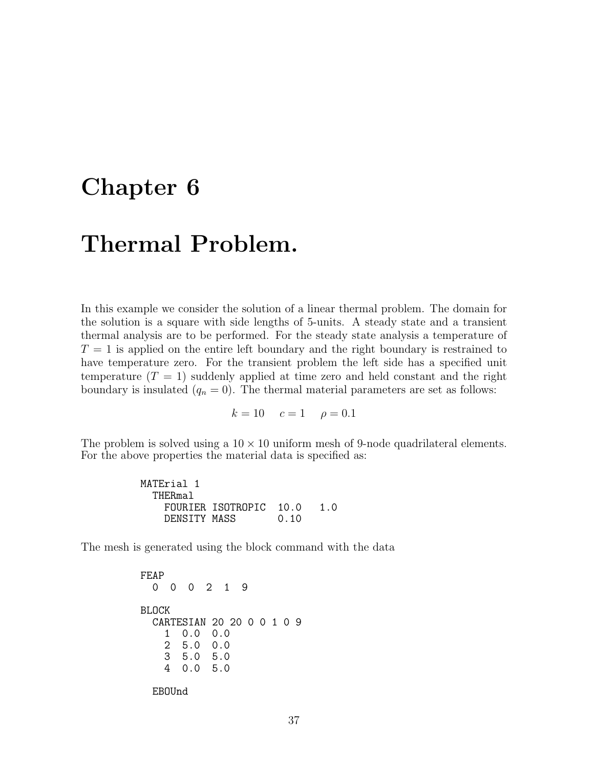# Chapter 6

# Thermal Problem.

In this example we consider the solution of a linear thermal problem. The domain for the solution is a square with side lengths of 5-units. A steady state and a transient thermal analysis are to be performed. For the steady state analysis a temperature of $T = 1$ is applied on the entire left boundary and the right boundary is restrained to have temperature zero. For the transient problem the left side has a specified unit temperature ($T = 1$) suddenly applied at time zero and held constant and the right boundary is insulated ($q_n = 0$). The thermal material parameters are set as follows:

$$k = 10 \quad c = 1 \quad \rho = 0.1$$

The problem is solved using a $10 \times 10$ uniform mesh of 9-node quadrilateral elements. For the above properties the material data is specified as:

```
MATErial 1
  THERmal
    FOURIER ISOTROPIC  10.0   1.0
    DENSITY MASS       0.10
```

The mesh is generated using the block command with the data

```
FEAP
  0  0  0  2  1  9

BLOCK
  CARTESIAN 20 20 0 0 1 0 9
    1  0.0  0.0
    2  5.0  0.0
    3  5.0  5.0
    4  0.0  5.0

  EBOUnd
```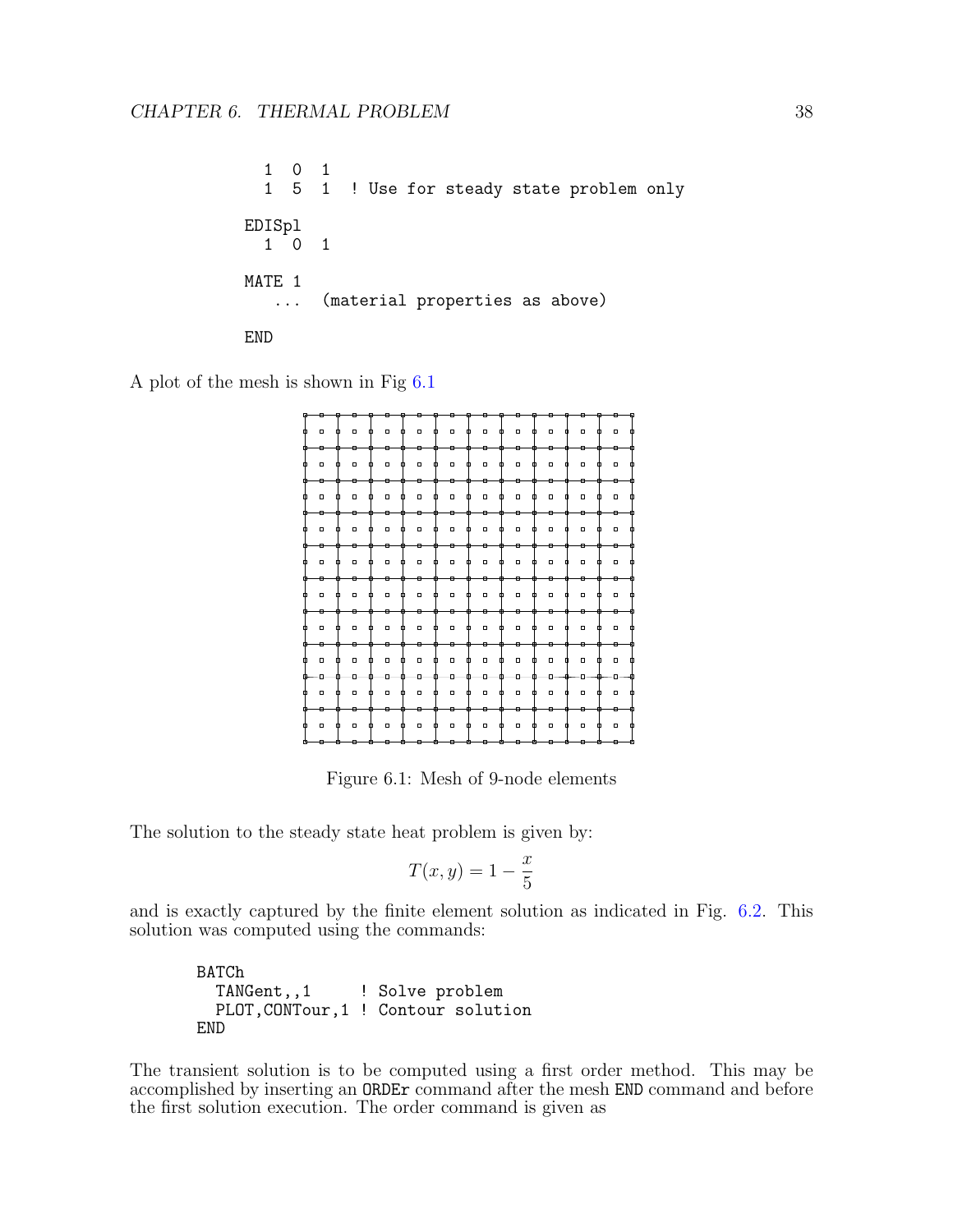```
  1  0  1
  1  5  1  ! Use for steady state problem only

EDISpl
  1  0  1

MATE 1
   ...  (material properties as above)

END
```

A plot of the mesh is shown in Fig 6.1

Figure 6.1: Mesh of 9-node elements

The solution to the steady state heat problem is given by:

$$T(x, y) = 1 - \frac{x}{5}$$

and is exactly captured by the finite element solution as indicated in Fig. 6.2. This solution was computed using the commands:

```
BATCh
  TANGent,,1      ! Solve problem
  PLOT,CONTour,1 ! Contour solution
END
```

The transient solution is to be computed using a first order method. This may be accomplished by inserting an ORDEr command after the mesh END command and before the first solution execution. The order command is given as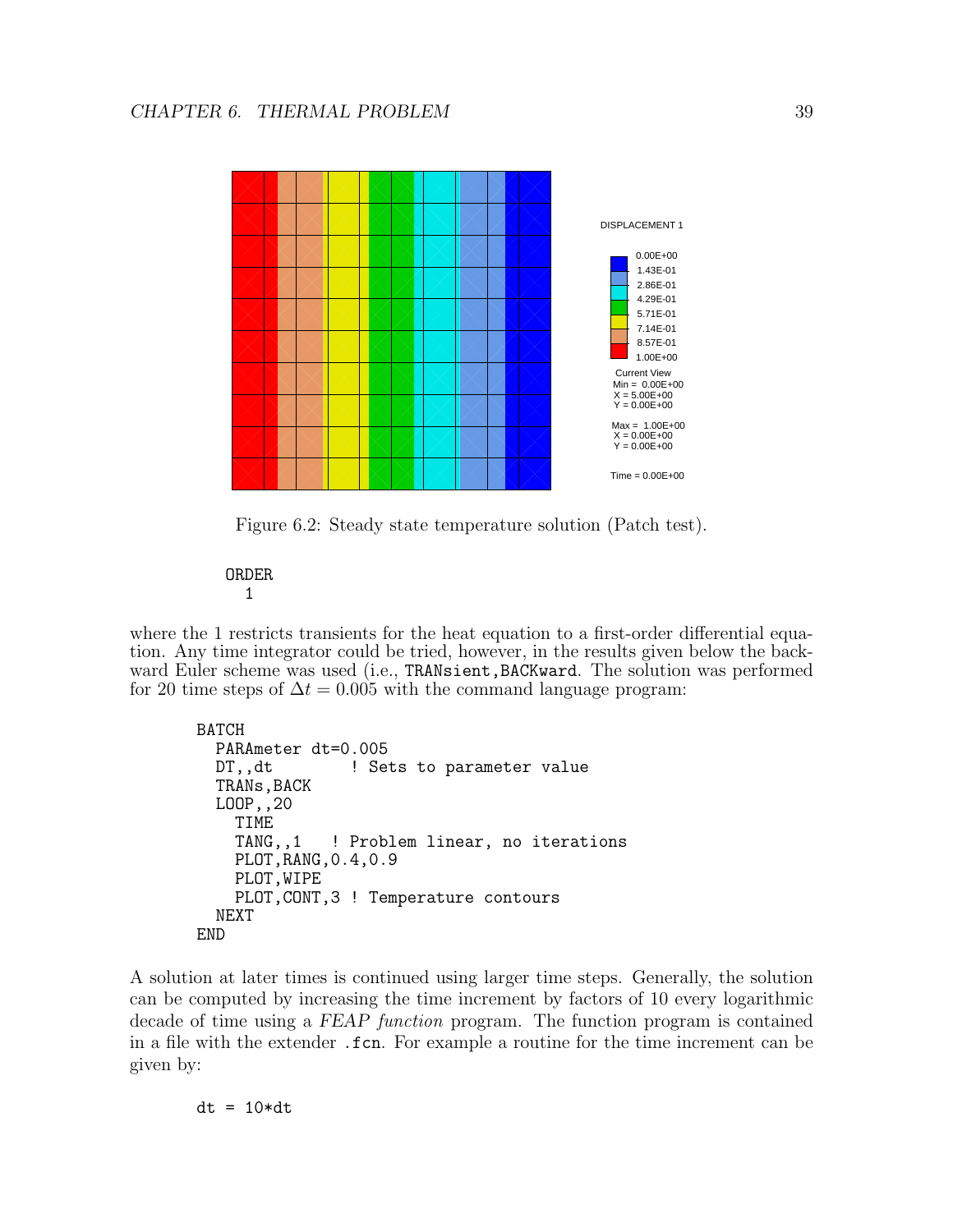Figure 6.2: Steady state temperature solution (Patch test).

```
ORDER
  1
```

where the 1 restricts transients for the heat equation to a first-order differential equation. Any time integrator could be tried, however, in the results given below the backward Euler scheme was used (i.e., `TRANsient,BACKward`. The solution was performed for 20 time steps of $\Delta t = 0.005$ with the command language program:

```
BATCH
  PARAmeter dt=0.005
  DT,,dt        ! Sets to parameter value
  TRANs,BACK
  LOOP,,20
    TIME
    TANG,,1   ! Problem linear, no iterations
    PLOT,RANG,0.4,0.9
    PLOT,WIPE
    PLOT,CONT,3 ! Temperature contours
  NEXT
END
```

A solution at later times is continued using larger time steps. Generally, the solution can be computed by increasing the time increment by factors of 10 every logarithmic decade of time using a *FEAP function* program. The function program is contained in a file with the extender `.fcn`. For example a routine for the time increment can be given by:

```
dt = 10*dt
```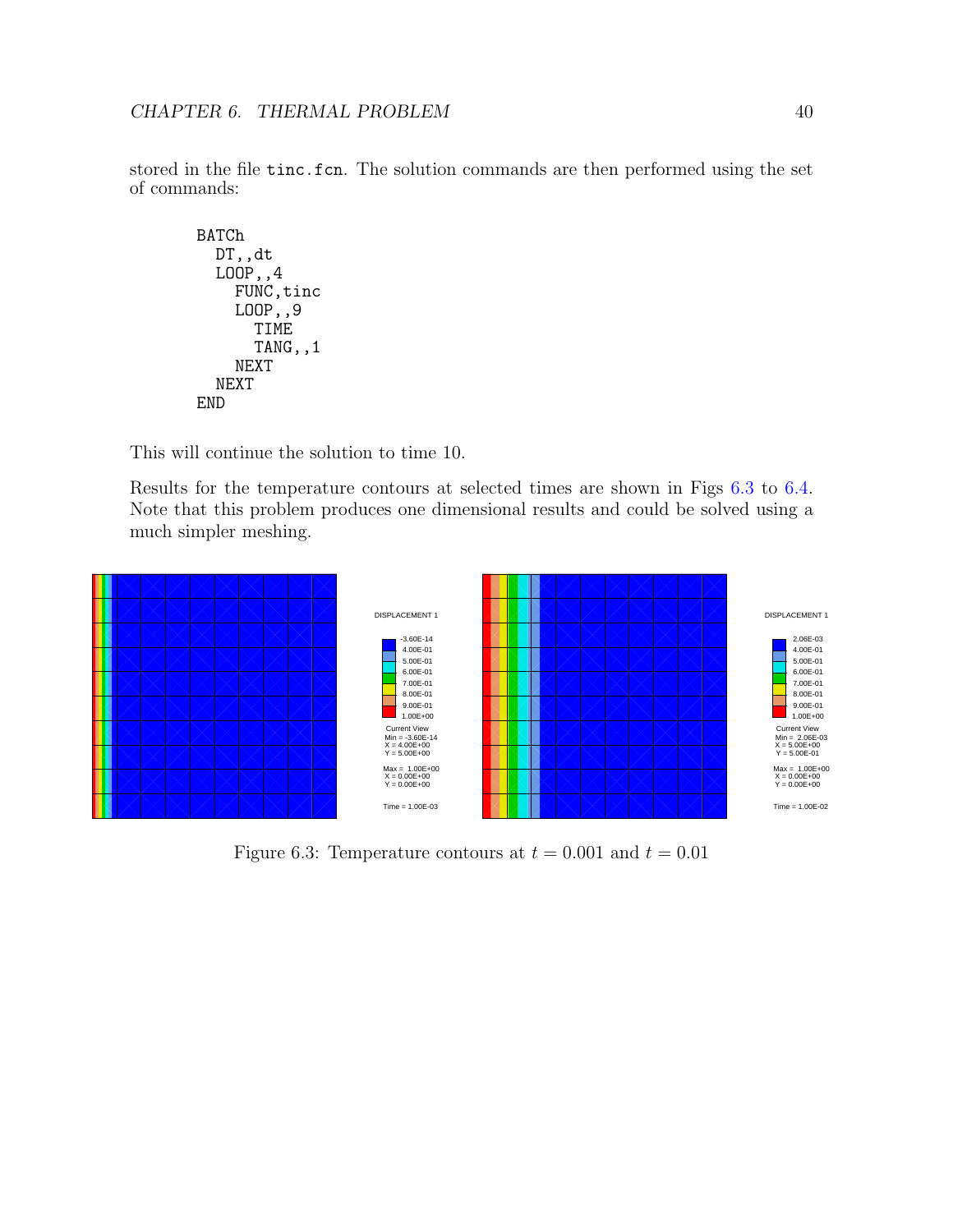stored in the file `tinc.fcn`. The solution commands are then performed using the set of commands:

```
BATCh
  DT,,dt
  LOOP,,4
    FUNC,tinc
    LOOP,,9
      TIME
      TANG,,1
    NEXT
  NEXT
END
```

This will continue the solution to time 10.

Results for the temperature contours at selected times are shown in Figs 6.3 to 6.4. Note that this problem produces one dimensional results and could be solved using a much simpler meshing.

Figure 6.3: Temperature contours at $t = 0.001$ and $t = 0.01$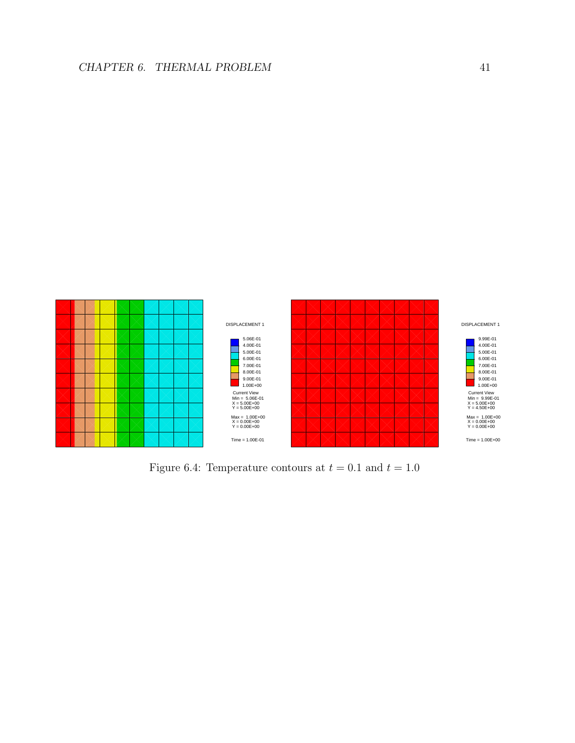Figure 6.4: Temperature contours at $t = 0.1$ and $t = 1.0$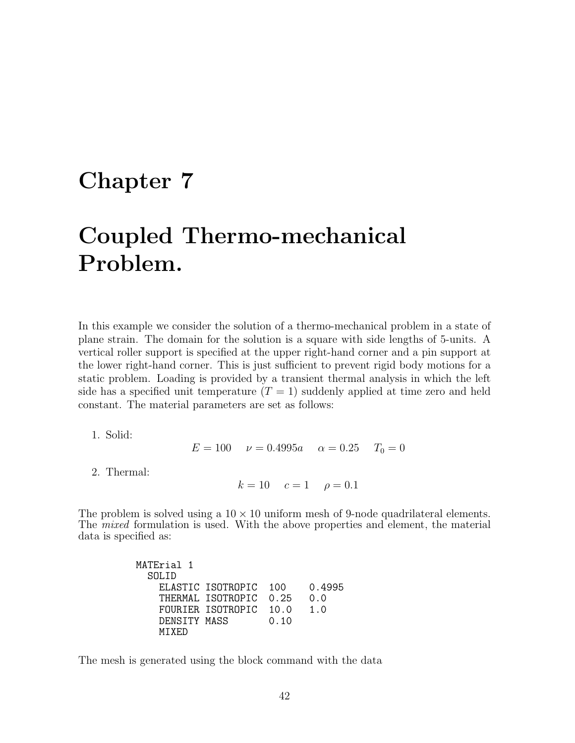# Chapter 7

# Coupled Thermo-mechanical Problem.

In this example we consider the solution of a thermo-mechanical problem in a state of plane strain. The domain for the solution is a square with side lengths of 5-units. A vertical roller support is specified at the upper right-hand corner and a pin support at the lower right-hand corner. This is just sufficient to prevent rigid body motions for a static problem. Loading is provided by a transient thermal analysis in which the left side has a specified unit temperature ($T = 1$) suddenly applied at time zero and held constant. The material parameters are set as follows:

1. Solid:

$$E = 100 \quad \nu = 0.4995a \quad \alpha = 0.25 \quad T_0 = 0$$

2. Thermal:

$$k = 10 \quad c = 1 \quad \rho = 0.1$$

The problem is solved using a $10 \times 10$ uniform mesh of 9-node quadrilateral elements. The *mixed* formulation is used. With the above properties and element, the material data is specified as:

```
MATErial 1
  SOLID
    ELASTIC ISOTROPIC  100    0.4995
    THERMAL ISOTROPIC  0.25   0.0
    FOURIER ISOTROPIC  10.0   1.0
    DENSITY MASS       0.10
    MIXED
```

The mesh is generated using the block command with the data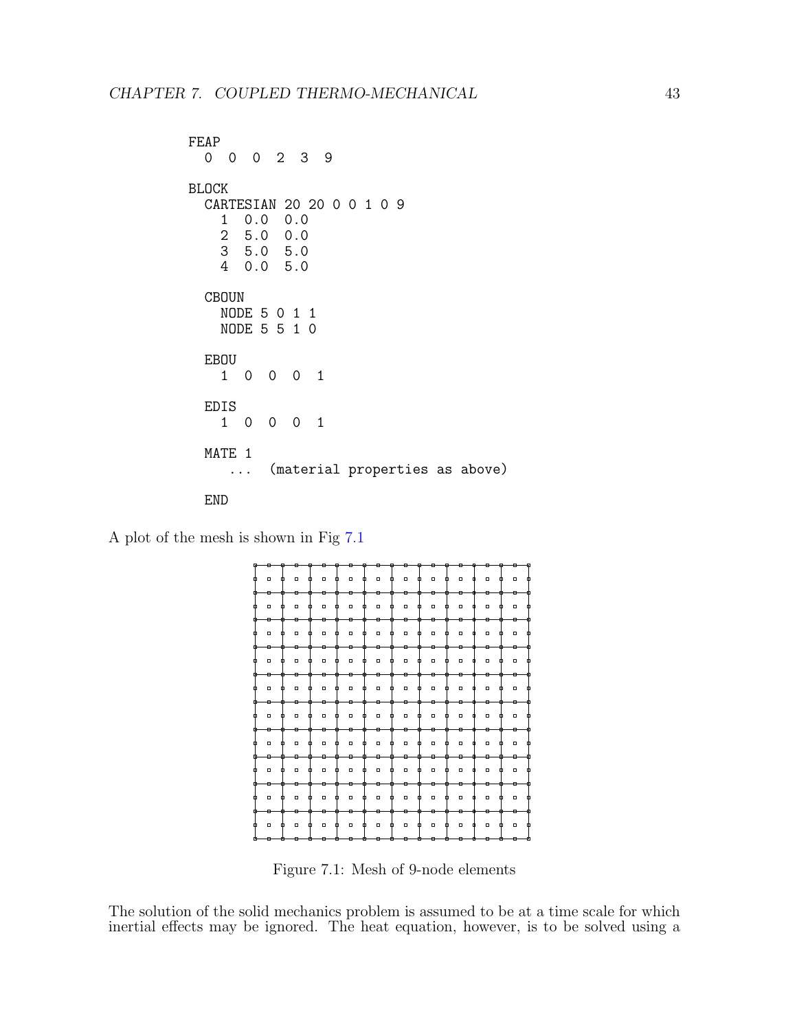```
FEAP
  0  0  0  2  3  9

BLOCK
  CARTESIAN 20 20 0 0 1 0 9
    1  0.0  0.0
    2  5.0  0.0
    3  5.0  5.0
    4  0.0  5.0

  CBOUN
    NODE 5 0 1 1
    NODE 5 5 1 0

  EBOU
    1  0  0  0  1

  EDIS
    1  0  0  0  1

  MATE 1
     ...  (material properties as above)

  END
```

A plot of the mesh is shown in Fig 7.1

Figure 7.1: Mesh of 9-node elements

The solution of the solid mechanics problem is assumed to be at a time scale for which inertial effects may be ignored. The heat equation, however, is to be solved using a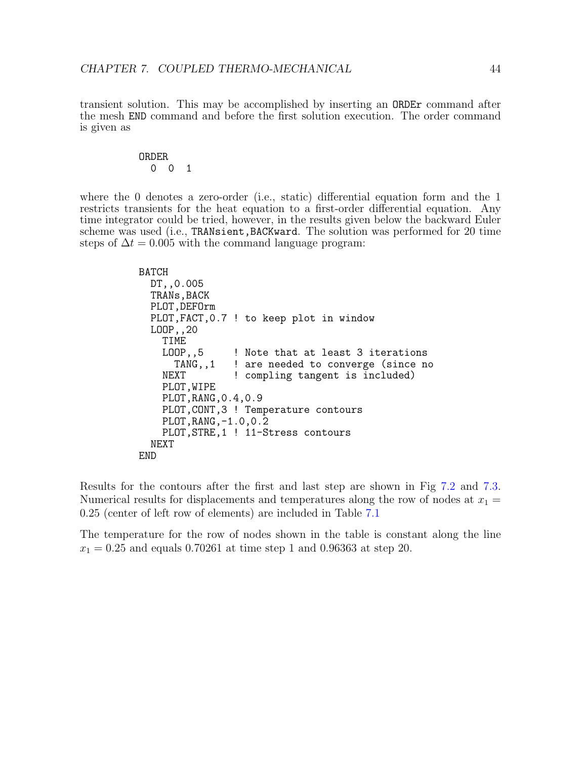transient solution. This may be accomplished by inserting an ORDEr command after the mesh END command and before the first solution execution. The order command is given as

```
ORDER
  0  0  1
```

where the 0 denotes a zero-order (i.e., static) differential equation form and the 1 restricts transients for the heat equation to a first-order differential equation. Any time integrator could be tried, however, in the results given below the backward Euler scheme was used (i.e., TRANsient,BACKward. The solution was performed for 20 time steps of $\Delta t = 0.005$ with the command language program:

```
BATCH
  DT,,0.005
  TRANs,BACK
  PLOT,DEFOrm
  PLOT,FACT,0.7 ! to keep plot in window
  LOOP,,20
    TIME
    LOOP,,5     ! Note that at least 3 iterations
      TANG,,1   ! are needed to converge (since no
    NEXT        ! compling tangent is included)
    PLOT,WIPE
    PLOT,RANG,0.4,0.9
    PLOT,CONT,3 ! Temperature contours
    PLOT,RANG,-1.0,0.2
    PLOT,STRE,1 ! 11-Stress contours
  NEXT
END
```

Results for the contours after the first and last step are shown in Fig 7.2 and 7.3. Numerical results for displacements and temperatures along the row of nodes at $x_1 = 0.25$ (center of left row of elements) are included in Table 7.1

The temperature for the row of nodes shown in the table is constant along the line $x_1 = 0.25$ and equals 0.70261 at time step 1 and 0.96363 at step 20.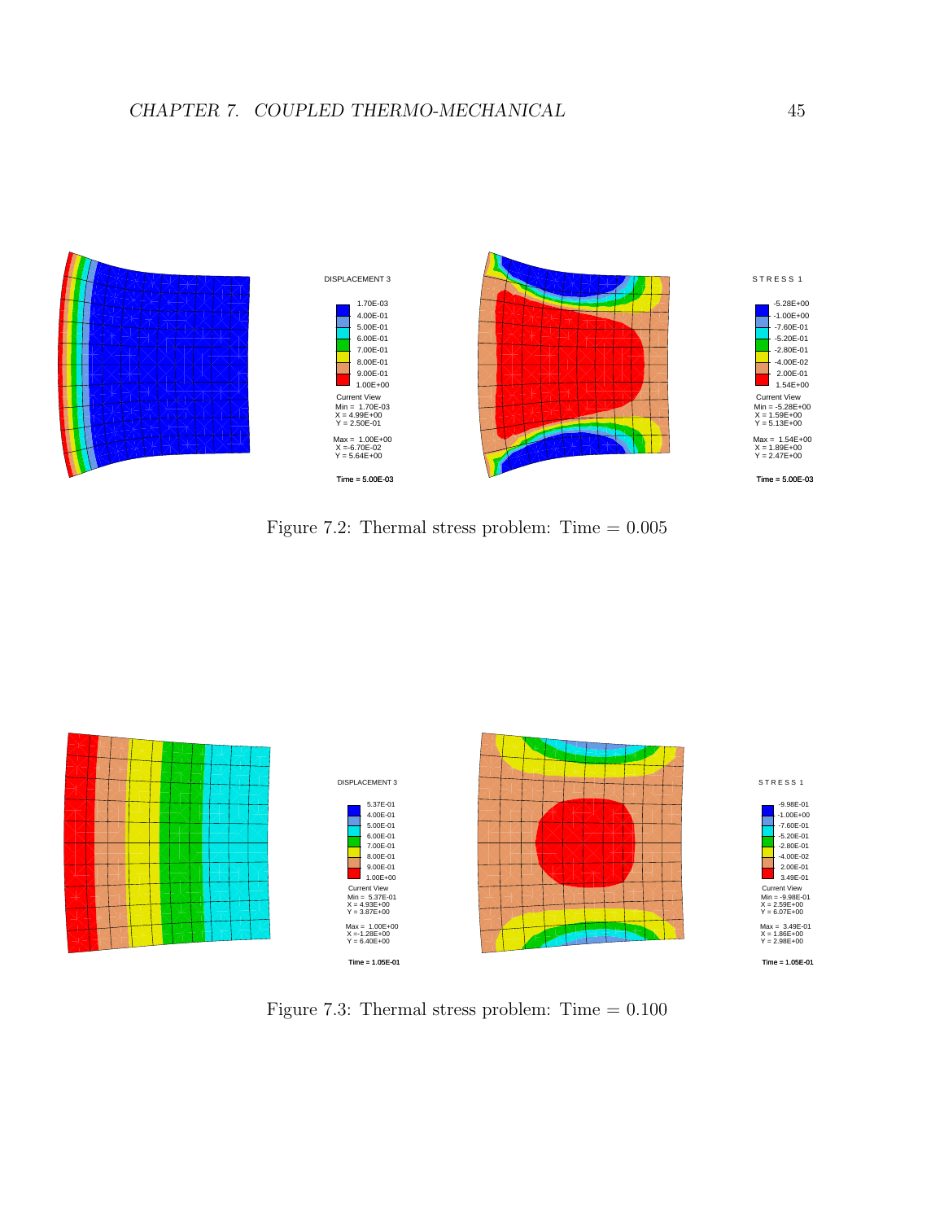DISPLACEMENT 3

1.70E-03
4.00E-01
5.00E-01
6.00E-01
7.00E-01
8.00E-01
9.00E-01
1.00E+00

Current View
Min = 1.70E-03
X = 4.99E+00
Y = 2.50E-01

Max = 1.00E+00
X =-6.70E-02
Y = 5.64E+00

Time = 5.00E-03

STRESS 1

-5.28E+00
-1.00E+00
-7.60E-01
-5.20E-01
-2.80E-01
-4.00E-02
2.00E-01
1.54E+00

Current View
Min = -5.28E+00
X = 1.59E+00
Y = 5.13E+00

Max = 1.54E+00
X = 1.89E+00
Y = 2.47E+00

Time = 5.00E-03

Figure 7.2: Thermal stress problem: Time = 0.005

DISPLACEMENT 3

5.37E-01
4.00E-01
5.00E-01
6.00E-01
7.00E-01
8.00E-01
9.00E-01
1.00E+00

Current View
Min = 5.37E-01
X = 4.93E+00
Y = 3.87E+00

Max = 1.00E+00
X =-1.28E+00
Y = 6.40E+00

Time = 1.05E-01

STRESS 1

-9.98E-01
-1.00E+00
-7.60E-01
-5.20E-01
-2.80E-01
-4.00E-02
2.00E-01
3.49E-01

Current View
Min = -9.98E-01
X = 2.59E+00
Y = 6.07E+00

Max = 3.49E-01
X = 1.86E+00
Y = 2.98E+00

Time = 1.05E-01

Figure 7.3: Thermal stress problem: Time = 0.100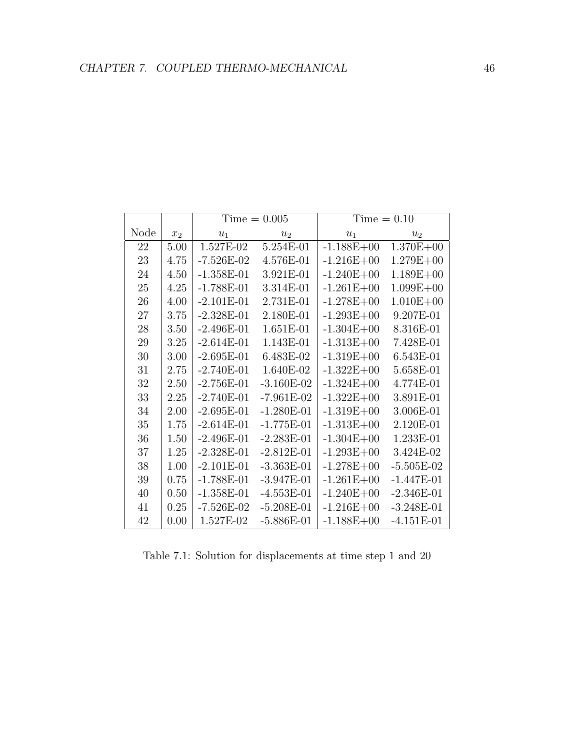| | | Time = 0.005 | | Time = 0.10 | |
|---|---|---|---|---|---|
| Node | $x_2$ | $u_1$ | $u_2$ | $u_1$ | $u_2$ |
| 22 | 5.00 | 1.527E-02 | 5.254E-01 | -1.188E+00 | 1.370E+00 |
| 23 | 4.75 | -7.526E-02 | 4.576E-01 | -1.216E+00 | 1.279E+00 |
| 24 | 4.50 | -1.358E-01 | 3.921E-01 | -1.240E+00 | 1.189E+00 |
| 25 | 4.25 | -1.788E-01 | 3.314E-01 | -1.261E+00 | 1.099E+00 |
| 26 | 4.00 | -2.101E-01 | 2.731E-01 | -1.278E+00 | 1.010E+00 |
| 27 | 3.75 | -2.328E-01 | 2.180E-01 | -1.293E+00 | 9.207E-01 |
| 28 | 3.50 | -2.496E-01 | 1.651E-01 | -1.304E+00 | 8.316E-01 |
| 29 | 3.25 | -2.614E-01 | 1.143E-01 | -1.313E+00 | 7.428E-01 |
| 30 | 3.00 | -2.695E-01 | 6.483E-02 | -1.319E+00 | 6.543E-01 |
| 31 | 2.75 | -2.740E-01 | 1.640E-02 | -1.322E+00 | 5.658E-01 |
| 32 | 2.50 | -2.756E-01 | -3.160E-02 | -1.324E+00 | 4.774E-01 |
| 33 | 2.25 | -2.740E-01 | -7.961E-02 | -1.322E+00 | 3.891E-01 |
| 34 | 2.00 | -2.695E-01 | -1.280E-01 | -1.319E+00 | 3.006E-01 |
| 35 | 1.75 | -2.614E-01 | -1.775E-01 | -1.313E+00 | 2.120E-01 |
| 36 | 1.50 | -2.496E-01 | -2.283E-01 | -1.304E+00 | 1.233E-01 |
| 37 | 1.25 | -2.328E-01 | -2.812E-01 | -1.293E+00 | 3.424E-02 |
| 38 | 1.00 | -2.101E-01 | -3.363E-01 | -1.278E+00 | -5.505E-02 |
| 39 | 0.75 | -1.788E-01 | -3.947E-01 | -1.261E+00 | -1.447E-01 |
| 40 | 0.50 | -1.358E-01 | -4.553E-01 | -1.240E+00 | -2.346E-01 |
| 41 | 0.25 | -7.526E-02 | -5.208E-01 | -1.216E+00 | -3.248E-01 |
| 42 | 0.00 | 1.527E-02 | -5.886E-01 | -1.188E+00 | -4.151E-01 |

Table 7.1: Solution for displacements at time step 1 and 20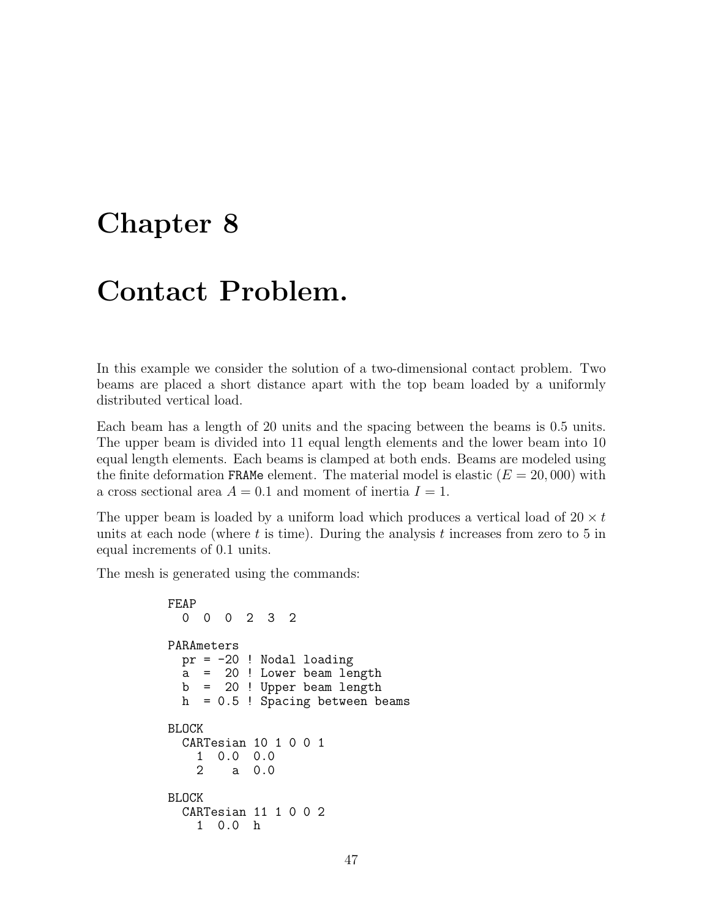# Chapter 8

# Contact Problem.

In this example we consider the solution of a two-dimensional contact problem. Two beams are placed a short distance apart with the top beam loaded by a uniformly distributed vertical load.

Each beam has a length of 20 units and the spacing between the beams is 0.5 units. The upper beam is divided into 11 equal length elements and the lower beam into 10 equal length elements. Each beams is clamped at both ends. Beams are modeled using the finite deformation `FRAMe` element. The material model is elastic ($E = 20,000$) with a cross sectional area $A = 0.1$ and moment of inertia $I = 1$.

The upper beam is loaded by a uniform load which produces a vertical load of $20 \times t$ units at each node (where $t$ is time). During the analysis $t$ increases from zero to 5 in equal increments of 0.1 units.

The mesh is generated using the commands:

```
FEAP
  0  0  0  2  3  2

PARAmeters
  pr = -20 ! Nodal loading
  a  =  20 ! Lower beam length
  b  =  20 ! Upper beam length
  h  = 0.5 ! Spacing between beams

BLOCK
  CARTesian 10 1 0 0 1
    1  0.0  0.0
    2    a  0.0

BLOCK
  CARTesian 11 1 0 0 2
    1  0.0  h
```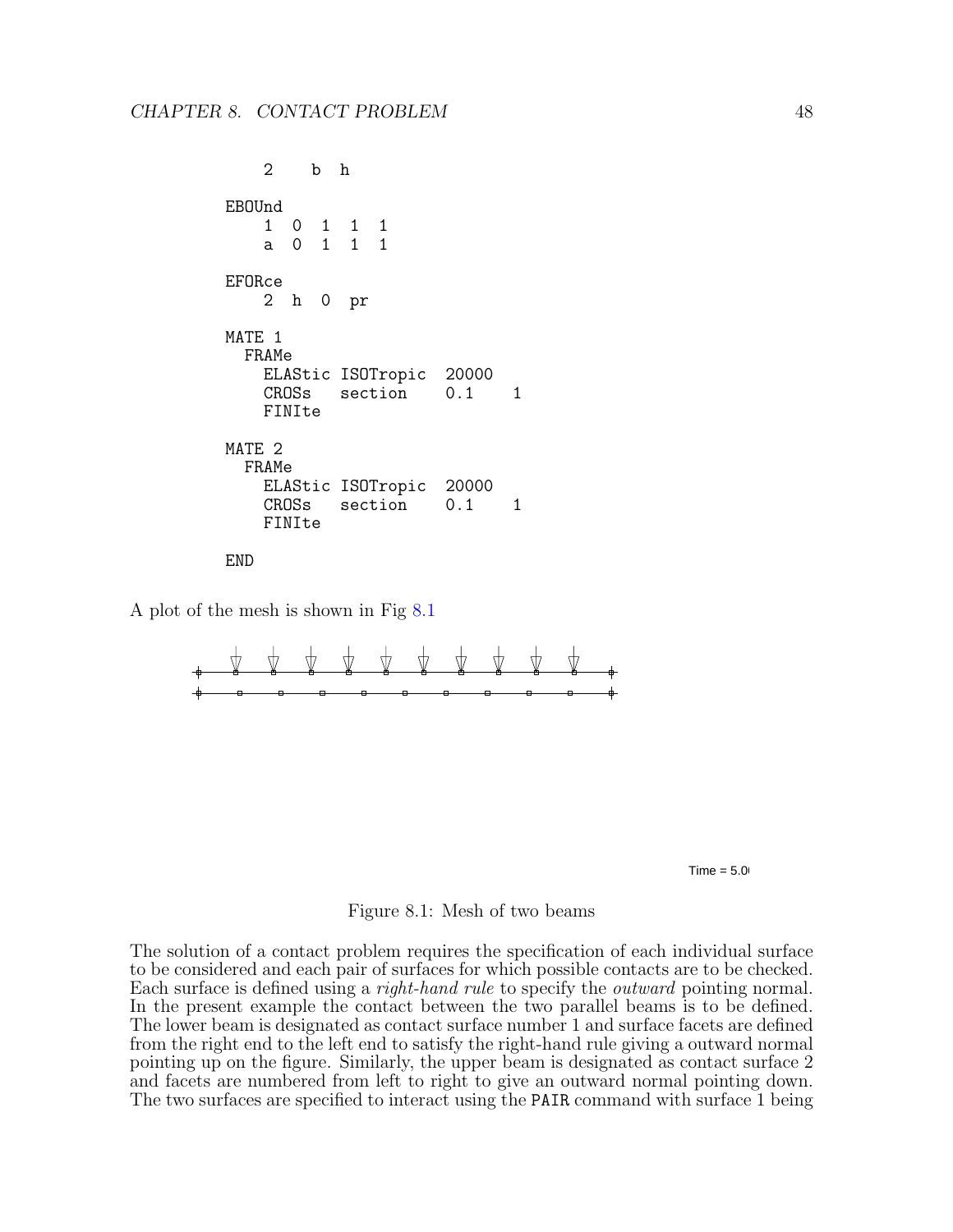```
    2    b  h

EBOUnd
    1  0  1  1  1
    a  0  1  1  1

EFORce
    2  h  0  pr

MATE 1
  FRAMe
    ELAStic ISOTropic  20000
    CROSs   section    0.1    1
    FINIte

MATE 2
  FRAMe
    ELAStic ISOTropic  20000
    CROSs   section    0.1    1
    FINIte

END
```

A plot of the mesh is shown in Fig 8.1

Time = 5.0

Figure 8.1: Mesh of two beams

The solution of a contact problem requires the specification of each individual surface to be considered and each pair of surfaces for which possible contacts are to be checked. Each surface is defined using a *right-hand rule* to specify the *outward* pointing normal. In the present example the contact between the two parallel beams is to be defined. The lower beam is designated as contact surface number 1 and surface facets are defined from the right end to the left end to satisfy the right-hand rule giving a outward normal pointing up on the figure. Similarly, the upper beam is designated as contact surface 2 and facets are numbered from left to right to give an outward normal pointing down. The two surfaces are specified to interact using the `PAIR` command with surface 1 being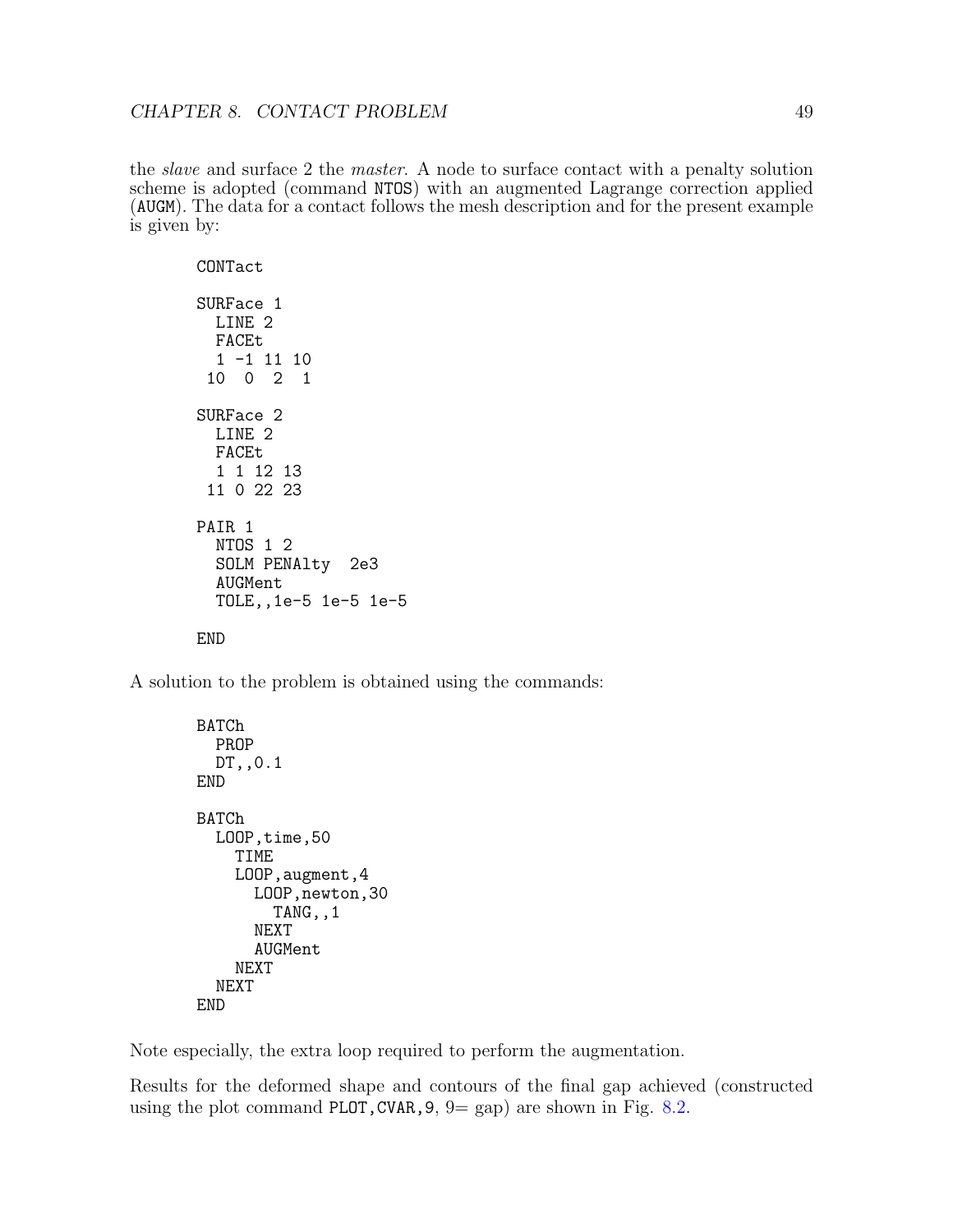the *slave* and surface 2 the *master*. A node to surface contact with a penalty solution scheme is adopted (command NTOS) with an augmented Lagrange correction applied (AUGM). The data for a contact follows the mesh description and for the present example is given by:

```
CONTact

SURFace 1
  LINE 2
  FACEt
  1 -1 11 10
 10  0  2  1

SURFace 2
  LINE 2
  FACEt
  1 1 12 13
 11 0 22 23

PAIR 1
  NTOS 1 2
  SOLM PENAlty  2e3
  AUGMent
  TOLE,,1e-5 1e-5 1e-5

END
```

A solution to the problem is obtained using the commands:

```
BATCh
  PROP
  DT,,0.1
END

BATCh
  LOOP,time,50
    TIME
    LOOP,augment,4
      LOOP,newton,30
        TANG,,1
      NEXT
      AUGMent
    NEXT
  NEXT
END
```

Note especially, the extra loop required to perform the augmentation.

Results for the deformed shape and contours of the final gap achieved (constructed using the plot command PLOT,CVAR,9, 9= gap) are shown in Fig. 8.2.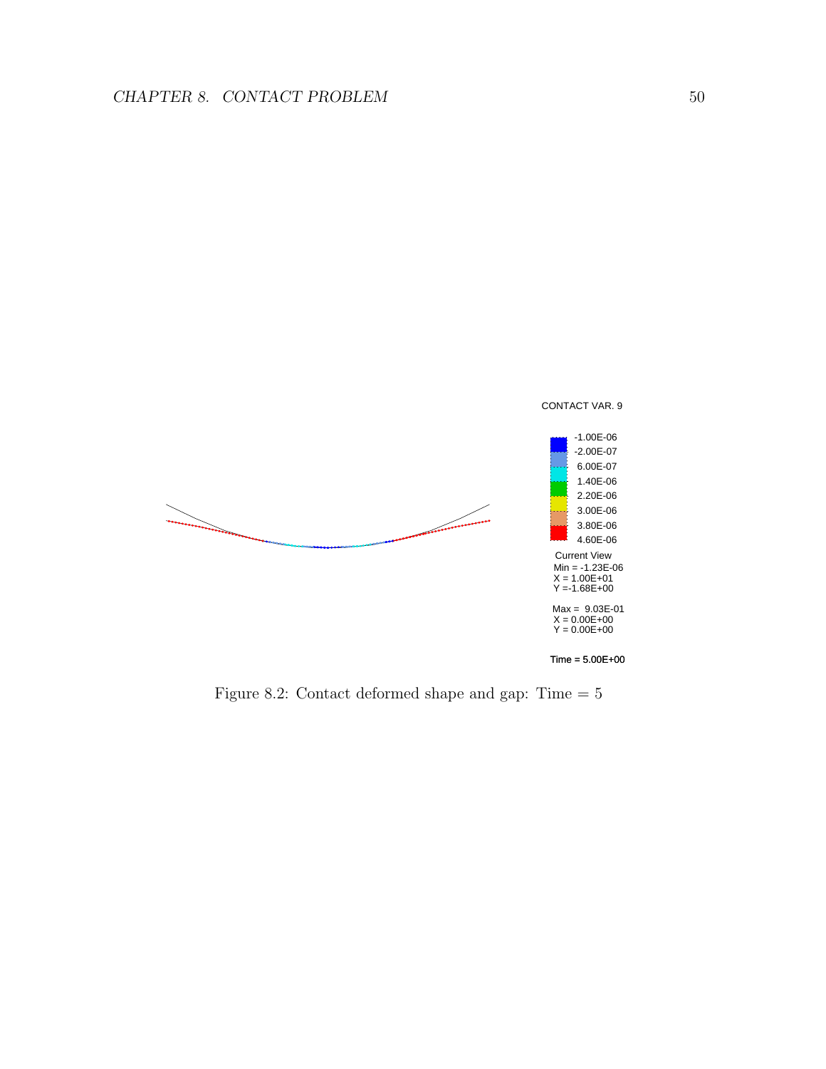CONTACT VAR. 9

-1.00E-06
-2.00E-07
6.00E-07
1.40E-06
2.20E-06
3.00E-06
3.80E-06
4.60E-06

Current View
Min = -1.23E-06
X = 1.00E+01
Y =-1.68E+00

Max = 9.03E-01
X = 0.00E+00
Y = 0.00E+00

Time = 5.00E+00

Figure 8.2: Contact deformed shape and gap: Time = 5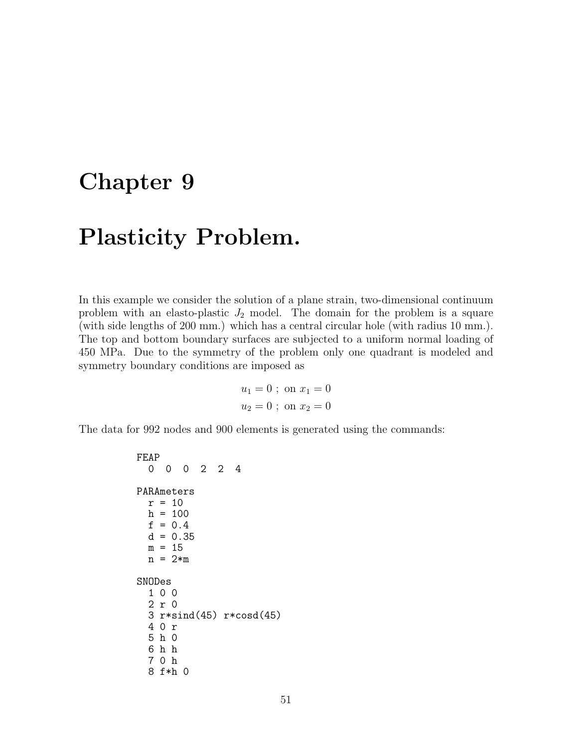# Chapter 9

# Plasticity Problem.

In this example we consider the solution of a plane strain, two-dimensional continuum problem with an elasto-plastic $J_2$ model. The domain for the problem is a square (with side lengths of 200 mm.) which has a central circular hole (with radius 10 mm.). The top and bottom boundary surfaces are subjected to a uniform normal loading of 450 MPa. Due to the symmetry of the problem only one quadrant is modeled and symmetry boundary conditions are imposed as

$$u_1 = 0 \ ; \ \text{on } x_1 = 0$$
$$u_2 = 0 \ ; \ \text{on } x_2 = 0$$

The data for 992 nodes and 900 elements is generated using the commands:

```
FEAP
  0  0  0  2  2  4

PARAmeters
  r = 10
  h = 100
  f = 0.4
  d = 0.35
  m = 15
  n = 2*m

SNODes
  1 0 0
  2 r 0
  3 r*sind(45) r*cosd(45)
  4 0 r
  5 h 0
  6 h h
  7 0 h
  8 f*h 0
```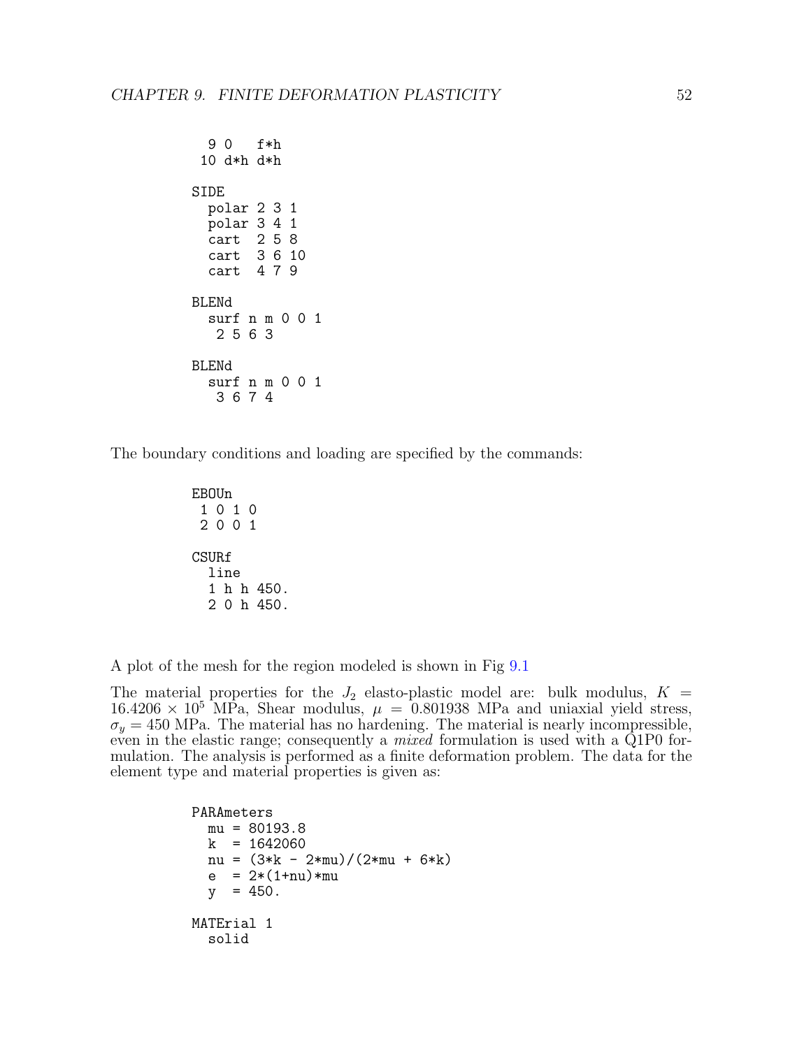```
  9 0   f*h
 10 d*h d*h

SIDE
  polar 2 3 1
  polar 3 4 1
  cart  2 5 8
  cart  3 6 10
  cart  4 7 9

BLENd
  surf n m 0 0 1
   2 5 6 3

BLENd
  surf n m 0 0 1
   3 6 7 4
```

The boundary conditions and loading are specified by the commands:

```
EBOUn
 1 0 1 0
 2 0 0 1

CSURf
  line
  1 h h 450.
  2 0 h 450.
```

A plot of the mesh for the region modeled is shown in Fig 9.1

The material properties for the $J_2$ elasto-plastic model are: bulk modulus, $K = 16.4206 \times 10^5$ MPa, Shear modulus, $\mu = 0.801938$ MPa and uniaxial yield stress, $\sigma_y = 450$ MPa. The material has no hardening. The material is nearly incompressible, even in the elastic range; consequently a *mixed* formulation is used with a Q1P0 formulation. The analysis is performed as a finite deformation problem. The data for the element type and material properties is given as:

```
PARAmeters
  mu = 80193.8
  k  = 1642060
  nu = (3*k - 2*mu)/(2*mu + 6*k)
  e  = 2*(1+nu)*mu
  y  = 450.

MATErial 1
  solid
```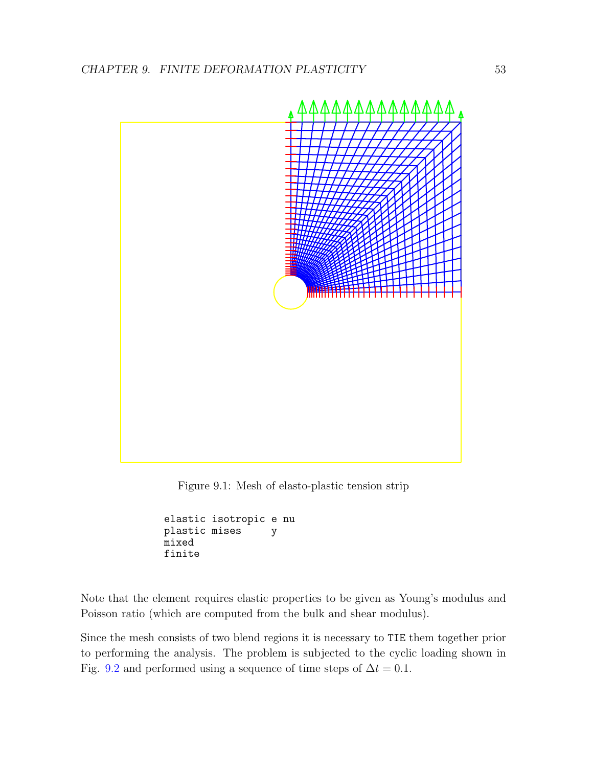Figure 9.1: Mesh of elasto-plastic tension strip

```
elastic isotropic e nu
plastic mises     y
mixed
finite
```

Note that the element requires elastic properties to be given as Young's modulus and Poisson ratio (which are computed from the bulk and shear modulus).

Since the mesh consists of two blend regions it is necessary to `TIE` them together prior to performing the analysis. The problem is subjected to the cyclic loading shown in Fig. 9.2 and performed using a sequence of time steps of $\Delta t = 0.1$.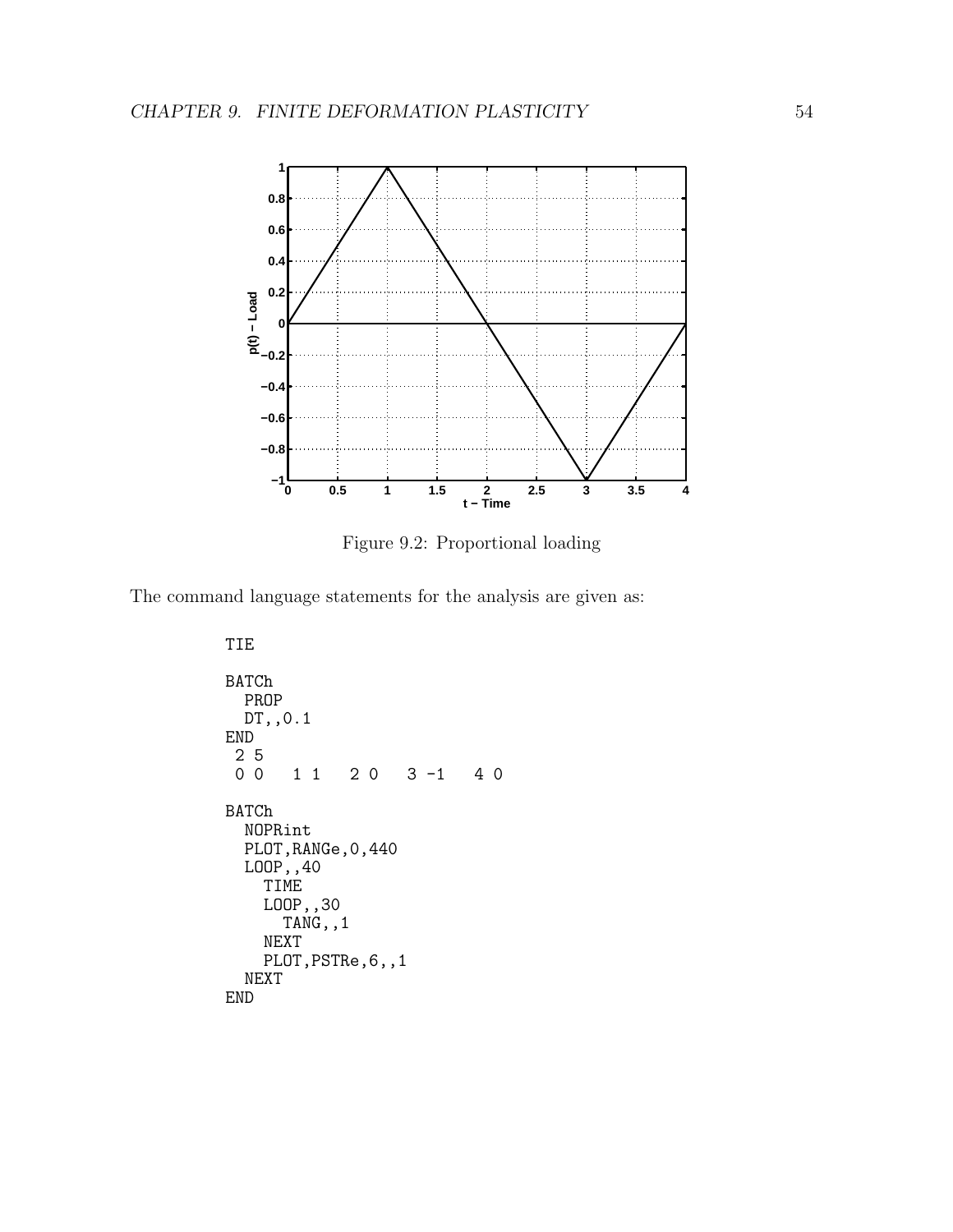Figure 9.2: Proportional loading

The command language statements for the analysis are given as:

```
TIE

BATCh
  PROP
  DT,,0.1
END
 2 5
 0 0   1 1   2 0   3 -1   4 0

BATCh
  NOPRint
  PLOT,RANGe,0,440
  LOOP,,40
    TIME
    LOOP,,30
      TANG,,1
    NEXT
    PLOT,PSTRe,6,,1
  NEXT
END
```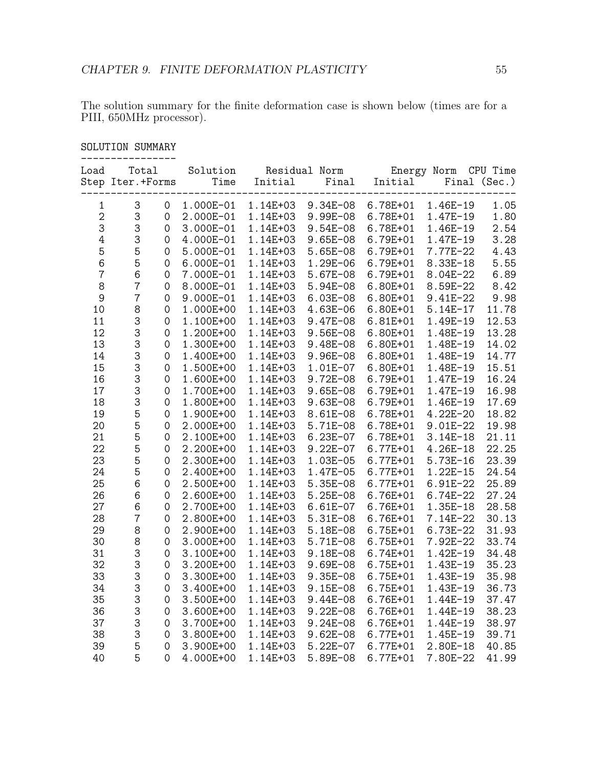The solution summary for the finite deformation case is shown below (times are for a PIII, 650MHz processor).

SOLUTION SUMMARY

| Load Step | Total Iter. | +Forms | Solution Time | Residual Norm Initial | Residual Norm Final | Energy Norm Initial | Energy Norm Final | CPU Time (Sec.) |
|---|---|---|---|---|---|---|---|---|
| 1 | 3 | 0 | 1.000E-01 | 1.14E+03 | 9.34E-08 | 6.78E+01 | 1.46E-19 | 1.05 |
| 2 | 3 | 0 | 2.000E-01 | 1.14E+03 | 9.99E-08 | 6.78E+01 | 1.47E-19 | 1.80 |
| 3 | 3 | 0 | 3.000E-01 | 1.14E+03 | 9.54E-08 | 6.78E+01 | 1.46E-19 | 2.54 |
| 4 | 3 | 0 | 4.000E-01 | 1.14E+03 | 9.65E-08 | 6.79E+01 | 1.47E-19 | 3.28 |
| 5 | 5 | 0 | 5.000E-01 | 1.14E+03 | 5.65E-08 | 6.79E+01 | 7.77E-22 | 4.43 |
| 6 | 5 | 0 | 6.000E-01 | 1.14E+03 | 1.29E-06 | 6.79E+01 | 8.33E-18 | 5.55 |
| 7 | 6 | 0 | 7.000E-01 | 1.14E+03 | 5.67E-08 | 6.79E+01 | 8.04E-22 | 6.89 |
| 8 | 7 | 0 | 8.000E-01 | 1.14E+03 | 5.94E-08 | 6.80E+01 | 8.59E-22 | 8.42 |
| 9 | 7 | 0 | 9.000E-01 | 1.14E+03 | 6.03E-08 | 6.80E+01 | 9.41E-22 | 9.98 |
| 10 | 8 | 0 | 1.000E+00 | 1.14E+03 | 4.63E-06 | 6.80E+01 | 5.14E-17 | 11.78 |
| 11 | 3 | 0 | 1.100E+00 | 1.14E+03 | 9.47E-08 | 6.81E+01 | 1.49E-19 | 12.53 |
| 12 | 3 | 0 | 1.200E+00 | 1.14E+03 | 9.56E-08 | 6.80E+01 | 1.48E-19 | 13.28 |
| 13 | 3 | 0 | 1.300E+00 | 1.14E+03 | 9.48E-08 | 6.80E+01 | 1.48E-19 | 14.02 |
| 14 | 3 | 0 | 1.400E+00 | 1.14E+03 | 9.96E-08 | 6.80E+01 | 1.48E-19 | 14.77 |
| 15 | 3 | 0 | 1.500E+00 | 1.14E+03 | 1.01E-07 | 6.80E+01 | 1.48E-19 | 15.51 |
| 16 | 3 | 0 | 1.600E+00 | 1.14E+03 | 9.72E-08 | 6.79E+01 | 1.47E-19 | 16.24 |
| 17 | 3 | 0 | 1.700E+00 | 1.14E+03 | 9.65E-08 | 6.79E+01 | 1.47E-19 | 16.98 |
| 18 | 3 | 0 | 1.800E+00 | 1.14E+03 | 9.63E-08 | 6.79E+01 | 1.46E-19 | 17.69 |
| 19 | 5 | 0 | 1.900E+00 | 1.14E+03 | 8.61E-08 | 6.78E+01 | 4.22E-20 | 18.82 |
| 20 | 5 | 0 | 2.000E+00 | 1.14E+03 | 5.71E-08 | 6.78E+01 | 9.01E-22 | 19.98 |
| 21 | 5 | 0 | 2.100E+00 | 1.14E+03 | 6.23E-07 | 6.78E+01 | 3.14E-18 | 21.11 |
| 22 | 5 | 0 | 2.200E+00 | 1.14E+03 | 9.22E-07 | 6.77E+01 | 4.26E-18 | 22.25 |
| 23 | 5 | 0 | 2.300E+00 | 1.14E+03 | 1.03E-05 | 6.77E+01 | 5.73E-16 | 23.39 |
| 24 | 5 | 0 | 2.400E+00 | 1.14E+03 | 1.47E-05 | 6.77E+01 | 1.22E-15 | 24.54 |
| 25 | 6 | 0 | 2.500E+00 | 1.14E+03 | 5.35E-08 | 6.77E+01 | 6.91E-22 | 25.89 |
| 26 | 6 | 0 | 2.600E+00 | 1.14E+03 | 5.25E-08 | 6.76E+01 | 6.74E-22 | 27.24 |
| 27 | 6 | 0 | 2.700E+00 | 1.14E+03 | 6.61E-07 | 6.76E+01 | 1.35E-18 | 28.58 |
| 28 | 7 | 0 | 2.800E+00 | 1.14E+03 | 5.31E-08 | 6.76E+01 | 7.14E-22 | 30.13 |
| 29 | 8 | 0 | 2.900E+00 | 1.14E+03 | 5.18E-08 | 6.75E+01 | 6.73E-22 | 31.93 |
| 30 | 8 | 0 | 3.000E+00 | 1.14E+03 | 5.71E-08 | 6.75E+01 | 7.92E-22 | 33.74 |
| 31 | 3 | 0 | 3.100E+00 | 1.14E+03 | 9.18E-08 | 6.74E+01 | 1.42E-19 | 34.48 |
| 32 | 3 | 0 | 3.200E+00 | 1.14E+03 | 9.69E-08 | 6.75E+01 | 1.43E-19 | 35.23 |
| 33 | 3 | 0 | 3.300E+00 | 1.14E+03 | 9.35E-08 | 6.75E+01 | 1.43E-19 | 35.98 |
| 34 | 3 | 0 | 3.400E+00 | 1.14E+03 | 9.15E-08 | 6.75E+01 | 1.43E-19 | 36.73 |
| 35 | 3 | 0 | 3.500E+00 | 1.14E+03 | 9.44E-08 | 6.76E+01 | 1.44E-19 | 37.47 |
| 36 | 3 | 0 | 3.600E+00 | 1.14E+03 | 9.22E-08 | 6.76E+01 | 1.44E-19 | 38.23 |
| 37 | 3 | 0 | 3.700E+00 | 1.14E+03 | 9.24E-08 | 6.76E+01 | 1.44E-19 | 38.97 |
| 38 | 3 | 0 | 3.800E+00 | 1.14E+03 | 9.62E-08 | 6.77E+01 | 1.45E-19 | 39.71 |
| 39 | 5 | 0 | 3.900E+00 | 1.14E+03 | 5.22E-07 | 6.77E+01 | 2.80E-18 | 40.85 |
| 40 | 5 | 0 | 4.000E+00 | 1.14E+03 | 5.89E-08 | 6.77E+01 | 7.80E-22 | 41.99 |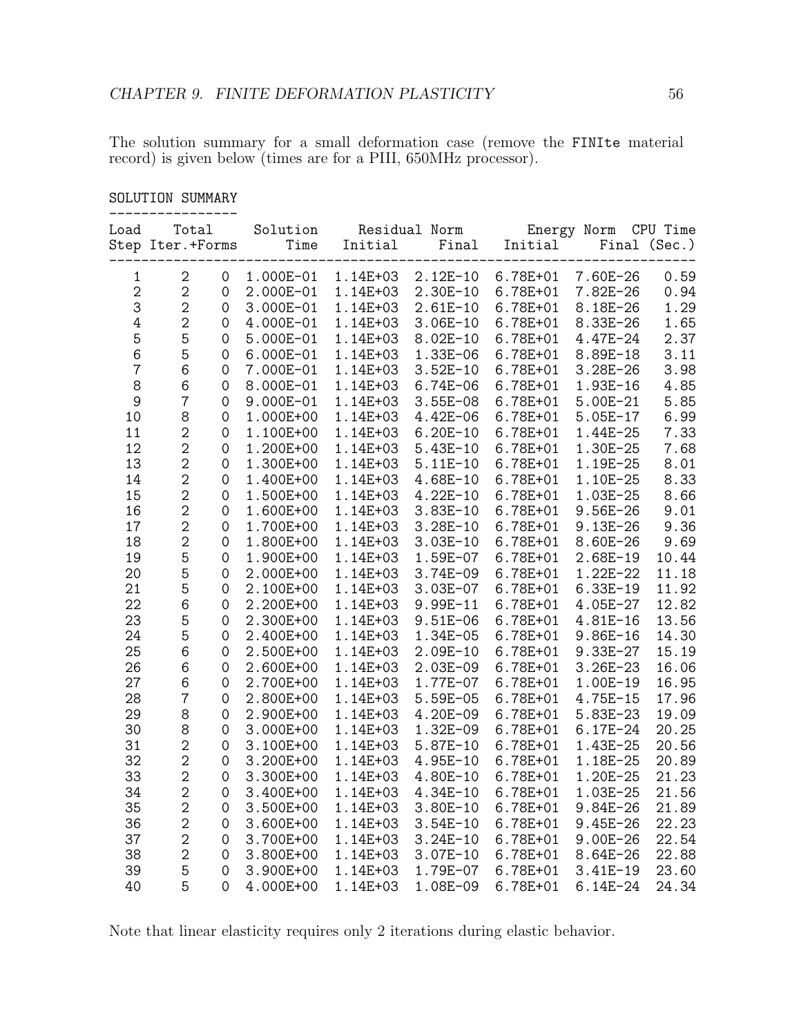The solution summary for a small deformation case (remove the FINIte material record) is given below (times are for a PIII, 650MHz processor).

SOLUTION SUMMARY

| Load Step | Total Iter. | +Forms | Solution Time | Residual Norm Initial | Residual Norm Final | Energy Norm Initial | Energy Norm Final | CPU Time (Sec.) |
|---|---|---|---|---|---|---|---|---|
| 1 | 2 | 0 | 1.000E-01 | 1.14E+03 | 2.12E-10 | 6.78E+01 | 7.60E-26 | 0.59 |
| 2 | 2 | 0 | 2.000E-01 | 1.14E+03 | 2.30E-10 | 6.78E+01 | 7.82E-26 | 0.94 |
| 3 | 2 | 0 | 3.000E-01 | 1.14E+03 | 2.61E-10 | 6.78E+01 | 8.18E-26 | 1.29 |
| 4 | 2 | 0 | 4.000E-01 | 1.14E+03 | 3.06E-10 | 6.78E+01 | 8.33E-26 | 1.65 |
| 5 | 5 | 0 | 5.000E-01 | 1.14E+03 | 8.02E-10 | 6.78E+01 | 4.47E-24 | 2.37 |
| 6 | 5 | 0 | 6.000E-01 | 1.14E+03 | 1.33E-06 | 6.78E+01 | 8.89E-18 | 3.11 |
| 7 | 6 | 0 | 7.000E-01 | 1.14E+03 | 3.52E-10 | 6.78E+01 | 3.28E-26 | 3.98 |
| 8 | 6 | 0 | 8.000E-01 | 1.14E+03 | 6.74E-06 | 6.78E+01 | 1.93E-16 | 4.85 |
| 9 | 7 | 0 | 9.000E-01 | 1.14E+03 | 3.55E-08 | 6.78E+01 | 5.00E-21 | 5.85 |
| 10 | 8 | 0 | 1.000E+00 | 1.14E+03 | 4.42E-06 | 6.78E+01 | 5.05E-17 | 6.99 |
| 11 | 2 | 0 | 1.100E+00 | 1.14E+03 | 6.20E-10 | 6.78E+01 | 1.44E-25 | 7.33 |
| 12 | 2 | 0 | 1.200E+00 | 1.14E+03 | 5.43E-10 | 6.78E+01 | 1.30E-25 | 7.68 |
| 13 | 2 | 0 | 1.300E+00 | 1.14E+03 | 5.11E-10 | 6.78E+01 | 1.19E-25 | 8.01 |
| 14 | 2 | 0 | 1.400E+00 | 1.14E+03 | 4.68E-10 | 6.78E+01 | 1.10E-25 | 8.33 |
| 15 | 2 | 0 | 1.500E+00 | 1.14E+03 | 4.22E-10 | 6.78E+01 | 1.03E-25 | 8.66 |
| 16 | 2 | 0 | 1.600E+00 | 1.14E+03 | 3.83E-10 | 6.78E+01 | 9.56E-26 | 9.01 |
| 17 | 2 | 0 | 1.700E+00 | 1.14E+03 | 3.28E-10 | 6.78E+01 | 9.13E-26 | 9.36 |
| 18 | 2 | 0 | 1.800E+00 | 1.14E+03 | 3.03E-10 | 6.78E+01 | 8.60E-26 | 9.69 |
| 19 | 5 | 0 | 1.900E+00 | 1.14E+03 | 1.59E-07 | 6.78E+01 | 2.68E-19 | 10.44 |
| 20 | 5 | 0 | 2.000E+00 | 1.14E+03 | 3.74E-09 | 6.78E+01 | 1.22E-22 | 11.18 |
| 21 | 5 | 0 | 2.100E+00 | 1.14E+03 | 3.03E-07 | 6.78E+01 | 6.33E-19 | 11.92 |
| 22 | 6 | 0 | 2.200E+00 | 1.14E+03 | 9.99E-11 | 6.78E+01 | 4.05E-27 | 12.82 |
| 23 | 5 | 0 | 2.300E+00 | 1.14E+03 | 9.51E-06 | 6.78E+01 | 4.81E-16 | 13.56 |
| 24 | 5 | 0 | 2.400E+00 | 1.14E+03 | 1.34E-05 | 6.78E+01 | 9.86E-16 | 14.30 |
| 25 | 6 | 0 | 2.500E+00 | 1.14E+03 | 2.09E-10 | 6.78E+01 | 9.33E-27 | 15.19 |
| 26 | 6 | 0 | 2.600E+00 | 1.14E+03 | 2.03E-09 | 6.78E+01 | 3.26E-23 | 16.06 |
| 27 | 6 | 0 | 2.700E+00 | 1.14E+03 | 1.77E-07 | 6.78E+01 | 1.00E-19 | 16.95 |
| 28 | 7 | 0 | 2.800E+00 | 1.14E+03 | 5.59E-05 | 6.78E+01 | 4.75E-15 | 17.96 |
| 29 | 8 | 0 | 2.900E+00 | 1.14E+03 | 4.20E-09 | 6.78E+01 | 5.83E-23 | 19.09 |
| 30 | 8 | 0 | 3.000E+00 | 1.14E+03 | 1.32E-09 | 6.78E+01 | 6.17E-24 | 20.25 |
| 31 | 2 | 0 | 3.100E+00 | 1.14E+03 | 5.87E-10 | 6.78E+01 | 1.43E-25 | 20.56 |
| 32 | 2 | 0 | 3.200E+00 | 1.14E+03 | 4.95E-10 | 6.78E+01 | 1.18E-25 | 20.89 |
| 33 | 2 | 0 | 3.300E+00 | 1.14E+03 | 4.80E-10 | 6.78E+01 | 1.20E-25 | 21.23 |
| 34 | 2 | 0 | 3.400E+00 | 1.14E+03 | 4.34E-10 | 6.78E+01 | 1.03E-25 | 21.56 |
| 35 | 2 | 0 | 3.500E+00 | 1.14E+03 | 3.80E-10 | 6.78E+01 | 9.84E-26 | 21.89 |
| 36 | 2 | 0 | 3.600E+00 | 1.14E+03 | 3.54E-10 | 6.78E+01 | 9.45E-26 | 22.23 |
| 37 | 2 | 0 | 3.700E+00 | 1.14E+03 | 3.24E-10 | 6.78E+01 | 9.00E-26 | 22.54 |
| 38 | 2 | 0 | 3.800E+00 | 1.14E+03 | 3.07E-10 | 6.78E+01 | 8.64E-26 | 22.88 |
| 39 | 5 | 0 | 3.900E+00 | 1.14E+03 | 1.79E-07 | 6.78E+01 | 3.41E-19 | 23.60 |
| 40 | 5 | 0 | 4.000E+00 | 1.14E+03 | 1.08E-09 | 6.78E+01 | 6.14E-24 | 24.34 |

Note that linear elasticity requires only 2 iterations during elastic behavior.